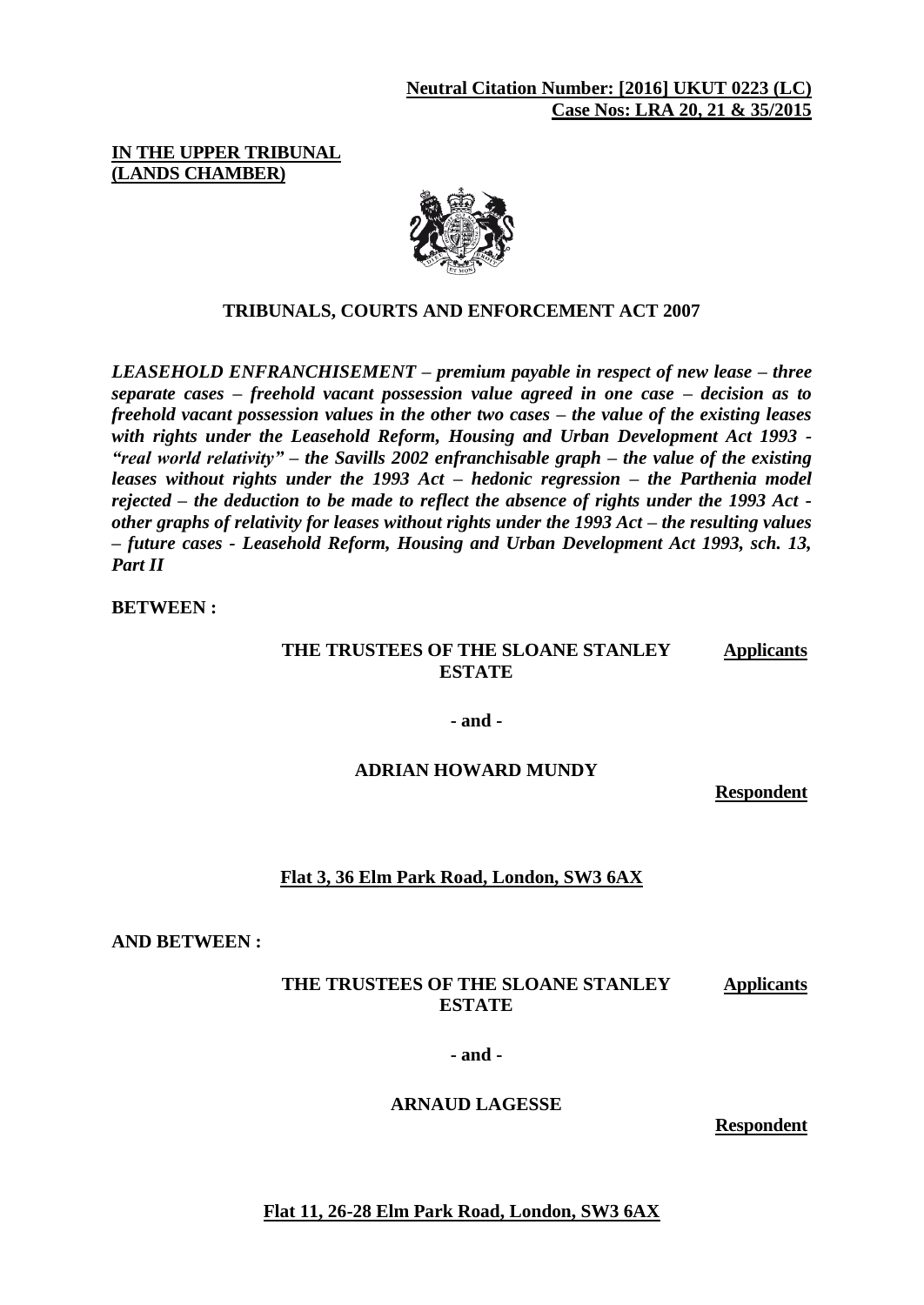**Neutral Citation Number: [2016] UKUT 0223 (LC)**
**Case Nos: LRA 20, 21 & 35/2015**

**IN THE UPPER TRIBUNAL**
**(LANDS CHAMBER)**

**TRIBUNALS, COURTS AND ENFORCEMENT ACT 2007**

***LEASEHOLD ENFRANCHISEMENT – premium payable in respect of new lease – three separate cases – freehold vacant possession value agreed in one case – decision as to freehold vacant possession values in the other two cases – the value of the existing leases with rights under the Leasehold Reform, Housing and Urban Development Act 1993 - "real world relativity" – the Savills 2002 enfranchisable graph – the value of the existing leases without rights under the 1993 Act – hedonic regression – the Parthenia model rejected – the deduction to be made to reflect the absence of rights under the 1993 Act - other graphs of relativity for leases without rights under the 1993 Act – the resulting values – future cases - Leasehold Reform, Housing and Urban Development Act 1993, sch. 13, Part II***

**BETWEEN :**

**THE TRUSTEES OF THE SLOANE STANLEY ESTATE** — **Applicants**

**- and -**

**ADRIAN HOWARD MUNDY**

**Respondent**

**Flat 3, 36 Elm Park Road, London, SW3 6AX**

**AND BETWEEN :**

**THE TRUSTEES OF THE SLOANE STANLEY ESTATE** — **Applicants**

**- and -**

**ARNAUD LAGESSE**

**Respondent**

**Flat 11, 26-28 Elm Park Road, London, SW3 6AX**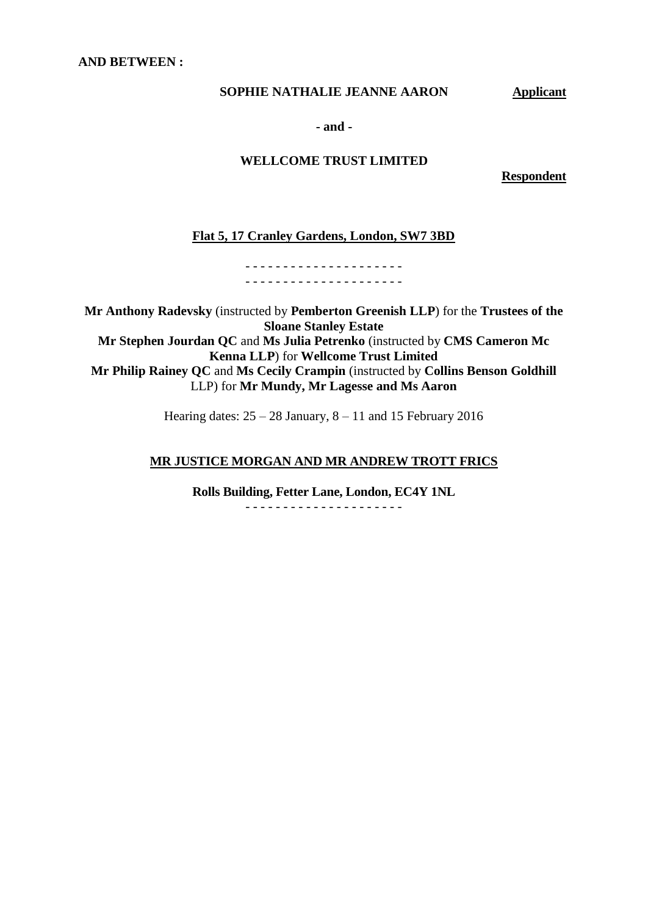**AND BETWEEN :**

**SOPHIE NATHALIE JEANNE AARON** **Applicant**

**- and -**

**WELLCOME TRUST LIMITED**

**Respondent**

**Flat 5, 17 Cranley Gardens, London, SW7 3BD**

- - - - - - - - - - - - - - - - - - - - -
- - - - - - - - - - - - - - - - - - - - -

**Mr Anthony Radevsky** (instructed by **Pemberton Greenish LLP**) for the **Trustees of the Sloane Stanley Estate**
**Mr Stephen Jourdan QC** and **Ms Julia Petrenko** (instructed by **CMS Cameron Mc Kenna LLP**) for **Wellcome Trust Limited**
**Mr Philip Rainey QC** and **Ms Cecily Crampin** (instructed by **Collins Benson Goldhill** LLP) for **Mr Mundy, Mr Lagesse and Ms Aaron**

Hearing dates: 25 – 28 January, 8 – 11 and 15 February 2016

**MR JUSTICE MORGAN AND MR ANDREW TROTT FRICS**

**Rolls Building, Fetter Lane, London, EC4Y 1NL**

- - - - - - - - - - - - - - - - - - - - -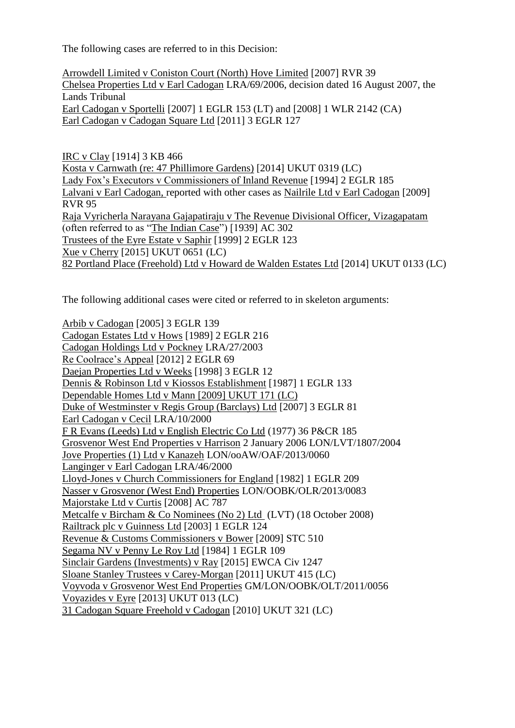The following cases are referred to in this Decision:

Arrowdell Limited v Coniston Court (North) Hove Limited [2007] RVR 39
Chelsea Properties Ltd v Earl Cadogan LRA/69/2006, decision dated 16 August 2007, the Lands Tribunal
Earl Cadogan v Sportelli [2007] 1 EGLR 153 (LT) and [2008] 1 WLR 2142 (CA)
Earl Cadogan v Cadogan Square Ltd [2011] 3 EGLR 127

IRC v Clay [1914] 3 KB 466
Kosta v Carnwath (re: 47 Phillimore Gardens) [2014] UKUT 0319 (LC)
Lady Fox's Executors v Commissioners of Inland Revenue [1994] 2 EGLR 185
Lalvani v Earl Cadogan, reported with other cases as Nailrile Ltd v Earl Cadogan [2009] RVR 95
Raja Vyricherla Narayana Gajapatiraju v The Revenue Divisional Officer, Vizagapatam (often referred to as "The Indian Case") [1939] AC 302
Trustees of the Eyre Estate v Saphir [1999] 2 EGLR 123
Xue v Cherry [2015] UKUT 0651 (LC)
82 Portland Place (Freehold) Ltd v Howard de Walden Estates Ltd [2014] UKUT 0133 (LC)

The following additional cases were cited or referred to in skeleton arguments:

Arbib v Cadogan [2005] 3 EGLR 139
Cadogan Estates Ltd v Hows [1989] 2 EGLR 216
Cadogan Holdings Ltd v Pockney LRA/27/2003
Re Coolrace's Appeal [2012] 2 EGLR 69
Daejan Properties Ltd v Weeks [1998] 3 EGLR 12
Dennis & Robinson Ltd v Kiossos Establishment [1987] 1 EGLR 133
Dependable Homes Ltd v Mann [2009] UKUT 171 (LC)
Duke of Westminster v Regis Group (Barclays) Ltd [2007] 3 EGLR 81
Earl Cadogan v Cecil LRA/10/2000
F R Evans (Leeds) Ltd v English Electric Co Ltd (1977) 36 P&CR 185
Grosvenor West End Properties v Harrison 2 January 2006 LON/LVT/1807/2004
Jove Properties (1) Ltd v Kanazeh LON/ooAW/OAF/2013/0060
Langinger v Earl Cadogan LRA/46/2000
Lloyd-Jones v Church Commissioners for England [1982] 1 EGLR 209
Nasser v Grosvenor (West End) Properties LON/OOBK/OLR/2013/0083
Majorstake Ltd v Curtis [2008] AC 787
Metcalfe v Bircham & Co Nominees (No 2) Ltd (LVT) (18 October 2008)
Railtrack plc v Guinness Ltd [2003] 1 EGLR 124
Revenue & Customs Commissioners v Bower [2009] STC 510
Segama NV v Penny Le Roy Ltd [1984] 1 EGLR 109
Sinclair Gardens (Investments) v Ray [2015] EWCA Civ 1247
Sloane Stanley Trustees v Carey-Morgan [2011] UKUT 415 (LC)
Voyvoda v Grosvenor West End Properties GM/LON/OOBK/OLT/2011/0056
Voyazides v Eyre [2013] UKUT 013 (LC)
31 Cadogan Square Freehold v Cadogan [2010] UKUT 321 (LC)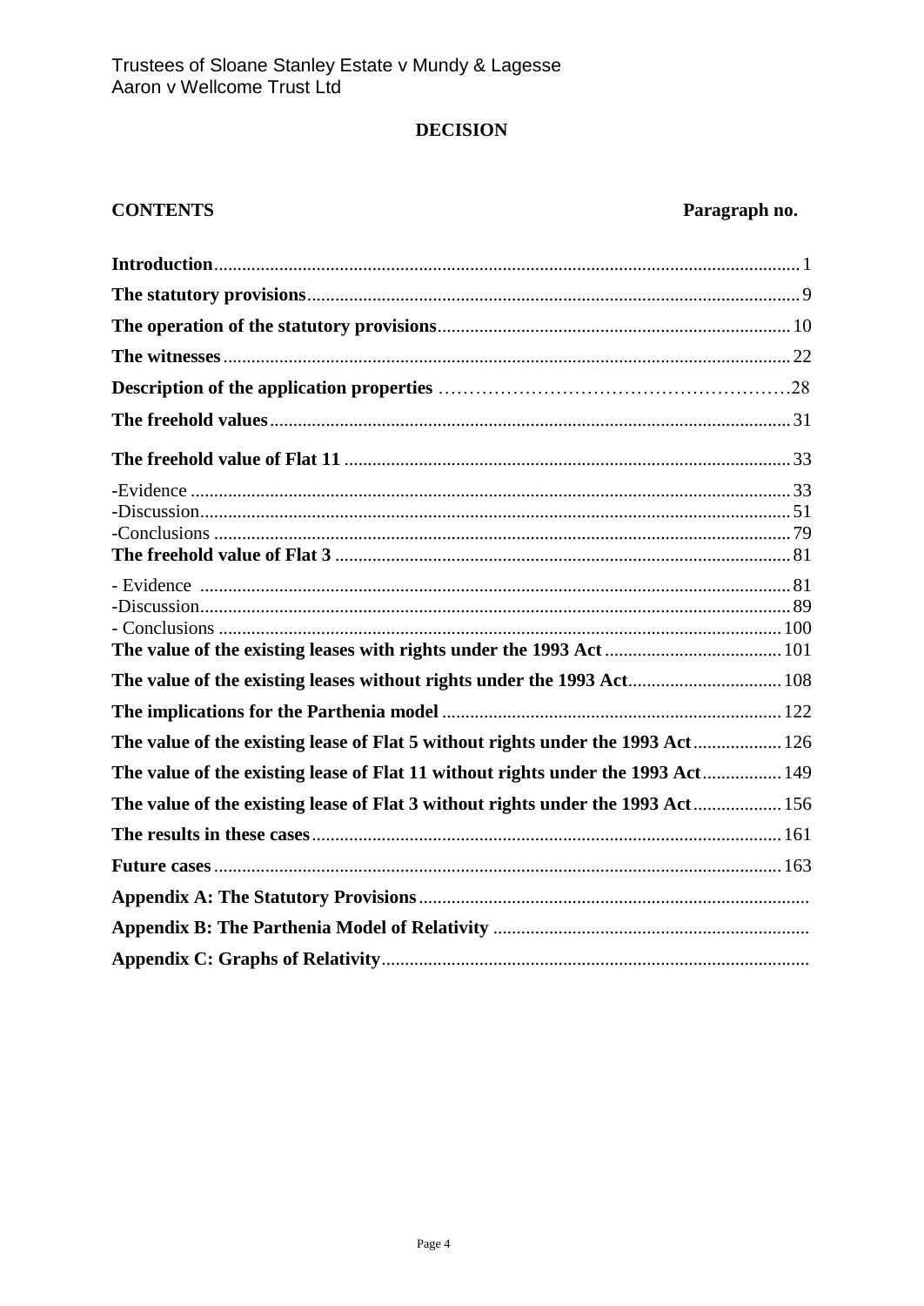## DECISION

| **CONTENTS** | **Paragraph no.** |
|---|---|
| **Introduction** | 1 |
| **The statutory provisions** | 9 |
| **The operation of the statutory provisions** | 10 |
| **The witnesses** | 22 |
| **Description of the application properties** | 28 |
| **The freehold values** | 31 |
| **The freehold value of Flat 11** | 33 |
| -Evidence | 33 |
| -Discussion | 51 |
| -Conclusions | 79 |
| **The freehold value of Flat 3** | 81 |
| - Evidence | 81 |
| -Discussion | 89 |
| - Conclusions | 100 |
| **The value of the existing leases with rights under the 1993 Act** | 101 |
| **The value of the existing leases without rights under the 1993 Act** | 108 |
| **The implications for the Parthenia model** | 122 |
| **The value of the existing lease of Flat 5 without rights under the 1993 Act** | 126 |
| **The value of the existing lease of Flat 11 without rights under the 1993 Act** | 149 |
| **The value of the existing lease of Flat 3 without rights under the 1993 Act** | 156 |
| **The results in these cases** | 161 |
| **Future cases** | 163 |
| **Appendix A: The Statutory Provisions** | |
| **Appendix B: The Parthenia Model of Relativity** | |
| **Appendix C: Graphs of Relativity** | |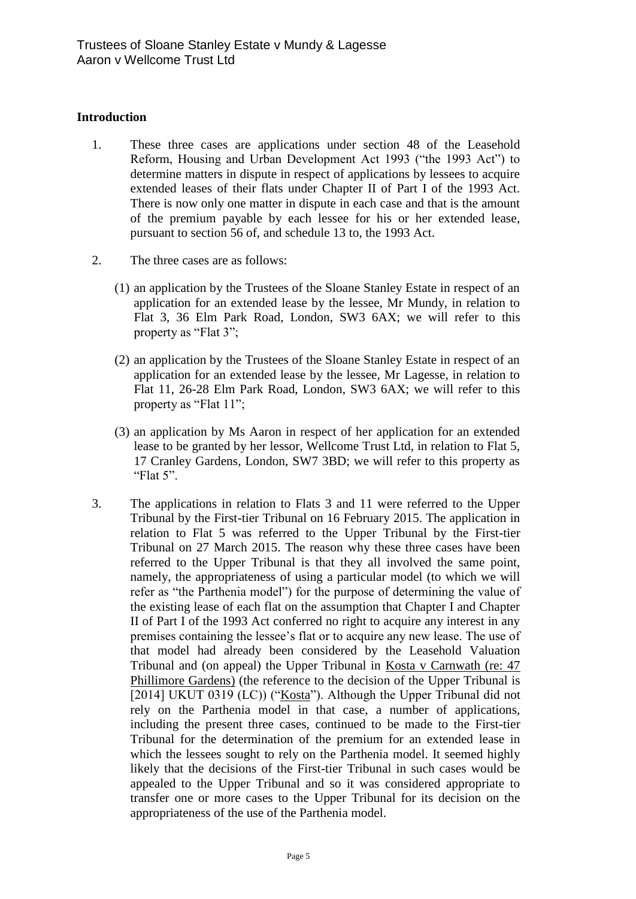## Introduction

1. These three cases are applications under section 48 of the Leasehold Reform, Housing and Urban Development Act 1993 ("the 1993 Act") to determine matters in dispute in respect of applications by lessees to acquire extended leases of their flats under Chapter II of Part I of the 1993 Act. There is now only one matter in dispute in each case and that is the amount of the premium payable by each lessee for his or her extended lease, pursuant to section 56 of, and schedule 13 to, the 1993 Act.

2. The three cases are as follows:

   (1) an application by the Trustees of the Sloane Stanley Estate in respect of an application for an extended lease by the lessee, Mr Mundy, in relation to Flat 3, 36 Elm Park Road, London, SW3 6AX; we will refer to this property as "Flat 3";

   (2) an application by the Trustees of the Sloane Stanley Estate in respect of an application for an extended lease by the lessee, Mr Lagesse, in relation to Flat 11, 26-28 Elm Park Road, London, SW3 6AX; we will refer to this property as "Flat 11";

   (3) an application by Ms Aaron in respect of her application for an extended lease to be granted by her lessor, Wellcome Trust Ltd, in relation to Flat 5, 17 Cranley Gardens, London, SW7 3BD; we will refer to this property as "Flat 5".

3. The applications in relation to Flats 3 and 11 were referred to the Upper Tribunal by the First-tier Tribunal on 16 February 2015. The application in relation to Flat 5 was referred to the Upper Tribunal by the First-tier Tribunal on 27 March 2015. The reason why these three cases have been referred to the Upper Tribunal is that they all involved the same point, namely, the appropriateness of using a particular model (to which we will refer as "the Parthenia model") for the purpose of determining the value of the existing lease of each flat on the assumption that Chapter I and Chapter II of Part I of the 1993 Act conferred no right to acquire any interest in any premises containing the lessee's flat or to acquire any new lease. The use of that model had already been considered by the Leasehold Valuation Tribunal and (on appeal) the Upper Tribunal in Kosta v Carnwath (re: 47 Phillimore Gardens) (the reference to the decision of the Upper Tribunal is [2014] UKUT 0319 (LC)) ("Kosta"). Although the Upper Tribunal did not rely on the Parthenia model in that case, a number of applications, including the present three cases, continued to be made to the First-tier Tribunal for the determination of the premium for an extended lease in which the lessees sought to rely on the Parthenia model. It seemed highly likely that the decisions of the First-tier Tribunal in such cases would be appealed to the Upper Tribunal and so it was considered appropriate to transfer one or more cases to the Upper Tribunal for its decision on the appropriateness of the use of the Parthenia model.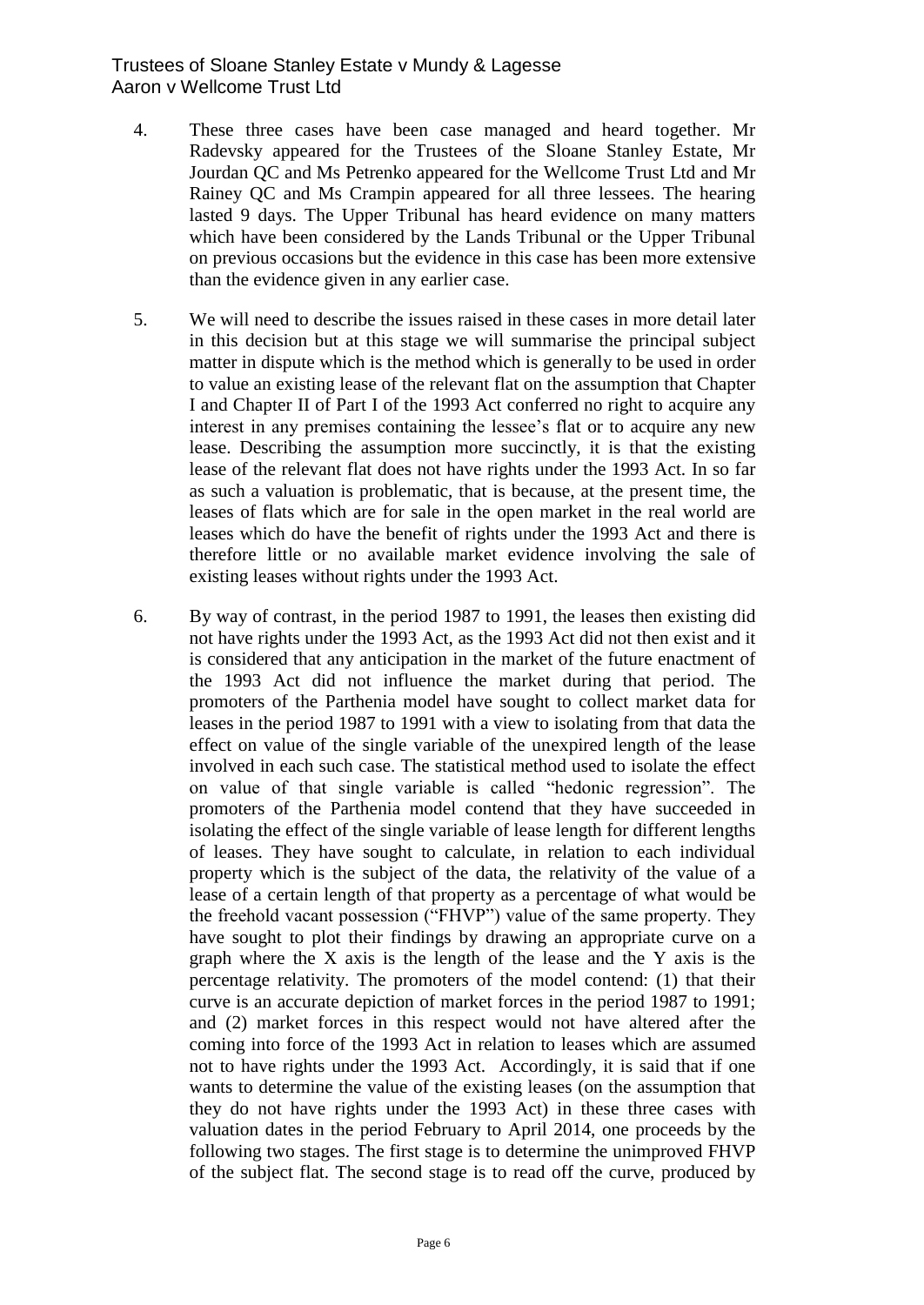4. These three cases have been case managed and heard together. Mr Radevsky appeared for the Trustees of the Sloane Stanley Estate, Mr Jourdan QC and Ms Petrenko appeared for the Wellcome Trust Ltd and Mr Rainey QC and Ms Crampin appeared for all three lessees. The hearing lasted 9 days. The Upper Tribunal has heard evidence on many matters which have been considered by the Lands Tribunal or the Upper Tribunal on previous occasions but the evidence in this case has been more extensive than the evidence given in any earlier case.

5. We will need to describe the issues raised in these cases in more detail later in this decision but at this stage we will summarise the principal subject matter in dispute which is the method which is generally to be used in order to value an existing lease of the relevant flat on the assumption that Chapter I and Chapter II of Part I of the 1993 Act conferred no right to acquire any interest in any premises containing the lessee's flat or to acquire any new lease. Describing the assumption more succinctly, it is that the existing lease of the relevant flat does not have rights under the 1993 Act. In so far as such a valuation is problematic, that is because, at the present time, the leases of flats which are for sale in the open market in the real world are leases which do have the benefit of rights under the 1993 Act and there is therefore little or no available market evidence involving the sale of existing leases without rights under the 1993 Act.

6. By way of contrast, in the period 1987 to 1991, the leases then existing did not have rights under the 1993 Act, as the 1993 Act did not then exist and it is considered that any anticipation in the market of the future enactment of the 1993 Act did not influence the market during that period. The promoters of the Parthenia model have sought to collect market data for leases in the period 1987 to 1991 with a view to isolating from that data the effect on value of the single variable of the unexpired length of the lease involved in each such case. The statistical method used to isolate the effect on value of that single variable is called "hedonic regression". The promoters of the Parthenia model contend that they have succeeded in isolating the effect of the single variable of lease length for different lengths of leases. They have sought to calculate, in relation to each individual property which is the subject of the data, the relativity of the value of a lease of a certain length of that property as a percentage of what would be the freehold vacant possession ("FHVP") value of the same property. They have sought to plot their findings by drawing an appropriate curve on a graph where the X axis is the length of the lease and the Y axis is the percentage relativity. The promoters of the model contend: (1) that their curve is an accurate depiction of market forces in the period 1987 to 1991; and (2) market forces in this respect would not have altered after the coming into force of the 1993 Act in relation to leases which are assumed not to have rights under the 1993 Act. Accordingly, it is said that if one wants to determine the value of the existing leases (on the assumption that they do not have rights under the 1993 Act) in these three cases with valuation dates in the period February to April 2014, one proceeds by the following two stages. The first stage is to determine the unimproved FHVP of the subject flat. The second stage is to read off the curve, produced by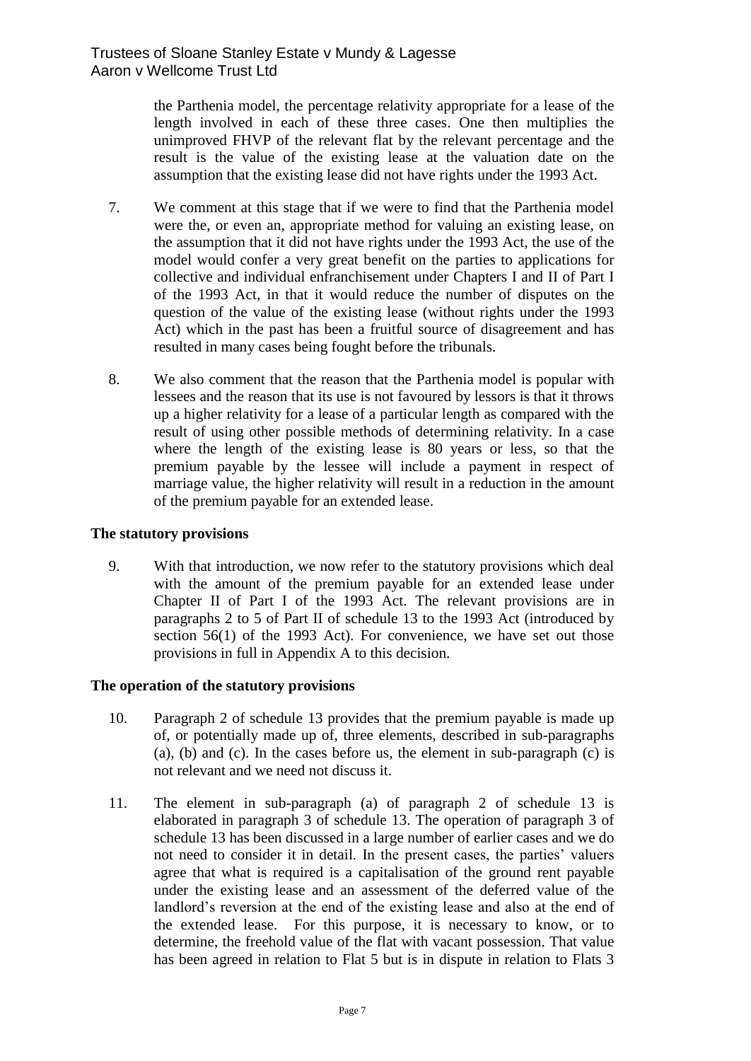the Parthenia model, the percentage relativity appropriate for a lease of the length involved in each of these three cases. One then multiplies the unimproved FHVP of the relevant flat by the relevant percentage and the result is the value of the existing lease at the valuation date on the assumption that the existing lease did not have rights under the 1993 Act.

7. We comment at this stage that if we were to find that the Parthenia model were the, or even an, appropriate method for valuing an existing lease, on the assumption that it did not have rights under the 1993 Act, the use of the model would confer a very great benefit on the parties to applications for collective and individual enfranchisement under Chapters I and II of Part I of the 1993 Act, in that it would reduce the number of disputes on the question of the value of the existing lease (without rights under the 1993 Act) which in the past has been a fruitful source of disagreement and has resulted in many cases being fought before the tribunals.

8. We also comment that the reason that the Parthenia model is popular with lessees and the reason that its use is not favoured by lessors is that it throws up a higher relativity for a lease of a particular length as compared with the result of using other possible methods of determining relativity. In a case where the length of the existing lease is 80 years or less, so that the premium payable by the lessee will include a payment in respect of marriage value, the higher relativity will result in a reduction in the amount of the premium payable for an extended lease.

**The statutory provisions**

9. With that introduction, we now refer to the statutory provisions which deal with the amount of the premium payable for an extended lease under Chapter II of Part I of the 1993 Act. The relevant provisions are in paragraphs 2 to 5 of Part II of schedule 13 to the 1993 Act (introduced by section 56(1) of the 1993 Act). For convenience, we have set out those provisions in full in Appendix A to this decision.

**The operation of the statutory provisions**

10. Paragraph 2 of schedule 13 provides that the premium payable is made up of, or potentially made up of, three elements, described in sub-paragraphs (a), (b) and (c). In the cases before us, the element in sub-paragraph (c) is not relevant and we need not discuss it.

11. The element in sub-paragraph (a) of paragraph 2 of schedule 13 is elaborated in paragraph 3 of schedule 13. The operation of paragraph 3 of schedule 13 has been discussed in a large number of earlier cases and we do not need to consider it in detail. In the present cases, the parties' valuers agree that what is required is a capitalisation of the ground rent payable under the existing lease and an assessment of the deferred value of the landlord's reversion at the end of the existing lease and also at the end of the extended lease. For this purpose, it is necessary to know, or to determine, the freehold value of the flat with vacant possession. That value has been agreed in relation to Flat 5 but is in dispute in relation to Flats 3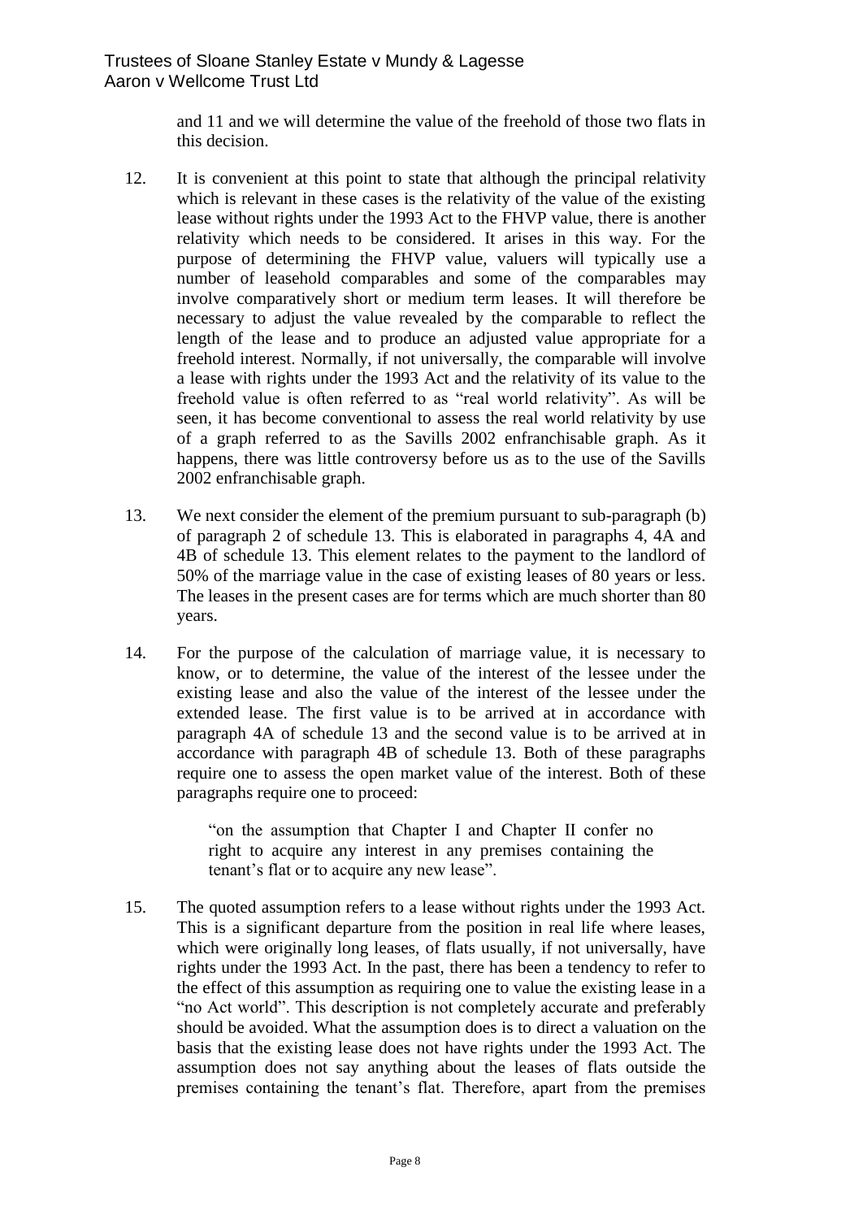and 11 and we will determine the value of the freehold of those two flats in this decision.

12. It is convenient at this point to state that although the principal relativity which is relevant in these cases is the relativity of the value of the existing lease without rights under the 1993 Act to the FHVP value, there is another relativity which needs to be considered. It arises in this way. For the purpose of determining the FHVP value, valuers will typically use a number of leasehold comparables and some of the comparables may involve comparatively short or medium term leases. It will therefore be necessary to adjust the value revealed by the comparable to reflect the length of the lease and to produce an adjusted value appropriate for a freehold interest. Normally, if not universally, the comparable will involve a lease with rights under the 1993 Act and the relativity of its value to the freehold value is often referred to as "real world relativity". As will be seen, it has become conventional to assess the real world relativity by use of a graph referred to as the Savills 2002 enfranchisable graph. As it happens, there was little controversy before us as to the use of the Savills 2002 enfranchisable graph.

13. We next consider the element of the premium pursuant to sub-paragraph (b) of paragraph 2 of schedule 13. This is elaborated in paragraphs 4, 4A and 4B of schedule 13. This element relates to the payment to the landlord of 50% of the marriage value in the case of existing leases of 80 years or less. The leases in the present cases are for terms which are much shorter than 80 years.

14. For the purpose of the calculation of marriage value, it is necessary to know, or to determine, the value of the interest of the lessee under the existing lease and also the value of the interest of the lessee under the extended lease. The first value is to be arrived at in accordance with paragraph 4A of schedule 13 and the second value is to be arrived at in accordance with paragraph 4B of schedule 13. Both of these paragraphs require one to assess the open market value of the interest. Both of these paragraphs require one to proceed:

> "on the assumption that Chapter I and Chapter II confer no right to acquire any interest in any premises containing the tenant's flat or to acquire any new lease".

15. The quoted assumption refers to a lease without rights under the 1993 Act. This is a significant departure from the position in real life where leases, which were originally long leases, of flats usually, if not universally, have rights under the 1993 Act. In the past, there has been a tendency to refer to the effect of this assumption as requiring one to value the existing lease in a "no Act world". This description is not completely accurate and preferably should be avoided. What the assumption does is to direct a valuation on the basis that the existing lease does not have rights under the 1993 Act. The assumption does not say anything about the leases of flats outside the premises containing the tenant's flat. Therefore, apart from the premises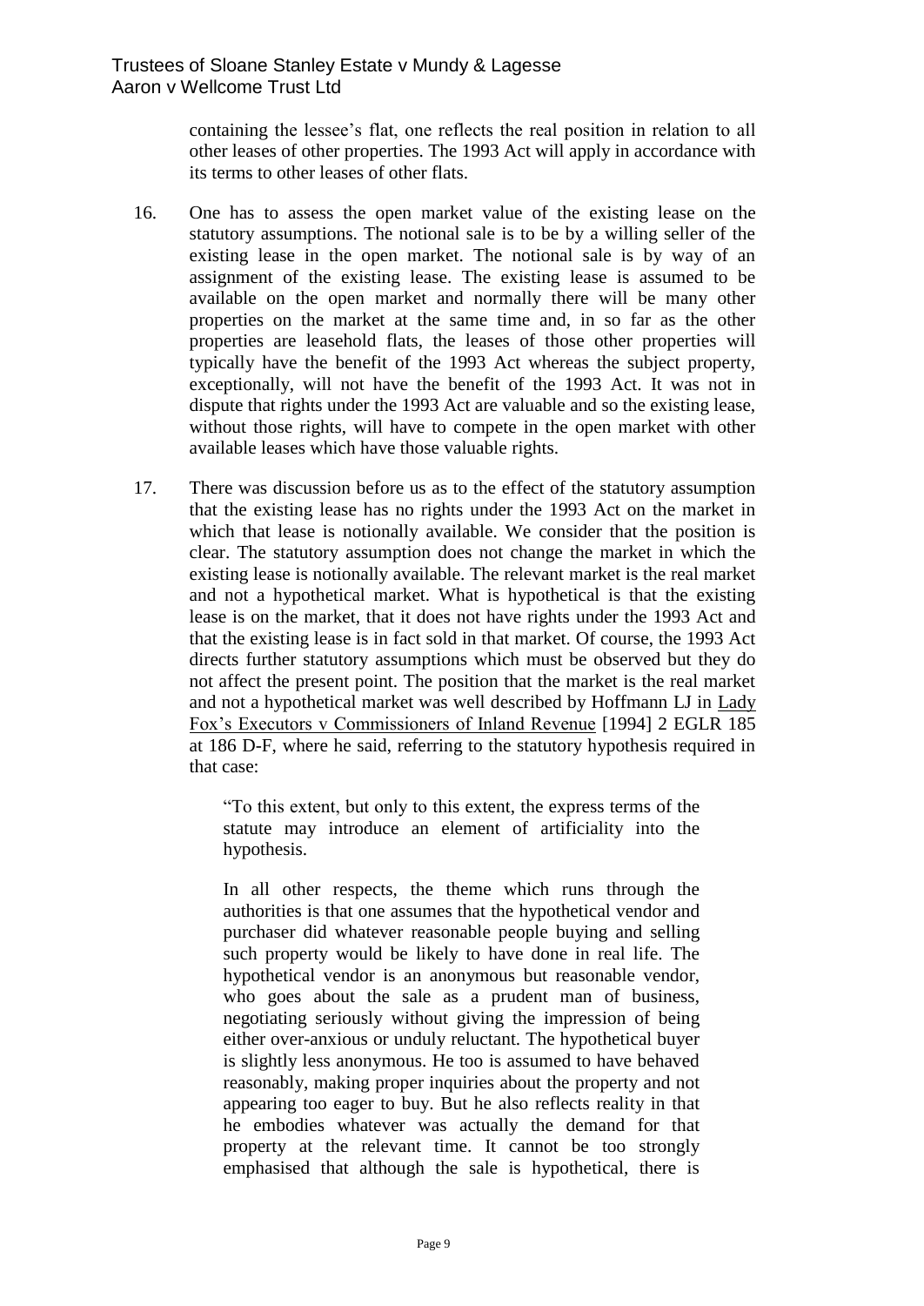containing the lessee's flat, one reflects the real position in relation to all other leases of other properties. The 1993 Act will apply in accordance with its terms to other leases of other flats.

16. One has to assess the open market value of the existing lease on the statutory assumptions. The notional sale is to be by a willing seller of the existing lease in the open market. The notional sale is by way of an assignment of the existing lease. The existing lease is assumed to be available on the open market and normally there will be many other properties on the market at the same time and, in so far as the other properties are leasehold flats, the leases of those other properties will typically have the benefit of the 1993 Act whereas the subject property, exceptionally, will not have the benefit of the 1993 Act. It was not in dispute that rights under the 1993 Act are valuable and so the existing lease, without those rights, will have to compete in the open market with other available leases which have those valuable rights.

17. There was discussion before us as to the effect of the statutory assumption that the existing lease has no rights under the 1993 Act on the market in which that lease is notionally available. We consider that the position is clear. The statutory assumption does not change the market in which the existing lease is notionally available. The relevant market is the real market and not a hypothetical market. What is hypothetical is that the existing lease is on the market, that it does not have rights under the 1993 Act and that the existing lease is in fact sold in that market. Of course, the 1993 Act directs further statutory assumptions which must be observed but they do not affect the present point. The position that the market is the real market and not a hypothetical market was well described by Hoffmann LJ in Lady Fox's Executors v Commissioners of Inland Revenue [1994] 2 EGLR 185 at 186 D-F, where he said, referring to the statutory hypothesis required in that case:

> "To this extent, but only to this extent, the express terms of the statute may introduce an element of artificiality into the hypothesis.
>
> In all other respects, the theme which runs through the authorities is that one assumes that the hypothetical vendor and purchaser did whatever reasonable people buying and selling such property would be likely to have done in real life. The hypothetical vendor is an anonymous but reasonable vendor, who goes about the sale as a prudent man of business, negotiating seriously without giving the impression of being either over-anxious or unduly reluctant. The hypothetical buyer is slightly less anonymous. He too is assumed to have behaved reasonably, making proper inquiries about the property and not appearing too eager to buy. But he also reflects reality in that he embodies whatever was actually the demand for that property at the relevant time. It cannot be too strongly emphasised that although the sale is hypothetical, there is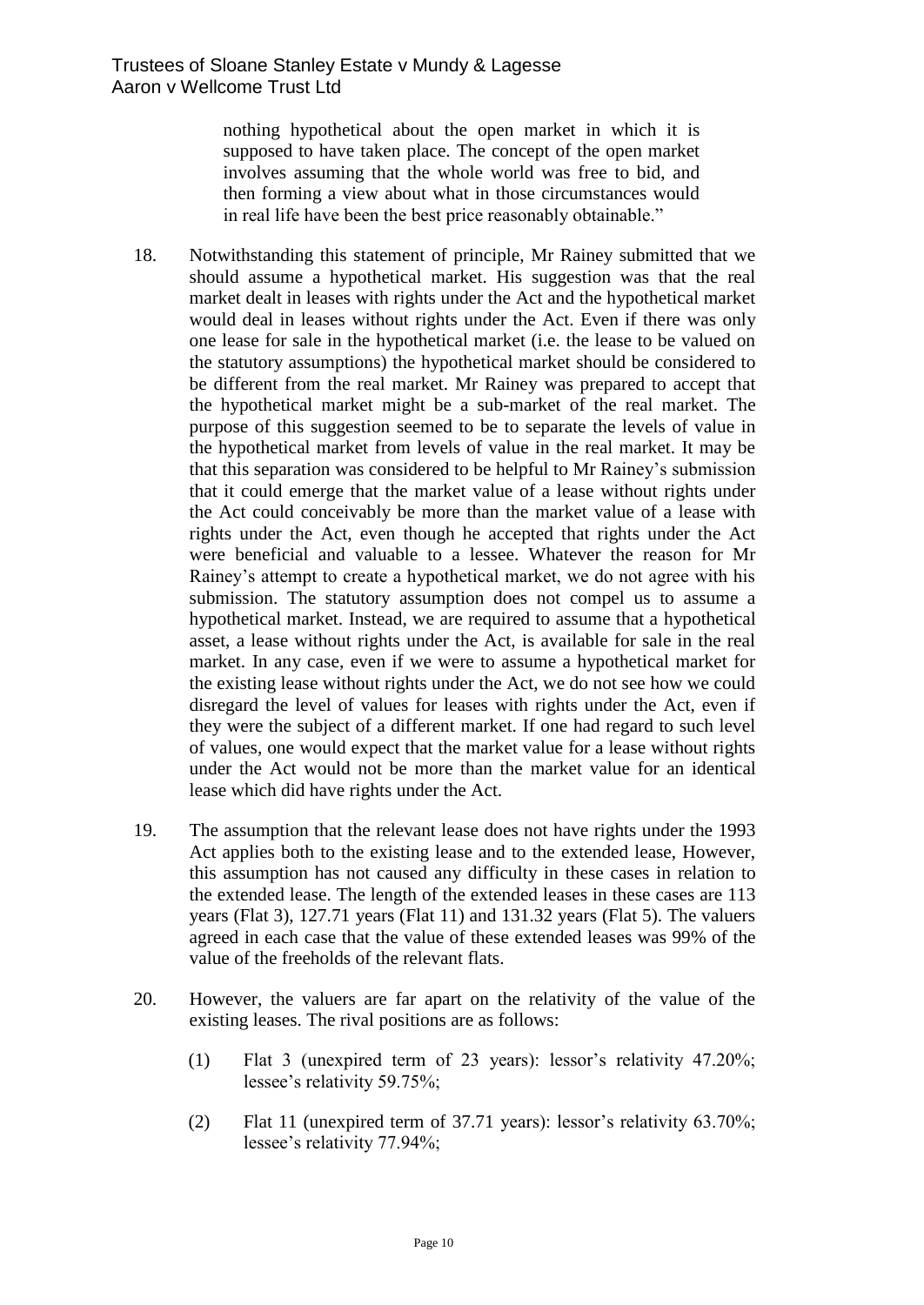nothing hypothetical about the open market in which it is supposed to have taken place. The concept of the open market involves assuming that the whole world was free to bid, and then forming a view about what in those circumstances would in real life have been the best price reasonably obtainable."

18. Notwithstanding this statement of principle, Mr Rainey submitted that we should assume a hypothetical market. His suggestion was that the real market dealt in leases with rights under the Act and the hypothetical market would deal in leases without rights under the Act. Even if there was only one lease for sale in the hypothetical market (i.e. the lease to be valued on the statutory assumptions) the hypothetical market should be considered to be different from the real market. Mr Rainey was prepared to accept that the hypothetical market might be a sub-market of the real market. The purpose of this suggestion seemed to be to separate the levels of value in the hypothetical market from levels of value in the real market. It may be that this separation was considered to be helpful to Mr Rainey's submission that it could emerge that the market value of a lease without rights under the Act could conceivably be more than the market value of a lease with rights under the Act, even though he accepted that rights under the Act were beneficial and valuable to a lessee. Whatever the reason for Mr Rainey's attempt to create a hypothetical market, we do not agree with his submission. The statutory assumption does not compel us to assume a hypothetical market. Instead, we are required to assume that a hypothetical asset, a lease without rights under the Act, is available for sale in the real market. In any case, even if we were to assume a hypothetical market for the existing lease without rights under the Act, we do not see how we could disregard the level of values for leases with rights under the Act, even if they were the subject of a different market. If one had regard to such level of values, one would expect that the market value for a lease without rights under the Act would not be more than the market value for an identical lease which did have rights under the Act.

19. The assumption that the relevant lease does not have rights under the 1993 Act applies both to the existing lease and to the extended lease, However, this assumption has not caused any difficulty in these cases in relation to the extended lease. The length of the extended leases in these cases are 113 years (Flat 3), 127.71 years (Flat 11) and 131.32 years (Flat 5). The valuers agreed in each case that the value of these extended leases was 99% of the value of the freeholds of the relevant flats.

20. However, the valuers are far apart on the relativity of the value of the existing leases. The rival positions are as follows:

    (1) Flat 3 (unexpired term of 23 years): lessor's relativity 47.20%; lessee's relativity 59.75%;

    (2) Flat 11 (unexpired term of 37.71 years): lessor's relativity 63.70%; lessee's relativity 77.94%;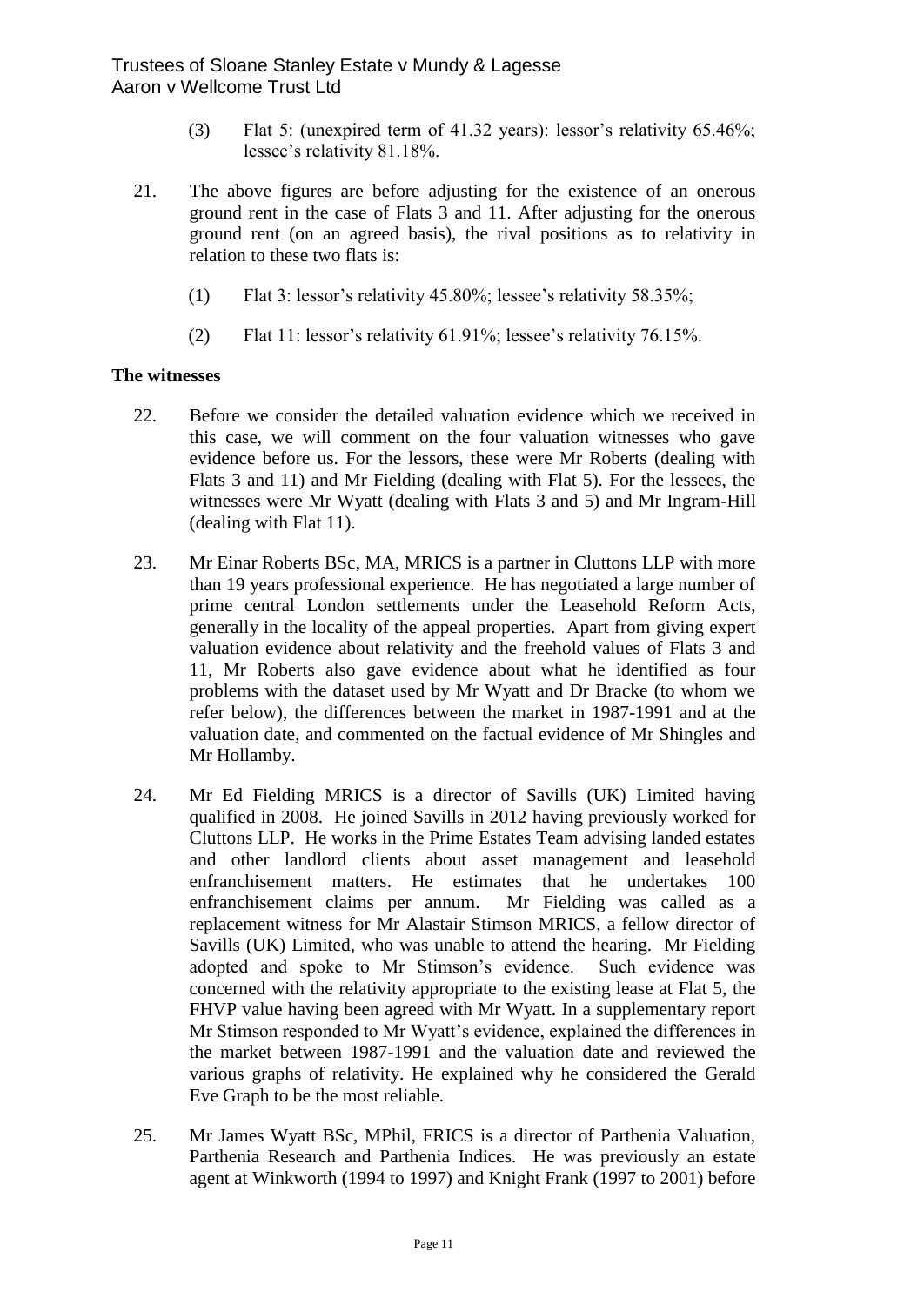(3) Flat 5: (unexpired term of 41.32 years): lessor's relativity 65.46%; lessee's relativity 81.18%.

21. The above figures are before adjusting for the existence of an onerous ground rent in the case of Flats 3 and 11. After adjusting for the onerous ground rent (on an agreed basis), the rival positions as to relativity in relation to these two flats is:

(1) Flat 3: lessor's relativity 45.80%; lessee's relativity 58.35%;

(2) Flat 11: lessor's relativity 61.91%; lessee's relativity 76.15%.

**The witnesses**

22. Before we consider the detailed valuation evidence which we received in this case, we will comment on the four valuation witnesses who gave evidence before us. For the lessors, these were Mr Roberts (dealing with Flats 3 and 11) and Mr Fielding (dealing with Flat 5). For the lessees, the witnesses were Mr Wyatt (dealing with Flats 3 and 5) and Mr Ingram-Hill (dealing with Flat 11).

23. Mr Einar Roberts BSc, MA, MRICS is a partner in Cluttons LLP with more than 19 years professional experience. He has negotiated a large number of prime central London settlements under the Leasehold Reform Acts, generally in the locality of the appeal properties. Apart from giving expert valuation evidence about relativity and the freehold values of Flats 3 and 11, Mr Roberts also gave evidence about what he identified as four problems with the dataset used by Mr Wyatt and Dr Bracke (to whom we refer below), the differences between the market in 1987-1991 and at the valuation date, and commented on the factual evidence of Mr Shingles and Mr Hollamby.

24. Mr Ed Fielding MRICS is a director of Savills (UK) Limited having qualified in 2008. He joined Savills in 2012 having previously worked for Cluttons LLP. He works in the Prime Estates Team advising landed estates and other landlord clients about asset management and leasehold enfranchisement matters. He estimates that he undertakes 100 enfranchisement claims per annum. Mr Fielding was called as a replacement witness for Mr Alastair Stimson MRICS, a fellow director of Savills (UK) Limited, who was unable to attend the hearing. Mr Fielding adopted and spoke to Mr Stimson's evidence. Such evidence was concerned with the relativity appropriate to the existing lease at Flat 5, the FHVP value having been agreed with Mr Wyatt. In a supplementary report Mr Stimson responded to Mr Wyatt's evidence, explained the differences in the market between 1987-1991 and the valuation date and reviewed the various graphs of relativity. He explained why he considered the Gerald Eve Graph to be the most reliable.

25. Mr James Wyatt BSc, MPhil, FRICS is a director of Parthenia Valuation, Parthenia Research and Parthenia Indices. He was previously an estate agent at Winkworth (1994 to 1997) and Knight Frank (1997 to 2001) before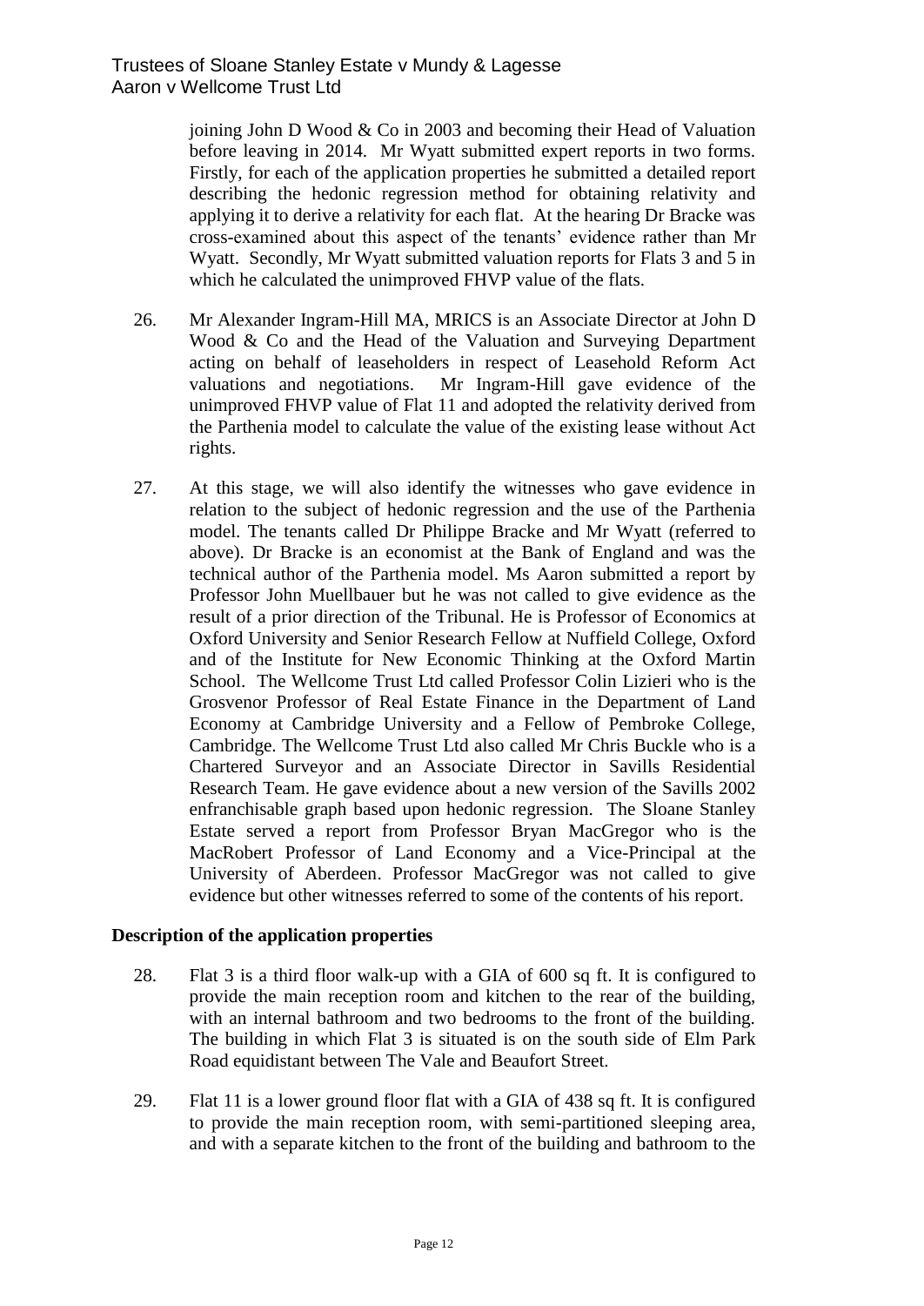joining John D Wood & Co in 2003 and becoming their Head of Valuation before leaving in 2014. Mr Wyatt submitted expert reports in two forms. Firstly, for each of the application properties he submitted a detailed report describing the hedonic regression method for obtaining relativity and applying it to derive a relativity for each flat. At the hearing Dr Bracke was cross-examined about this aspect of the tenants' evidence rather than Mr Wyatt. Secondly, Mr Wyatt submitted valuation reports for Flats 3 and 5 in which he calculated the unimproved FHVP value of the flats.

26. Mr Alexander Ingram-Hill MA, MRICS is an Associate Director at John D Wood & Co and the Head of the Valuation and Surveying Department acting on behalf of leaseholders in respect of Leasehold Reform Act valuations and negotiations. Mr Ingram-Hill gave evidence of the unimproved FHVP value of Flat 11 and adopted the relativity derived from the Parthenia model to calculate the value of the existing lease without Act rights.

27. At this stage, we will also identify the witnesses who gave evidence in relation to the subject of hedonic regression and the use of the Parthenia model. The tenants called Dr Philippe Bracke and Mr Wyatt (referred to above). Dr Bracke is an economist at the Bank of England and was the technical author of the Parthenia model. Ms Aaron submitted a report by Professor John Muellbauer but he was not called to give evidence as the result of a prior direction of the Tribunal. He is Professor of Economics at Oxford University and Senior Research Fellow at Nuffield College, Oxford and of the Institute for New Economic Thinking at the Oxford Martin School. The Wellcome Trust Ltd called Professor Colin Lizieri who is the Grosvenor Professor of Real Estate Finance in the Department of Land Economy at Cambridge University and a Fellow of Pembroke College, Cambridge. The Wellcome Trust Ltd also called Mr Chris Buckle who is a Chartered Surveyor and an Associate Director in Savills Residential Research Team. He gave evidence about a new version of the Savills 2002 enfranchisable graph based upon hedonic regression. The Sloane Stanley Estate served a report from Professor Bryan MacGregor who is the MacRobert Professor of Land Economy and a Vice-Principal at the University of Aberdeen. Professor MacGregor was not called to give evidence but other witnesses referred to some of the contents of his report.

## Description of the application properties

28. Flat 3 is a third floor walk-up with a GIA of 600 sq ft. It is configured to provide the main reception room and kitchen to the rear of the building, with an internal bathroom and two bedrooms to the front of the building. The building in which Flat 3 is situated is on the south side of Elm Park Road equidistant between The Vale and Beaufort Street.

29. Flat 11 is a lower ground floor flat with a GIA of 438 sq ft. It is configured to provide the main reception room, with semi-partitioned sleeping area, and with a separate kitchen to the front of the building and bathroom to the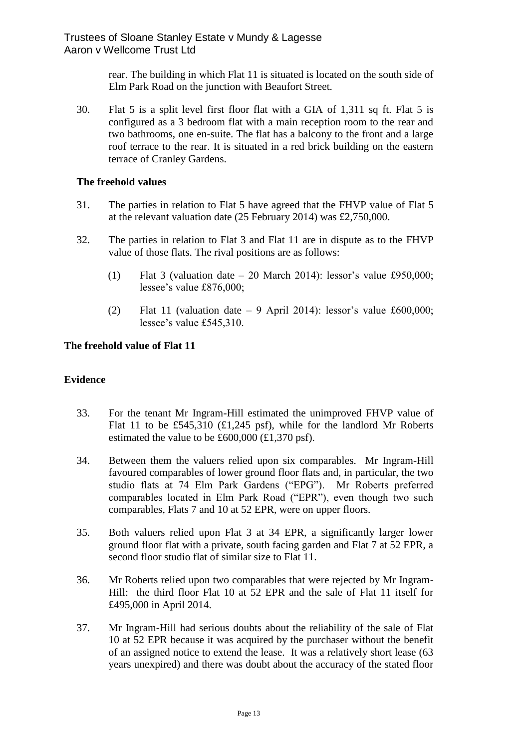rear. The building in which Flat 11 is situated is located on the south side of Elm Park Road on the junction with Beaufort Street.

30. Flat 5 is a split level first floor flat with a GIA of 1,311 sq ft. Flat 5 is configured as a 3 bedroom flat with a main reception room to the rear and two bathrooms, one en-suite. The flat has a balcony to the front and a large roof terrace to the rear. It is situated in a red brick building on the eastern terrace of Cranley Gardens.

**The freehold values**

31. The parties in relation to Flat 5 have agreed that the FHVP value of Flat 5 at the relevant valuation date (25 February 2014) was £2,750,000.

32. The parties in relation to Flat 3 and Flat 11 are in dispute as to the FHVP value of those flats. The rival positions are as follows:

    (1) Flat 3 (valuation date – 20 March 2014): lessor's value £950,000; lessee's value £876,000;

    (2) Flat 11 (valuation date – 9 April 2014): lessor's value £600,000; lessee's value £545,310.

## The freehold value of Flat 11

## Evidence

33. For the tenant Mr Ingram-Hill estimated the unimproved FHVP value of Flat 11 to be £545,310 (£1,245 psf), while for the landlord Mr Roberts estimated the value to be £600,000 (£1,370 psf).

34. Between them the valuers relied upon six comparables. Mr Ingram-Hill favoured comparables of lower ground floor flats and, in particular, the two studio flats at 74 Elm Park Gardens ("EPG"). Mr Roberts preferred comparables located in Elm Park Road ("EPR"), even though two such comparables, Flats 7 and 10 at 52 EPR, were on upper floors.

35. Both valuers relied upon Flat 3 at 34 EPR, a significantly larger lower ground floor flat with a private, south facing garden and Flat 7 at 52 EPR, a second floor studio flat of similar size to Flat 11.

36. Mr Roberts relied upon two comparables that were rejected by Mr Ingram-Hill: the third floor Flat 10 at 52 EPR and the sale of Flat 11 itself for £495,000 in April 2014.

37. Mr Ingram-Hill had serious doubts about the reliability of the sale of Flat 10 at 52 EPR because it was acquired by the purchaser without the benefit of an assigned notice to extend the lease. It was a relatively short lease (63 years unexpired) and there was doubt about the accuracy of the stated floor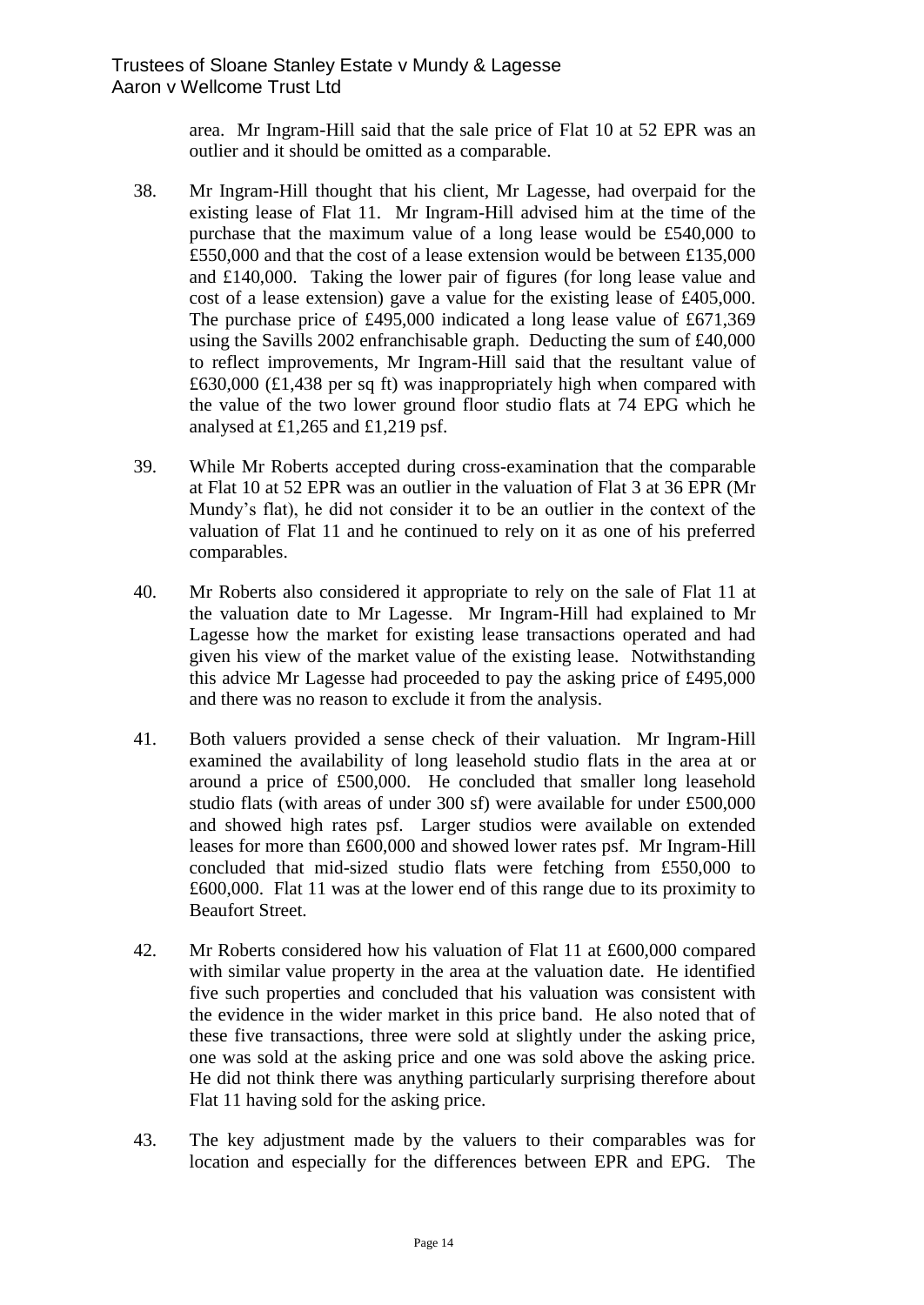area. Mr Ingram-Hill said that the sale price of Flat 10 at 52 EPR was an outlier and it should be omitted as a comparable.

38. Mr Ingram-Hill thought that his client, Mr Lagesse, had overpaid for the existing lease of Flat 11. Mr Ingram-Hill advised him at the time of the purchase that the maximum value of a long lease would be £540,000 to £550,000 and that the cost of a lease extension would be between £135,000 and £140,000. Taking the lower pair of figures (for long lease value and cost of a lease extension) gave a value for the existing lease of £405,000. The purchase price of £495,000 indicated a long lease value of £671,369 using the Savills 2002 enfranchisable graph. Deducting the sum of £40,000 to reflect improvements, Mr Ingram-Hill said that the resultant value of £630,000 (£1,438 per sq ft) was inappropriately high when compared with the value of the two lower ground floor studio flats at 74 EPG which he analysed at £1,265 and £1,219 psf.

39. While Mr Roberts accepted during cross-examination that the comparable at Flat 10 at 52 EPR was an outlier in the valuation of Flat 3 at 36 EPR (Mr Mundy's flat), he did not consider it to be an outlier in the context of the valuation of Flat 11 and he continued to rely on it as one of his preferred comparables.

40. Mr Roberts also considered it appropriate to rely on the sale of Flat 11 at the valuation date to Mr Lagesse. Mr Ingram-Hill had explained to Mr Lagesse how the market for existing lease transactions operated and had given his view of the market value of the existing lease. Notwithstanding this advice Mr Lagesse had proceeded to pay the asking price of £495,000 and there was no reason to exclude it from the analysis.

41. Both valuers provided a sense check of their valuation. Mr Ingram-Hill examined the availability of long leasehold studio flats in the area at or around a price of £500,000. He concluded that smaller long leasehold studio flats (with areas of under 300 sf) were available for under £500,000 and showed high rates psf. Larger studios were available on extended leases for more than £600,000 and showed lower rates psf. Mr Ingram-Hill concluded that mid-sized studio flats were fetching from £550,000 to £600,000. Flat 11 was at the lower end of this range due to its proximity to Beaufort Street.

42. Mr Roberts considered how his valuation of Flat 11 at £600,000 compared with similar value property in the area at the valuation date. He identified five such properties and concluded that his valuation was consistent with the evidence in the wider market in this price band. He also noted that of these five transactions, three were sold at slightly under the asking price, one was sold at the asking price and one was sold above the asking price. He did not think there was anything particularly surprising therefore about Flat 11 having sold for the asking price.

43. The key adjustment made by the valuers to their comparables was for location and especially for the differences between EPR and EPG. The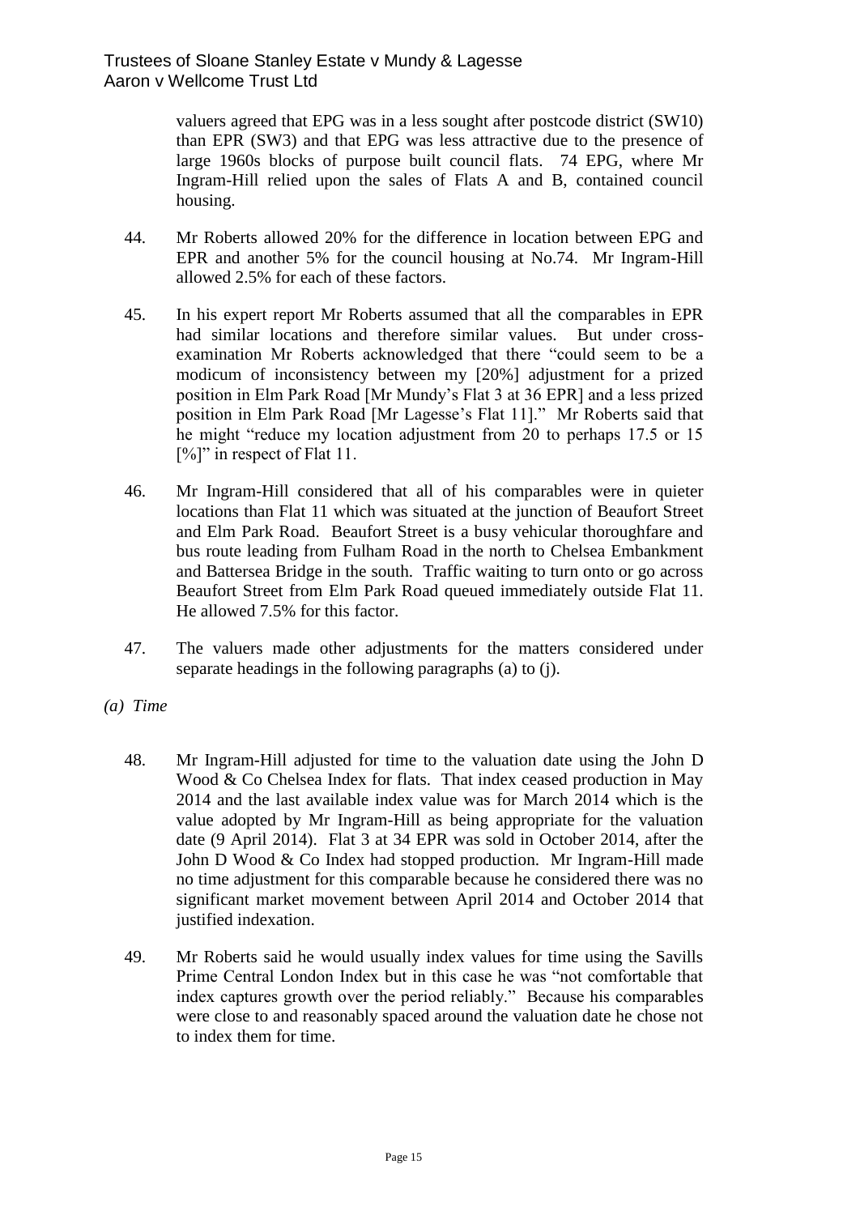valuers agreed that EPG was in a less sought after postcode district (SW10) than EPR (SW3) and that EPG was less attractive due to the presence of large 1960s blocks of purpose built council flats. 74 EPG, where Mr Ingram-Hill relied upon the sales of Flats A and B, contained council housing.

44. Mr Roberts allowed 20% for the difference in location between EPG and EPR and another 5% for the council housing at No.74. Mr Ingram-Hill allowed 2.5% for each of these factors.

45. In his expert report Mr Roberts assumed that all the comparables in EPR had similar locations and therefore similar values. But under cross-examination Mr Roberts acknowledged that there "could seem to be a modicum of inconsistency between my [20%] adjustment for a prized position in Elm Park Road [Mr Mundy's Flat 3 at 36 EPR] and a less prized position in Elm Park Road [Mr Lagesse's Flat 11]." Mr Roberts said that he might "reduce my location adjustment from 20 to perhaps 17.5 or 15 [%]" in respect of Flat 11.

46. Mr Ingram-Hill considered that all of his comparables were in quieter locations than Flat 11 which was situated at the junction of Beaufort Street and Elm Park Road. Beaufort Street is a busy vehicular thoroughfare and bus route leading from Fulham Road in the north to Chelsea Embankment and Battersea Bridge in the south. Traffic waiting to turn onto or go across Beaufort Street from Elm Park Road queued immediately outside Flat 11. He allowed 7.5% for this factor.

47. The valuers made other adjustments for the matters considered under separate headings in the following paragraphs (a) to (j).

*(a) Time*

48. Mr Ingram-Hill adjusted for time to the valuation date using the John D Wood & Co Chelsea Index for flats. That index ceased production in May 2014 and the last available index value was for March 2014 which is the value adopted by Mr Ingram-Hill as being appropriate for the valuation date (9 April 2014). Flat 3 at 34 EPR was sold in October 2014, after the John D Wood & Co Index had stopped production. Mr Ingram-Hill made no time adjustment for this comparable because he considered there was no significant market movement between April 2014 and October 2014 that justified indexation.

49. Mr Roberts said he would usually index values for time using the Savills Prime Central London Index but in this case he was "not comfortable that index captures growth over the period reliably." Because his comparables were close to and reasonably spaced around the valuation date he chose not to index them for time.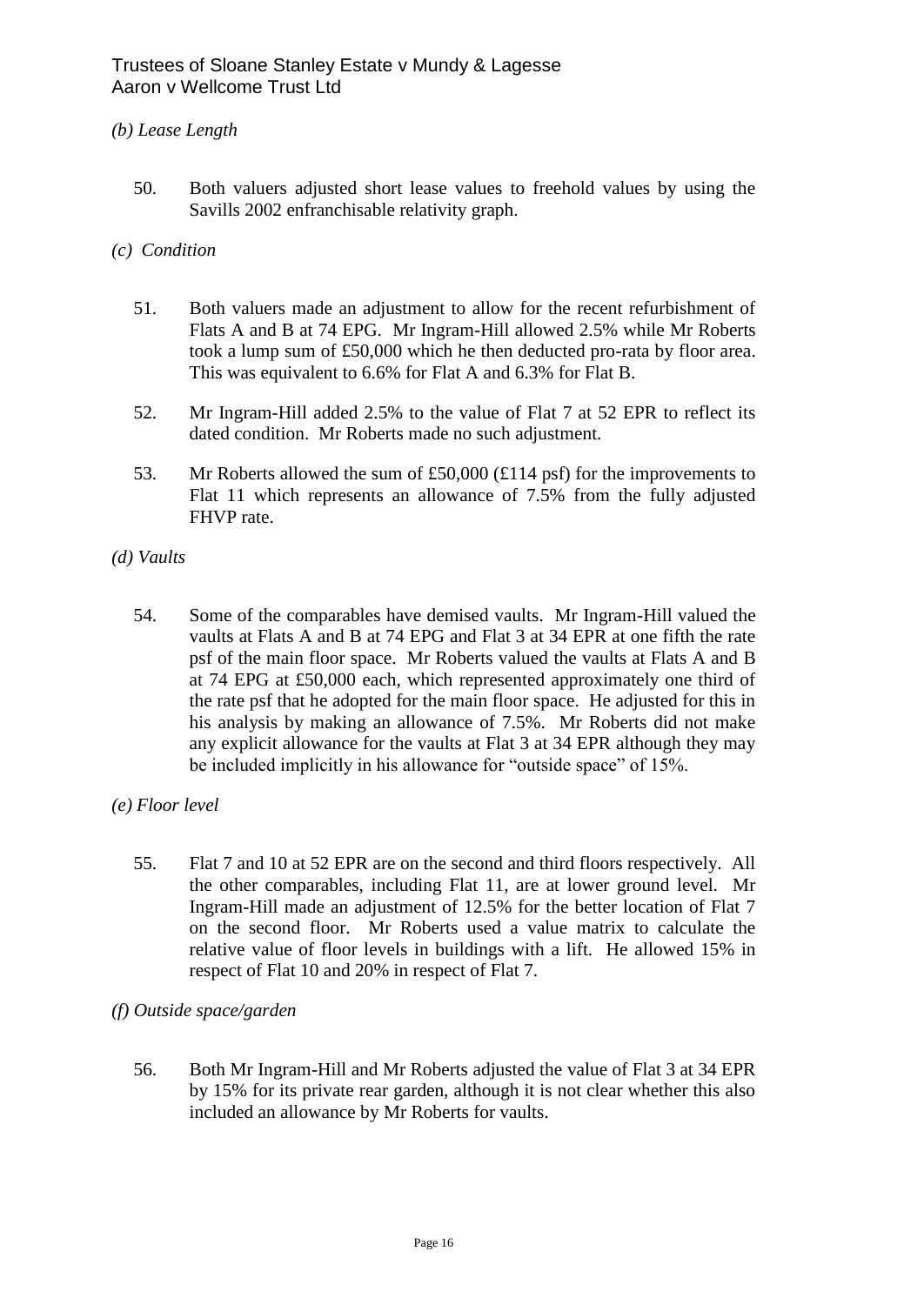*(b) Lease Length*

50. Both valuers adjusted short lease values to freehold values by using the Savills 2002 enfranchisable relativity graph.

*(c) Condition*

51. Both valuers made an adjustment to allow for the recent refurbishment of Flats A and B at 74 EPG. Mr Ingram-Hill allowed 2.5% while Mr Roberts took a lump sum of £50,000 which he then deducted pro-rata by floor area. This was equivalent to 6.6% for Flat A and 6.3% for Flat B.

52. Mr Ingram-Hill added 2.5% to the value of Flat 7 at 52 EPR to reflect its dated condition. Mr Roberts made no such adjustment.

53. Mr Roberts allowed the sum of £50,000 (£114 psf) for the improvements to Flat 11 which represents an allowance of 7.5% from the fully adjusted FHVP rate.

*(d) Vaults*

54. Some of the comparables have demised vaults. Mr Ingram-Hill valued the vaults at Flats A and B at 74 EPG and Flat 3 at 34 EPR at one fifth the rate psf of the main floor space. Mr Roberts valued the vaults at Flats A and B at 74 EPG at £50,000 each, which represented approximately one third of the rate psf that he adopted for the main floor space. He adjusted for this in his analysis by making an allowance of 7.5%. Mr Roberts did not make any explicit allowance for the vaults at Flat 3 at 34 EPR although they may be included implicitly in his allowance for "outside space" of 15%.

*(e) Floor level*

55. Flat 7 and 10 at 52 EPR are on the second and third floors respectively. All the other comparables, including Flat 11, are at lower ground level. Mr Ingram-Hill made an adjustment of 12.5% for the better location of Flat 7 on the second floor. Mr Roberts used a value matrix to calculate the relative value of floor levels in buildings with a lift. He allowed 15% in respect of Flat 10 and 20% in respect of Flat 7.

*(f) Outside space/garden*

56. Both Mr Ingram-Hill and Mr Roberts adjusted the value of Flat 3 at 34 EPR by 15% for its private rear garden, although it is not clear whether this also included an allowance by Mr Roberts for vaults.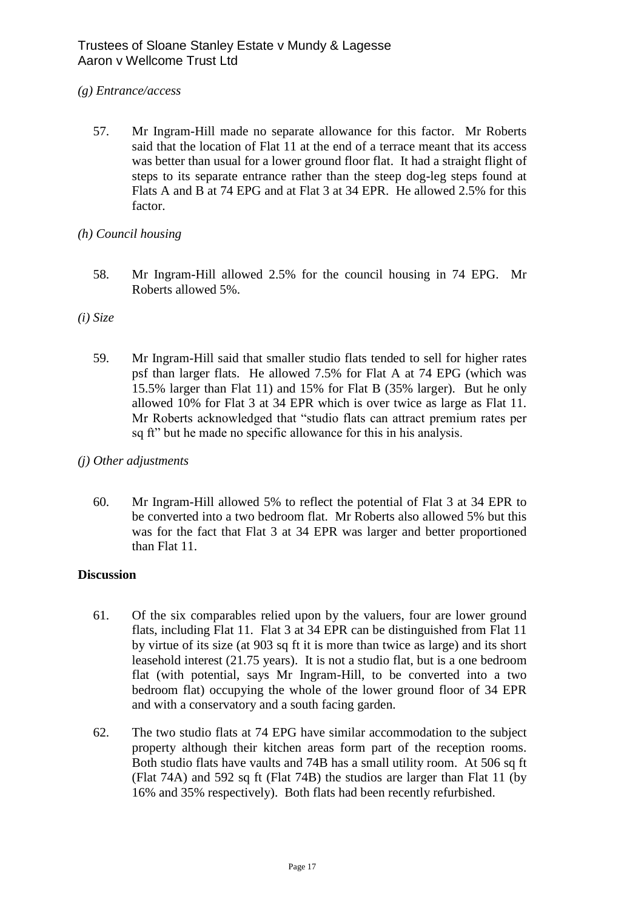*(g) Entrance/access*

57. Mr Ingram-Hill made no separate allowance for this factor. Mr Roberts said that the location of Flat 11 at the end of a terrace meant that its access was better than usual for a lower ground floor flat. It had a straight flight of steps to its separate entrance rather than the steep dog-leg steps found at Flats A and B at 74 EPG and at Flat 3 at 34 EPR. He allowed 2.5% for this factor.

*(h) Council housing*

58. Mr Ingram-Hill allowed 2.5% for the council housing in 74 EPG. Mr Roberts allowed 5%.

*(i) Size*

59. Mr Ingram-Hill said that smaller studio flats tended to sell for higher rates psf than larger flats. He allowed 7.5% for Flat A at 74 EPG (which was 15.5% larger than Flat 11) and 15% for Flat B (35% larger). But he only allowed 10% for Flat 3 at 34 EPR which is over twice as large as Flat 11. Mr Roberts acknowledged that "studio flats can attract premium rates per sq ft" but he made no specific allowance for this in his analysis.

*(j) Other adjustments*

60. Mr Ingram-Hill allowed 5% to reflect the potential of Flat 3 at 34 EPR to be converted into a two bedroom flat. Mr Roberts also allowed 5% but this was for the fact that Flat 3 at 34 EPR was larger and better proportioned than Flat 11.

**Discussion**

61. Of the six comparables relied upon by the valuers, four are lower ground flats, including Flat 11. Flat 3 at 34 EPR can be distinguished from Flat 11 by virtue of its size (at 903 sq ft it is more than twice as large) and its short leasehold interest (21.75 years). It is not a studio flat, but is a one bedroom flat (with potential, says Mr Ingram-Hill, to be converted into a two bedroom flat) occupying the whole of the lower ground floor of 34 EPR and with a conservatory and a south facing garden.

62. The two studio flats at 74 EPG have similar accommodation to the subject property although their kitchen areas form part of the reception rooms. Both studio flats have vaults and 74B has a small utility room. At 506 sq ft (Flat 74A) and 592 sq ft (Flat 74B) the studios are larger than Flat 11 (by 16% and 35% respectively). Both flats had been recently refurbished.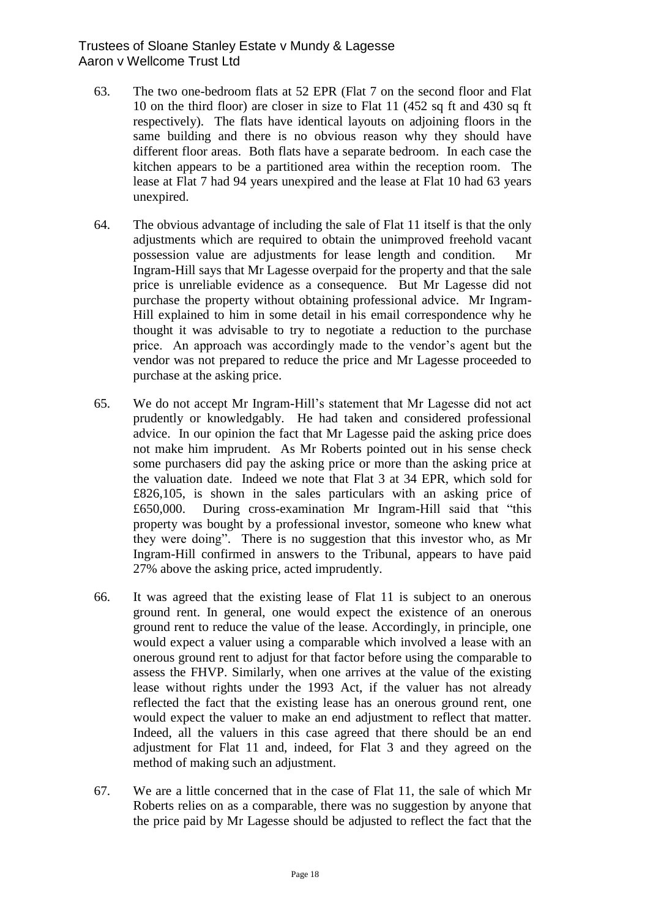63. The two one-bedroom flats at 52 EPR (Flat 7 on the second floor and Flat 10 on the third floor) are closer in size to Flat 11 (452 sq ft and 430 sq ft respectively). The flats have identical layouts on adjoining floors in the same building and there is no obvious reason why they should have different floor areas. Both flats have a separate bedroom. In each case the kitchen appears to be a partitioned area within the reception room. The lease at Flat 7 had 94 years unexpired and the lease at Flat 10 had 63 years unexpired.

64. The obvious advantage of including the sale of Flat 11 itself is that the only adjustments which are required to obtain the unimproved freehold vacant possession value are adjustments for lease length and condition. Mr Ingram-Hill says that Mr Lagesse overpaid for the property and that the sale price is unreliable evidence as a consequence. But Mr Lagesse did not purchase the property without obtaining professional advice. Mr Ingram-Hill explained to him in some detail in his email correspondence why he thought it was advisable to try to negotiate a reduction to the purchase price. An approach was accordingly made to the vendor's agent but the vendor was not prepared to reduce the price and Mr Lagesse proceeded to purchase at the asking price.

65. We do not accept Mr Ingram-Hill's statement that Mr Lagesse did not act prudently or knowledgably. He had taken and considered professional advice. In our opinion the fact that Mr Lagesse paid the asking price does not make him imprudent. As Mr Roberts pointed out in his sense check some purchasers did pay the asking price or more than the asking price at the valuation date. Indeed we note that Flat 3 at 34 EPR, which sold for £826,105, is shown in the sales particulars with an asking price of £650,000. During cross-examination Mr Ingram-Hill said that "this property was bought by a professional investor, someone who knew what they were doing". There is no suggestion that this investor who, as Mr Ingram-Hill confirmed in answers to the Tribunal, appears to have paid 27% above the asking price, acted imprudently.

66. It was agreed that the existing lease of Flat 11 is subject to an onerous ground rent. In general, one would expect the existence of an onerous ground rent to reduce the value of the lease. Accordingly, in principle, one would expect a valuer using a comparable which involved a lease with an onerous ground rent to adjust for that factor before using the comparable to assess the FHVP. Similarly, when one arrives at the value of the existing lease without rights under the 1993 Act, if the valuer has not already reflected the fact that the existing lease has an onerous ground rent, one would expect the valuer to make an end adjustment to reflect that matter. Indeed, all the valuers in this case agreed that there should be an end adjustment for Flat 11 and, indeed, for Flat 3 and they agreed on the method of making such an adjustment.

67. We are a little concerned that in the case of Flat 11, the sale of which Mr Roberts relies on as a comparable, there was no suggestion by anyone that the price paid by Mr Lagesse should be adjusted to reflect the fact that the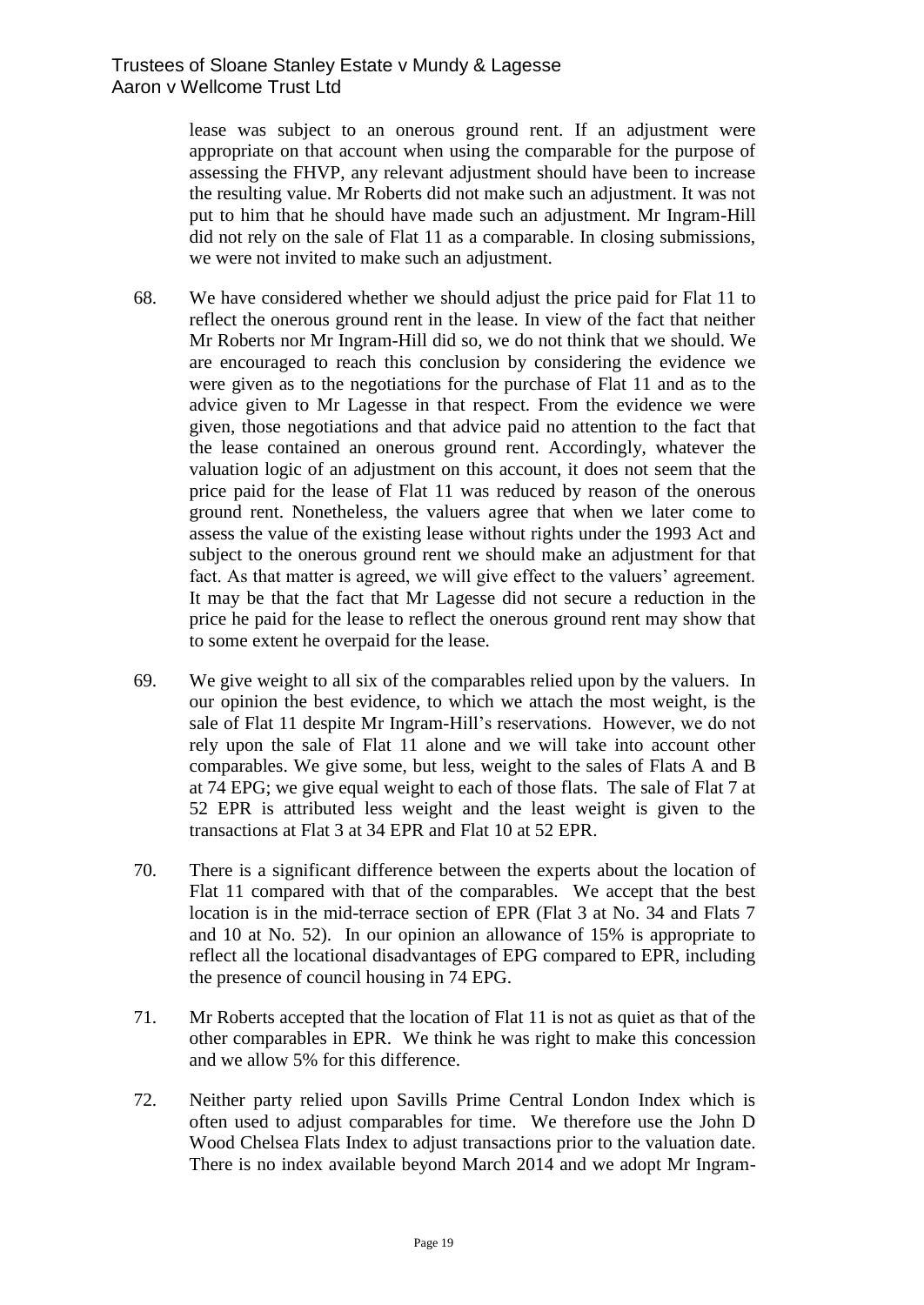lease was subject to an onerous ground rent. If an adjustment were appropriate on that account when using the comparable for the purpose of assessing the FHVP, any relevant adjustment should have been to increase the resulting value. Mr Roberts did not make such an adjustment. It was not put to him that he should have made such an adjustment. Mr Ingram-Hill did not rely on the sale of Flat 11 as a comparable. In closing submissions, we were not invited to make such an adjustment.

68. We have considered whether we should adjust the price paid for Flat 11 to reflect the onerous ground rent in the lease. In view of the fact that neither Mr Roberts nor Mr Ingram-Hill did so, we do not think that we should. We are encouraged to reach this conclusion by considering the evidence we were given as to the negotiations for the purchase of Flat 11 and as to the advice given to Mr Lagesse in that respect. From the evidence we were given, those negotiations and that advice paid no attention to the fact that the lease contained an onerous ground rent. Accordingly, whatever the valuation logic of an adjustment on this account, it does not seem that the price paid for the lease of Flat 11 was reduced by reason of the onerous ground rent. Nonetheless, the valuers agree that when we later come to assess the value of the existing lease without rights under the 1993 Act and subject to the onerous ground rent we should make an adjustment for that fact. As that matter is agreed, we will give effect to the valuers' agreement. It may be that the fact that Mr Lagesse did not secure a reduction in the price he paid for the lease to reflect the onerous ground rent may show that to some extent he overpaid for the lease.

69. We give weight to all six of the comparables relied upon by the valuers. In our opinion the best evidence, to which we attach the most weight, is the sale of Flat 11 despite Mr Ingram-Hill's reservations. However, we do not rely upon the sale of Flat 11 alone and we will take into account other comparables. We give some, but less, weight to the sales of Flats A and B at 74 EPG; we give equal weight to each of those flats. The sale of Flat 7 at 52 EPR is attributed less weight and the least weight is given to the transactions at Flat 3 at 34 EPR and Flat 10 at 52 EPR.

70. There is a significant difference between the experts about the location of Flat 11 compared with that of the comparables. We accept that the best location is in the mid-terrace section of EPR (Flat 3 at No. 34 and Flats 7 and 10 at No. 52). In our opinion an allowance of 15% is appropriate to reflect all the locational disadvantages of EPG compared to EPR, including the presence of council housing in 74 EPG.

71. Mr Roberts accepted that the location of Flat 11 is not as quiet as that of the other comparables in EPR. We think he was right to make this concession and we allow 5% for this difference.

72. Neither party relied upon Savills Prime Central London Index which is often used to adjust comparables for time. We therefore use the John D Wood Chelsea Flats Index to adjust transactions prior to the valuation date. There is no index available beyond March 2014 and we adopt Mr Ingram-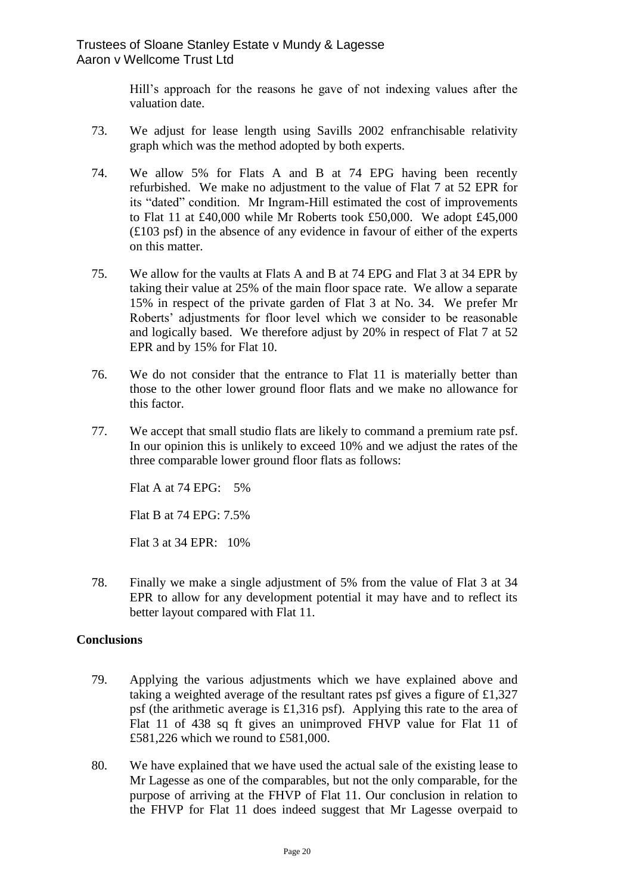Hill's approach for the reasons he gave of not indexing values after the valuation date.

73. We adjust for lease length using Savills 2002 enfranchisable relativity graph which was the method adopted by both experts.

74. We allow 5% for Flats A and B at 74 EPG having been recently refurbished. We make no adjustment to the value of Flat 7 at 52 EPR for its "dated" condition. Mr Ingram-Hill estimated the cost of improvements to Flat 11 at £40,000 while Mr Roberts took £50,000. We adopt £45,000 (£103 psf) in the absence of any evidence in favour of either of the experts on this matter.

75. We allow for the vaults at Flats A and B at 74 EPG and Flat 3 at 34 EPR by taking their value at 25% of the main floor space rate. We allow a separate 15% in respect of the private garden of Flat 3 at No. 34. We prefer Mr Roberts' adjustments for floor level which we consider to be reasonable and logically based. We therefore adjust by 20% in respect of Flat 7 at 52 EPR and by 15% for Flat 10.

76. We do not consider that the entrance to Flat 11 is materially better than those to the other lower ground floor flats and we make no allowance for this factor.

77. We accept that small studio flats are likely to command a premium rate psf. In our opinion this is unlikely to exceed 10% and we adjust the rates of the three comparable lower ground floor flats as follows:

    Flat A at 74 EPG: 5%

    Flat B at 74 EPG: 7.5%

    Flat 3 at 34 EPR: 10%

78. Finally we make a single adjustment of 5% from the value of Flat 3 at 34 EPR to allow for any development potential it may have and to reflect its better layout compared with Flat 11.

## Conclusions

79. Applying the various adjustments which we have explained above and taking a weighted average of the resultant rates psf gives a figure of £1,327 psf (the arithmetic average is £1,316 psf). Applying this rate to the area of Flat 11 of 438 sq ft gives an unimproved FHVP value for Flat 11 of £581,226 which we round to £581,000.

80. We have explained that we have used the actual sale of the existing lease to Mr Lagesse as one of the comparables, but not the only comparable, for the purpose of arriving at the FHVP of Flat 11. Our conclusion in relation to the FHVP for Flat 11 does indeed suggest that Mr Lagesse overpaid to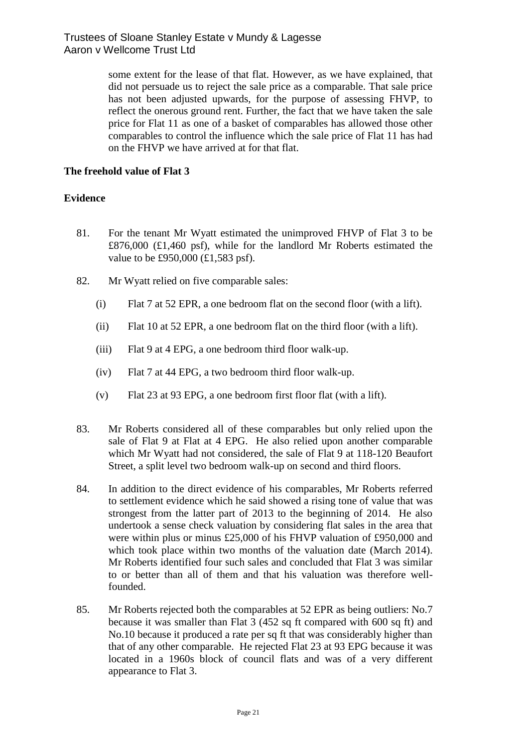some extent for the lease of that flat. However, as we have explained, that did not persuade us to reject the sale price as a comparable. That sale price has not been adjusted upwards, for the purpose of assessing FHVP, to reflect the onerous ground rent. Further, the fact that we have taken the sale price for Flat 11 as one of a basket of comparables has allowed those other comparables to control the influence which the sale price of Flat 11 has had on the FHVP we have arrived at for that flat.

**The freehold value of Flat 3**

**Evidence**

81. For the tenant Mr Wyatt estimated the unimproved FHVP of Flat 3 to be £876,000 (£1,460 psf), while for the landlord Mr Roberts estimated the value to be £950,000 (£1,583 psf).

82. Mr Wyatt relied on five comparable sales:

    (i) Flat 7 at 52 EPR, a one bedroom flat on the second floor (with a lift).

    (ii) Flat 10 at 52 EPR, a one bedroom flat on the third floor (with a lift).

    (iii) Flat 9 at 4 EPG, a one bedroom third floor walk-up.

    (iv) Flat 7 at 44 EPG, a two bedroom third floor walk-up.

    (v) Flat 23 at 93 EPG, a one bedroom first floor flat (with a lift).

83. Mr Roberts considered all of these comparables but only relied upon the sale of Flat 9 at Flat at 4 EPG. He also relied upon another comparable which Mr Wyatt had not considered, the sale of Flat 9 at 118-120 Beaufort Street, a split level two bedroom walk-up on second and third floors.

84. In addition to the direct evidence of his comparables, Mr Roberts referred to settlement evidence which he said showed a rising tone of value that was strongest from the latter part of 2013 to the beginning of 2014. He also undertook a sense check valuation by considering flat sales in the area that were within plus or minus £25,000 of his FHVP valuation of £950,000 and which took place within two months of the valuation date (March 2014). Mr Roberts identified four such sales and concluded that Flat 3 was similar to or better than all of them and that his valuation was therefore well-founded.

85. Mr Roberts rejected both the comparables at 52 EPR as being outliers: No.7 because it was smaller than Flat 3 (452 sq ft compared with 600 sq ft) and No.10 because it produced a rate per sq ft that was considerably higher than that of any other comparable. He rejected Flat 23 at 93 EPG because it was located in a 1960s block of council flats and was of a very different appearance to Flat 3.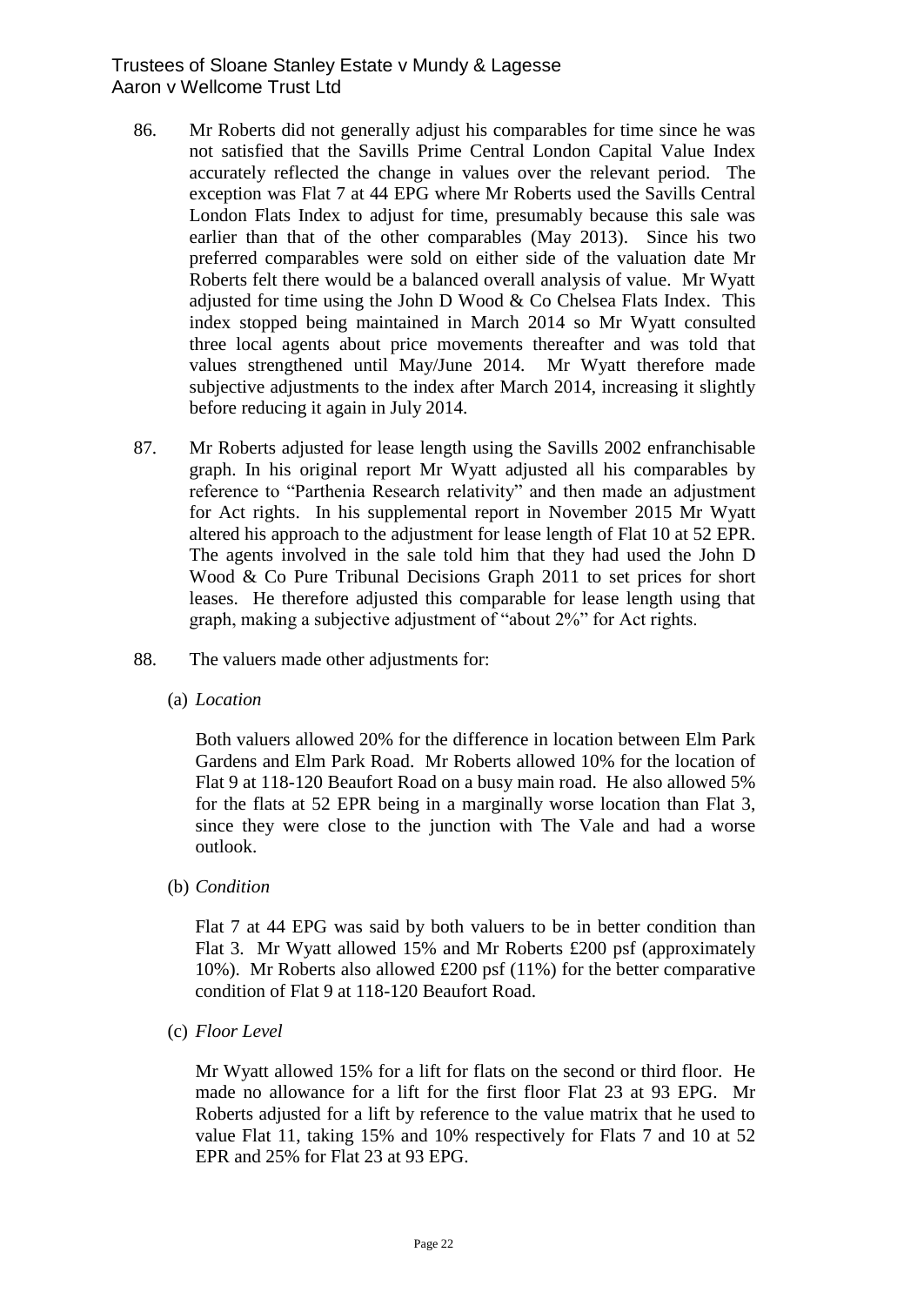86. Mr Roberts did not generally adjust his comparables for time since he was not satisfied that the Savills Prime Central London Capital Value Index accurately reflected the change in values over the relevant period. The exception was Flat 7 at 44 EPG where Mr Roberts used the Savills Central London Flats Index to adjust for time, presumably because this sale was earlier than that of the other comparables (May 2013). Since his two preferred comparables were sold on either side of the valuation date Mr Roberts felt there would be a balanced overall analysis of value. Mr Wyatt adjusted for time using the John D Wood & Co Chelsea Flats Index. This index stopped being maintained in March 2014 so Mr Wyatt consulted three local agents about price movements thereafter and was told that values strengthened until May/June 2014. Mr Wyatt therefore made subjective adjustments to the index after March 2014, increasing it slightly before reducing it again in July 2014.

87. Mr Roberts adjusted for lease length using the Savills 2002 enfranchisable graph. In his original report Mr Wyatt adjusted all his comparables by reference to "Parthenia Research relativity" and then made an adjustment for Act rights. In his supplemental report in November 2015 Mr Wyatt altered his approach to the adjustment for lease length of Flat 10 at 52 EPR. The agents involved in the sale told him that they had used the John D Wood & Co Pure Tribunal Decisions Graph 2011 to set prices for short leases. He therefore adjusted this comparable for lease length using that graph, making a subjective adjustment of "about 2%" for Act rights.

88. The valuers made other adjustments for:

(a) *Location*

Both valuers allowed 20% for the difference in location between Elm Park Gardens and Elm Park Road. Mr Roberts allowed 10% for the location of Flat 9 at 118-120 Beaufort Road on a busy main road. He also allowed 5% for the flats at 52 EPR being in a marginally worse location than Flat 3, since they were close to the junction with The Vale and had a worse outlook.

(b) *Condition*

Flat 7 at 44 EPG was said by both valuers to be in better condition than Flat 3. Mr Wyatt allowed 15% and Mr Roberts £200 psf (approximately 10%). Mr Roberts also allowed £200 psf (11%) for the better comparative condition of Flat 9 at 118-120 Beaufort Road.

(c) *Floor Level*

Mr Wyatt allowed 15% for a lift for flats on the second or third floor. He made no allowance for a lift for the first floor Flat 23 at 93 EPG. Mr Roberts adjusted for a lift by reference to the value matrix that he used to value Flat 11, taking 15% and 10% respectively for Flats 7 and 10 at 52 EPR and 25% for Flat 23 at 93 EPG.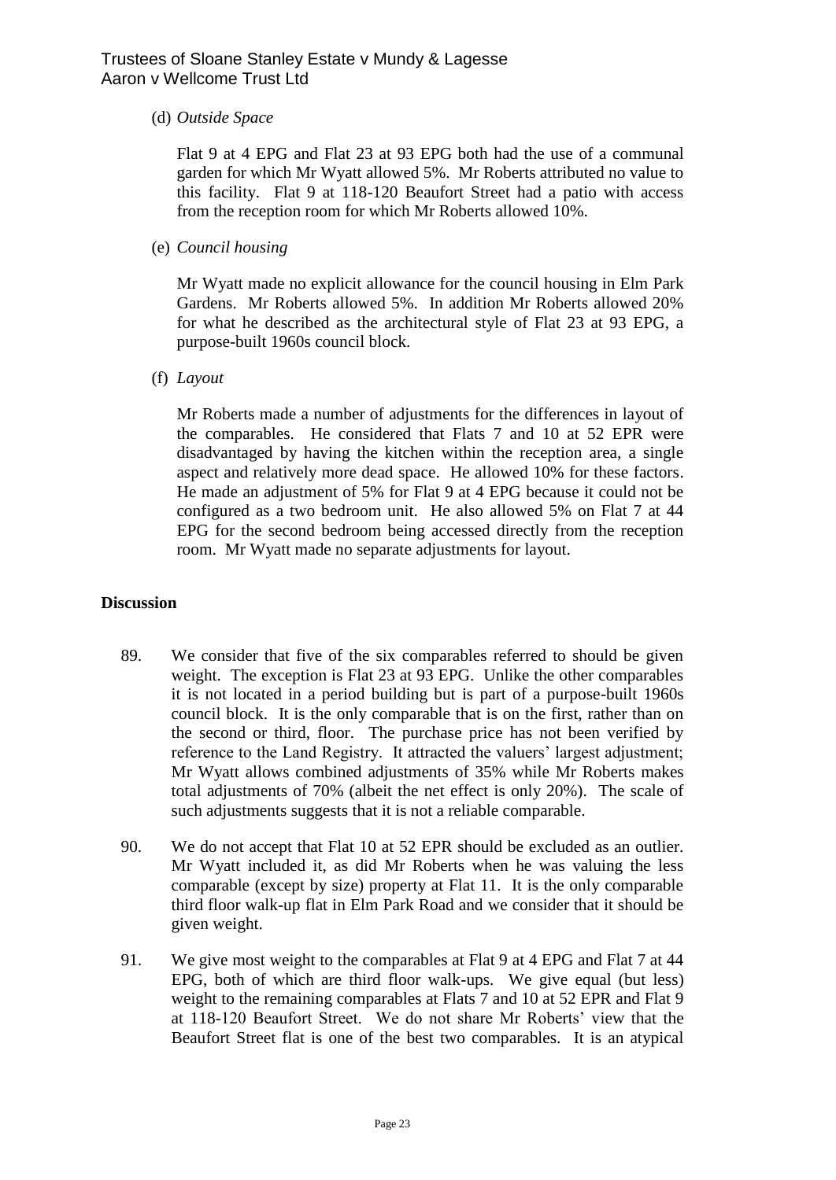(d) *Outside Space*

Flat 9 at 4 EPG and Flat 23 at 93 EPG both had the use of a communal garden for which Mr Wyatt allowed 5%. Mr Roberts attributed no value to this facility. Flat 9 at 118-120 Beaufort Street had a patio with access from the reception room for which Mr Roberts allowed 10%.

(e) *Council housing*

Mr Wyatt made no explicit allowance for the council housing in Elm Park Gardens. Mr Roberts allowed 5%. In addition Mr Roberts allowed 20% for what he described as the architectural style of Flat 23 at 93 EPG, a purpose-built 1960s council block.

(f) *Layout*

Mr Roberts made a number of adjustments for the differences in layout of the comparables. He considered that Flats 7 and 10 at 52 EPR were disadvantaged by having the kitchen within the reception area, a single aspect and relatively more dead space. He allowed 10% for these factors. He made an adjustment of 5% for Flat 9 at 4 EPG because it could not be configured as a two bedroom unit. He also allowed 5% on Flat 7 at 44 EPG for the second bedroom being accessed directly from the reception room. Mr Wyatt made no separate adjustments for layout.

## Discussion

89. We consider that five of the six comparables referred to should be given weight. The exception is Flat 23 at 93 EPG. Unlike the other comparables it is not located in a period building but is part of a purpose-built 1960s council block. It is the only comparable that is on the first, rather than on the second or third, floor. The purchase price has not been verified by reference to the Land Registry. It attracted the valuers' largest adjustment; Mr Wyatt allows combined adjustments of 35% while Mr Roberts makes total adjustments of 70% (albeit the net effect is only 20%). The scale of such adjustments suggests that it is not a reliable comparable.

90. We do not accept that Flat 10 at 52 EPR should be excluded as an outlier. Mr Wyatt included it, as did Mr Roberts when he was valuing the less comparable (except by size) property at Flat 11. It is the only comparable third floor walk-up flat in Elm Park Road and we consider that it should be given weight.

91. We give most weight to the comparables at Flat 9 at 4 EPG and Flat 7 at 44 EPG, both of which are third floor walk-ups. We give equal (but less) weight to the remaining comparables at Flats 7 and 10 at 52 EPR and Flat 9 at 118-120 Beaufort Street. We do not share Mr Roberts' view that the Beaufort Street flat is one of the best two comparables. It is an atypical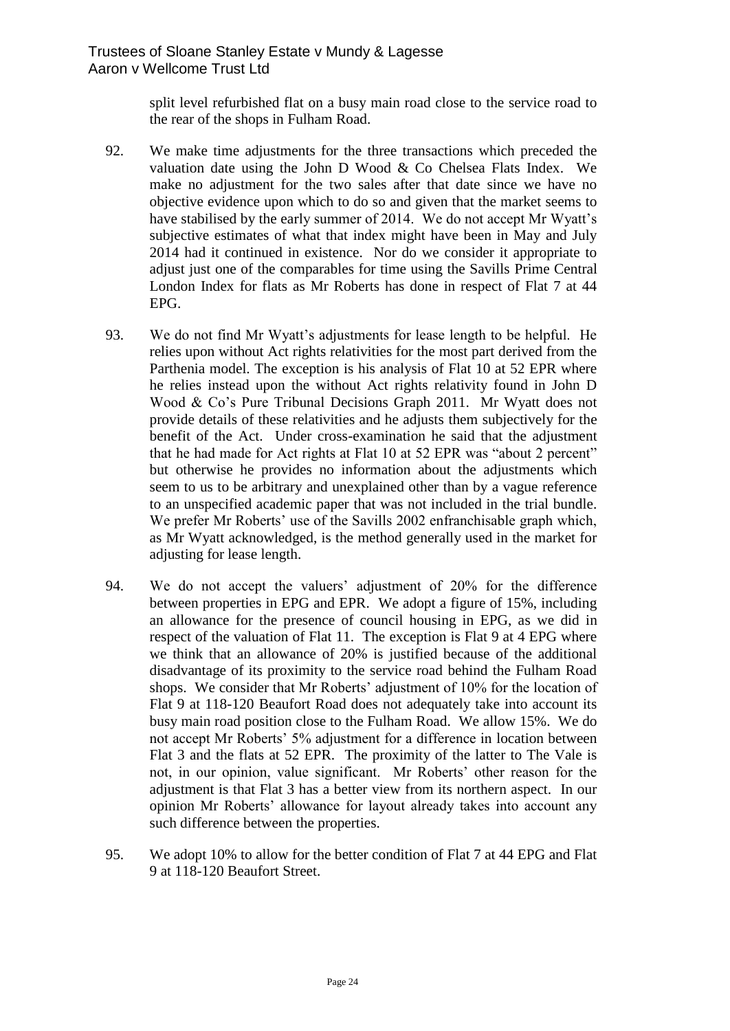split level refurbished flat on a busy main road close to the service road to the rear of the shops in Fulham Road.

92. We make time adjustments for the three transactions which preceded the valuation date using the John D Wood & Co Chelsea Flats Index. We make no adjustment for the two sales after that date since we have no objective evidence upon which to do so and given that the market seems to have stabilised by the early summer of 2014. We do not accept Mr Wyatt's subjective estimates of what that index might have been in May and July 2014 had it continued in existence. Nor do we consider it appropriate to adjust just one of the comparables for time using the Savills Prime Central London Index for flats as Mr Roberts has done in respect of Flat 7 at 44 EPG.

93. We do not find Mr Wyatt's adjustments for lease length to be helpful. He relies upon without Act rights relativities for the most part derived from the Parthenia model. The exception is his analysis of Flat 10 at 52 EPR where he relies instead upon the without Act rights relativity found in John D Wood & Co's Pure Tribunal Decisions Graph 2011. Mr Wyatt does not provide details of these relativities and he adjusts them subjectively for the benefit of the Act. Under cross-examination he said that the adjustment that he had made for Act rights at Flat 10 at 52 EPR was "about 2 percent" but otherwise he provides no information about the adjustments which seem to us to be arbitrary and unexplained other than by a vague reference to an unspecified academic paper that was not included in the trial bundle. We prefer Mr Roberts' use of the Savills 2002 enfranchisable graph which, as Mr Wyatt acknowledged, is the method generally used in the market for adjusting for lease length.

94. We do not accept the valuers' adjustment of 20% for the difference between properties in EPG and EPR. We adopt a figure of 15%, including an allowance for the presence of council housing in EPG, as we did in respect of the valuation of Flat 11. The exception is Flat 9 at 4 EPG where we think that an allowance of 20% is justified because of the additional disadvantage of its proximity to the service road behind the Fulham Road shops. We consider that Mr Roberts' adjustment of 10% for the location of Flat 9 at 118-120 Beaufort Road does not adequately take into account its busy main road position close to the Fulham Road. We allow 15%. We do not accept Mr Roberts' 5% adjustment for a difference in location between Flat 3 and the flats at 52 EPR. The proximity of the latter to The Vale is not, in our opinion, value significant. Mr Roberts' other reason for the adjustment is that Flat 3 has a better view from its northern aspect. In our opinion Mr Roberts' allowance for layout already takes into account any such difference between the properties.

95. We adopt 10% to allow for the better condition of Flat 7 at 44 EPG and Flat 9 at 118-120 Beaufort Street.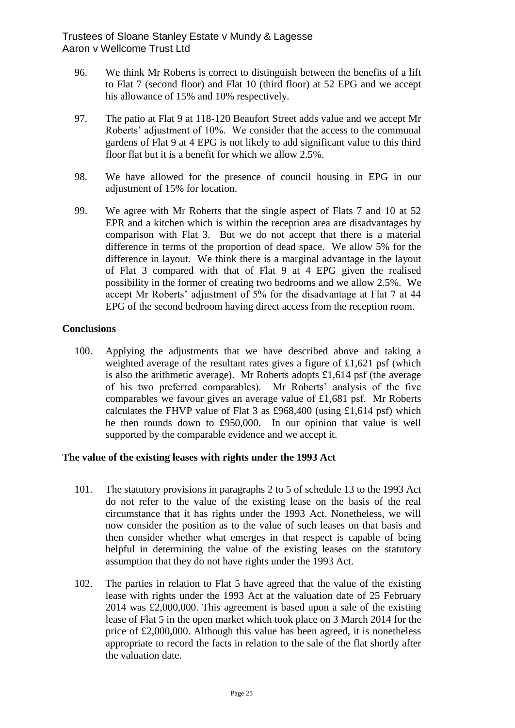96. We think Mr Roberts is correct to distinguish between the benefits of a lift to Flat 7 (second floor) and Flat 10 (third floor) at 52 EPG and we accept his allowance of 15% and 10% respectively.

97. The patio at Flat 9 at 118-120 Beaufort Street adds value and we accept Mr Roberts' adjustment of 10%. We consider that the access to the communal gardens of Flat 9 at 4 EPG is not likely to add significant value to this third floor flat but it is a benefit for which we allow 2.5%.

98. We have allowed for the presence of council housing in EPG in our adjustment of 15% for location.

99. We agree with Mr Roberts that the single aspect of Flats 7 and 10 at 52 EPR and a kitchen which is within the reception area are disadvantages by comparison with Flat 3. But we do not accept that there is a material difference in terms of the proportion of dead space. We allow 5% for the difference in layout. We think there is a marginal advantage in the layout of Flat 3 compared with that of Flat 9 at 4 EPG given the realised possibility in the former of creating two bedrooms and we allow 2.5%. We accept Mr Roberts' adjustment of 5% for the disadvantage at Flat 7 at 44 EPG of the second bedroom having direct access from the reception room.

### Conclusions

100. Applying the adjustments that we have described above and taking a weighted average of the resultant rates gives a figure of £1,621 psf (which is also the arithmetic average). Mr Roberts adopts £1,614 psf (the average of his two preferred comparables). Mr Roberts' analysis of the five comparables we favour gives an average value of £1,681 psf. Mr Roberts calculates the FHVP value of Flat 3 as £968,400 (using £1,614 psf) which he then rounds down to £950,000. In our opinion that value is well supported by the comparable evidence and we accept it.

### The value of the existing leases with rights under the 1993 Act

101. The statutory provisions in paragraphs 2 to 5 of schedule 13 to the 1993 Act do not refer to the value of the existing lease on the basis of the real circumstance that it has rights under the 1993 Act. Nonetheless, we will now consider the position as to the value of such leases on that basis and then consider whether what emerges in that respect is capable of being helpful in determining the value of the existing leases on the statutory assumption that they do not have rights under the 1993 Act.

102. The parties in relation to Flat 5 have agreed that the value of the existing lease with rights under the 1993 Act at the valuation date of 25 February 2014 was £2,000,000. This agreement is based upon a sale of the existing lease of Flat 5 in the open market which took place on 3 March 2014 for the price of £2,000,000. Although this value has been agreed, it is nonetheless appropriate to record the facts in relation to the sale of the flat shortly after the valuation date.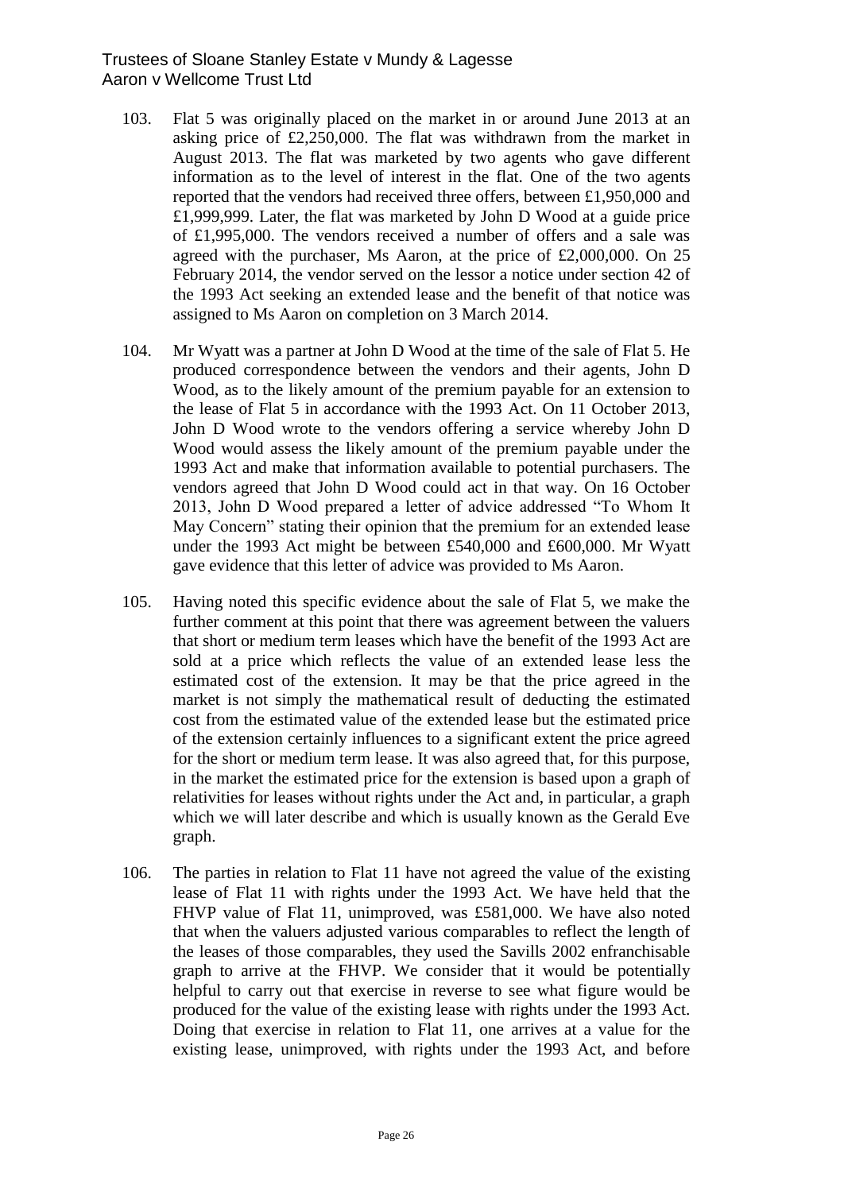103. Flat 5 was originally placed on the market in or around June 2013 at an asking price of £2,250,000. The flat was withdrawn from the market in August 2013. The flat was marketed by two agents who gave different information as to the level of interest in the flat. One of the two agents reported that the vendors had received three offers, between £1,950,000 and £1,999,999. Later, the flat was marketed by John D Wood at a guide price of £1,995,000. The vendors received a number of offers and a sale was agreed with the purchaser, Ms Aaron, at the price of £2,000,000. On 25 February 2014, the vendor served on the lessor a notice under section 42 of the 1993 Act seeking an extended lease and the benefit of that notice was assigned to Ms Aaron on completion on 3 March 2014.

104. Mr Wyatt was a partner at John D Wood at the time of the sale of Flat 5. He produced correspondence between the vendors and their agents, John D Wood, as to the likely amount of the premium payable for an extension to the lease of Flat 5 in accordance with the 1993 Act. On 11 October 2013, John D Wood wrote to the vendors offering a service whereby John D Wood would assess the likely amount of the premium payable under the 1993 Act and make that information available to potential purchasers. The vendors agreed that John D Wood could act in that way. On 16 October 2013, John D Wood prepared a letter of advice addressed "To Whom It May Concern" stating their opinion that the premium for an extended lease under the 1993 Act might be between £540,000 and £600,000. Mr Wyatt gave evidence that this letter of advice was provided to Ms Aaron.

105. Having noted this specific evidence about the sale of Flat 5, we make the further comment at this point that there was agreement between the valuers that short or medium term leases which have the benefit of the 1993 Act are sold at a price which reflects the value of an extended lease less the estimated cost of the extension. It may be that the price agreed in the market is not simply the mathematical result of deducting the estimated cost from the estimated value of the extended lease but the estimated price of the extension certainly influences to a significant extent the price agreed for the short or medium term lease. It was also agreed that, for this purpose, in the market the estimated price for the extension is based upon a graph of relativities for leases without rights under the Act and, in particular, a graph which we will later describe and which is usually known as the Gerald Eve graph.

106. The parties in relation to Flat 11 have not agreed the value of the existing lease of Flat 11 with rights under the 1993 Act. We have held that the FHVP value of Flat 11, unimproved, was £581,000. We have also noted that when the valuers adjusted various comparables to reflect the length of the leases of those comparables, they used the Savills 2002 enfranchisable graph to arrive at the FHVP. We consider that it would be potentially helpful to carry out that exercise in reverse to see what figure would be produced for the value of the existing lease with rights under the 1993 Act. Doing that exercise in relation to Flat 11, one arrives at a value for the existing lease, unimproved, with rights under the 1993 Act, and before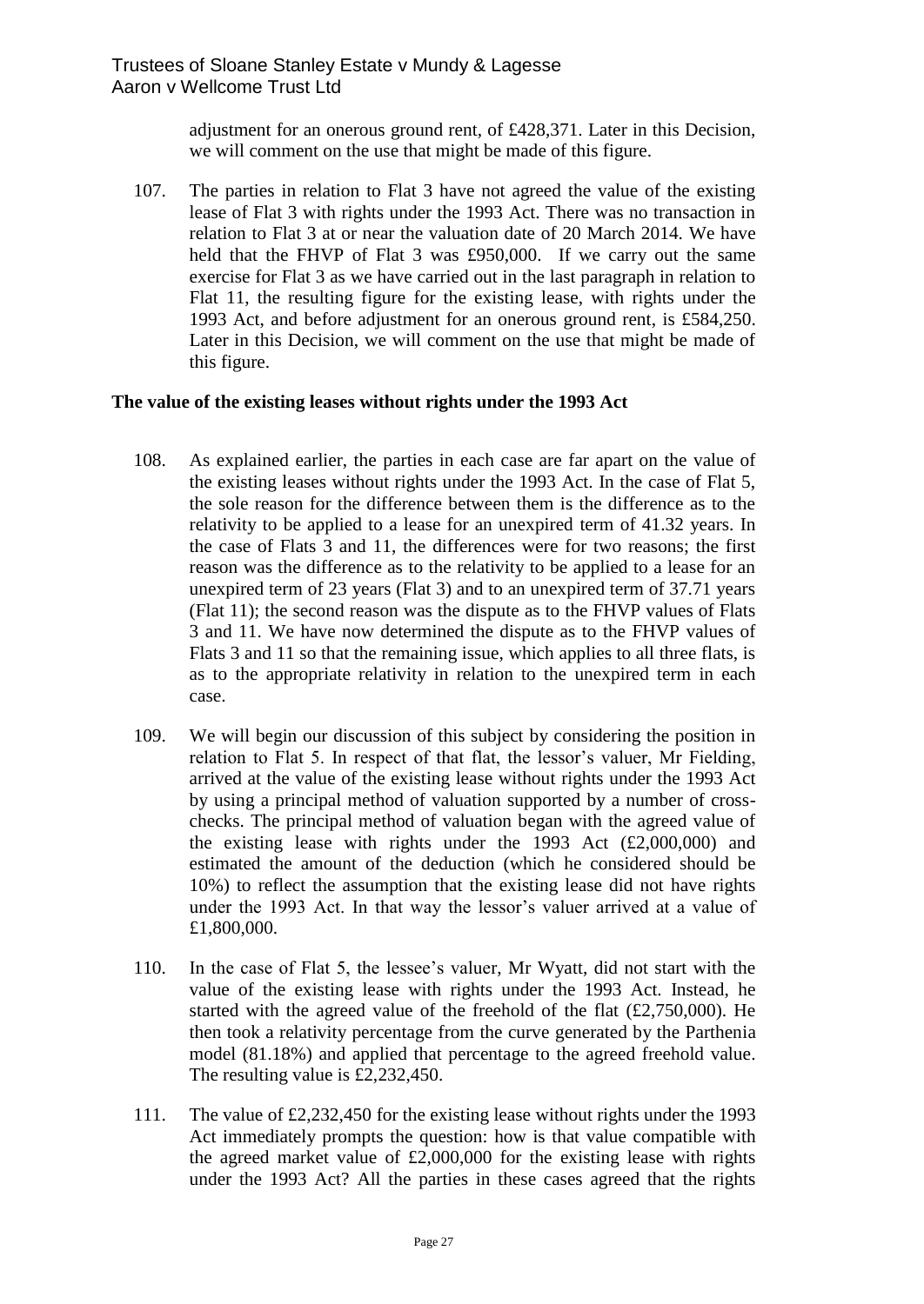adjustment for an onerous ground rent, of £428,371. Later in this Decision, we will comment on the use that might be made of this figure.

107. The parties in relation to Flat 3 have not agreed the value of the existing lease of Flat 3 with rights under the 1993 Act. There was no transaction in relation to Flat 3 at or near the valuation date of 20 March 2014. We have held that the FHVP of Flat 3 was £950,000. If we carry out the same exercise for Flat 3 as we have carried out in the last paragraph in relation to Flat 11, the resulting figure for the existing lease, with rights under the 1993 Act, and before adjustment for an onerous ground rent, is £584,250. Later in this Decision, we will comment on the use that might be made of this figure.

**The value of the existing leases without rights under the 1993 Act**

108. As explained earlier, the parties in each case are far apart on the value of the existing leases without rights under the 1993 Act. In the case of Flat 5, the sole reason for the difference between them is the difference as to the relativity to be applied to a lease for an unexpired term of 41.32 years. In the case of Flats 3 and 11, the differences were for two reasons; the first reason was the difference as to the relativity to be applied to a lease for an unexpired term of 23 years (Flat 3) and to an unexpired term of 37.71 years (Flat 11); the second reason was the dispute as to the FHVP values of Flats 3 and 11. We have now determined the dispute as to the FHVP values of Flats 3 and 11 so that the remaining issue, which applies to all three flats, is as to the appropriate relativity in relation to the unexpired term in each case.

109. We will begin our discussion of this subject by considering the position in relation to Flat 5. In respect of that flat, the lessor's valuer, Mr Fielding, arrived at the value of the existing lease without rights under the 1993 Act by using a principal method of valuation supported by a number of cross-checks. The principal method of valuation began with the agreed value of the existing lease with rights under the 1993 Act (£2,000,000) and estimated the amount of the deduction (which he considered should be 10%) to reflect the assumption that the existing lease did not have rights under the 1993 Act. In that way the lessor's valuer arrived at a value of £1,800,000.

110. In the case of Flat 5, the lessee's valuer, Mr Wyatt, did not start with the value of the existing lease with rights under the 1993 Act. Instead, he started with the agreed value of the freehold of the flat (£2,750,000). He then took a relativity percentage from the curve generated by the Parthenia model (81.18%) and applied that percentage to the agreed freehold value. The resulting value is £2,232,450.

111. The value of £2,232,450 for the existing lease without rights under the 1993 Act immediately prompts the question: how is that value compatible with the agreed market value of £2,000,000 for the existing lease with rights under the 1993 Act? All the parties in these cases agreed that the rights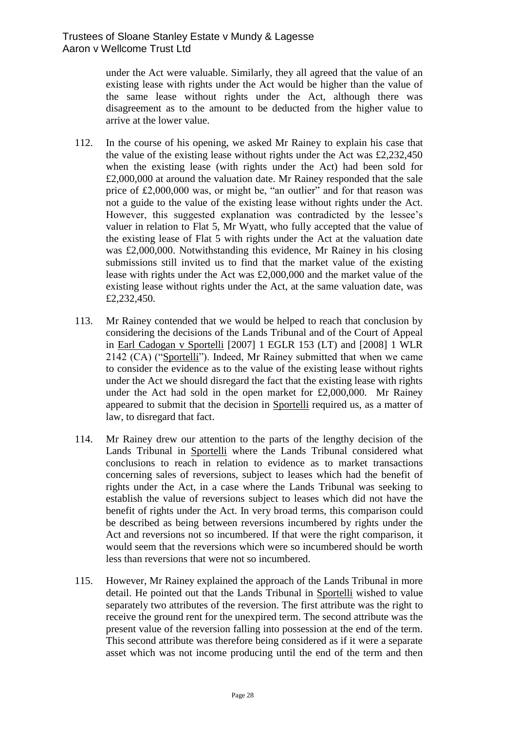under the Act were valuable. Similarly, they all agreed that the value of an existing lease with rights under the Act would be higher than the value of the same lease without rights under the Act, although there was disagreement as to the amount to be deducted from the higher value to arrive at the lower value.

112. In the course of his opening, we asked Mr Rainey to explain his case that the value of the existing lease without rights under the Act was £2,232,450 when the existing lease (with rights under the Act) had been sold for £2,000,000 at around the valuation date. Mr Rainey responded that the sale price of £2,000,000 was, or might be, "an outlier" and for that reason was not a guide to the value of the existing lease without rights under the Act. However, this suggested explanation was contradicted by the lessee's valuer in relation to Flat 5, Mr Wyatt, who fully accepted that the value of the existing lease of Flat 5 with rights under the Act at the valuation date was £2,000,000. Notwithstanding this evidence, Mr Rainey in his closing submissions still invited us to find that the market value of the existing lease with rights under the Act was £2,000,000 and the market value of the existing lease without rights under the Act, at the same valuation date, was £2,232,450.

113. Mr Rainey contended that we would be helped to reach that conclusion by considering the decisions of the Lands Tribunal and of the Court of Appeal in Earl Cadogan v Sportelli [2007] 1 EGLR 153 (LT) and [2008] 1 WLR 2142 (CA) ("Sportelli"). Indeed, Mr Rainey submitted that when we came to consider the evidence as to the value of the existing lease without rights under the Act we should disregard the fact that the existing lease with rights under the Act had sold in the open market for £2,000,000. Mr Rainey appeared to submit that the decision in Sportelli required us, as a matter of law, to disregard that fact.

114. Mr Rainey drew our attention to the parts of the lengthy decision of the Lands Tribunal in Sportelli where the Lands Tribunal considered what conclusions to reach in relation to evidence as to market transactions concerning sales of reversions, subject to leases which had the benefit of rights under the Act, in a case where the Lands Tribunal was seeking to establish the value of reversions subject to leases which did not have the benefit of rights under the Act. In very broad terms, this comparison could be described as being between reversions incumbered by rights under the Act and reversions not so incumbered. If that were the right comparison, it would seem that the reversions which were so incumbered should be worth less than reversions that were not so incumbered.

115. However, Mr Rainey explained the approach of the Lands Tribunal in more detail. He pointed out that the Lands Tribunal in Sportelli wished to value separately two attributes of the reversion. The first attribute was the right to receive the ground rent for the unexpired term. The second attribute was the present value of the reversion falling into possession at the end of the term. This second attribute was therefore being considered as if it were a separate asset which was not income producing until the end of the term and then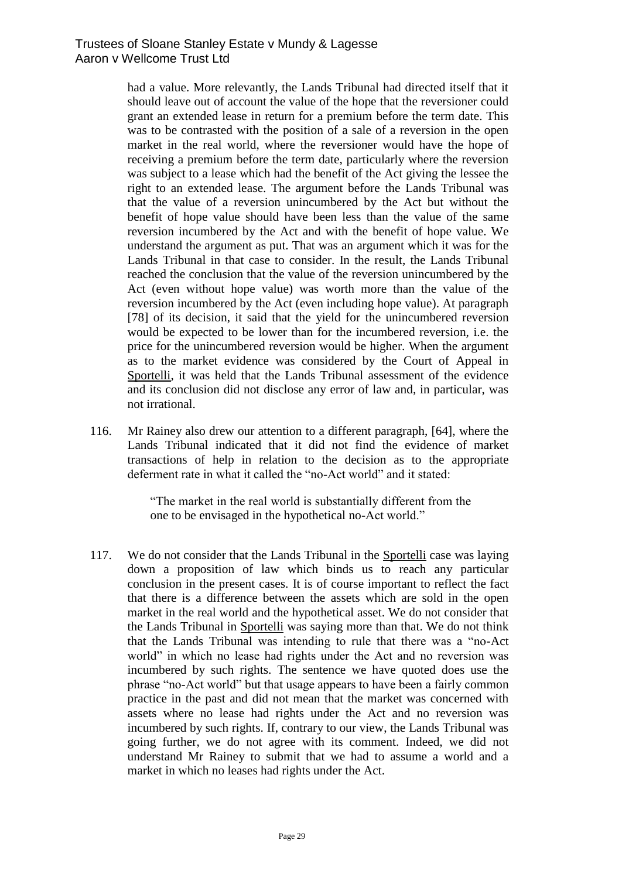had a value. More relevantly, the Lands Tribunal had directed itself that it should leave out of account the value of the hope that the reversioner could grant an extended lease in return for a premium before the term date. This was to be contrasted with the position of a sale of a reversion in the open market in the real world, where the reversioner would have the hope of receiving a premium before the term date, particularly where the reversion was subject to a lease which had the benefit of the Act giving the lessee the right to an extended lease. The argument before the Lands Tribunal was that the value of a reversion unincumbered by the Act but without the benefit of hope value should have been less than the value of the same reversion incumbered by the Act and with the benefit of hope value. We understand the argument as put. That was an argument which it was for the Lands Tribunal in that case to consider. In the result, the Lands Tribunal reached the conclusion that the value of the reversion unincumbered by the Act (even without hope value) was worth more than the value of the reversion incumbered by the Act (even including hope value). At paragraph [78] of its decision, it said that the yield for the unincumbered reversion would be expected to be lower than for the incumbered reversion, i.e. the price for the unincumbered reversion would be higher. When the argument as to the market evidence was considered by the Court of Appeal in Sportelli, it was held that the Lands Tribunal assessment of the evidence and its conclusion did not disclose any error of law and, in particular, was not irrational.

116. Mr Rainey also drew our attention to a different paragraph, [64], where the Lands Tribunal indicated that it did not find the evidence of market transactions of help in relation to the decision as to the appropriate deferment rate in what it called the "no-Act world" and it stated:

> "The market in the real world is substantially different from the one to be envisaged in the hypothetical no-Act world."

117. We do not consider that the Lands Tribunal in the Sportelli case was laying down a proposition of law which binds us to reach any particular conclusion in the present cases. It is of course important to reflect the fact that there is a difference between the assets which are sold in the open market in the real world and the hypothetical asset. We do not consider that the Lands Tribunal in Sportelli was saying more than that. We do not think that the Lands Tribunal was intending to rule that there was a "no-Act world" in which no lease had rights under the Act and no reversion was incumbered by such rights. The sentence we have quoted does use the phrase "no-Act world" but that usage appears to have been a fairly common practice in the past and did not mean that the market was concerned with assets where no lease had rights under the Act and no reversion was incumbered by such rights. If, contrary to our view, the Lands Tribunal was going further, we do not agree with its comment. Indeed, we did not understand Mr Rainey to submit that we had to assume a world and a market in which no leases had rights under the Act.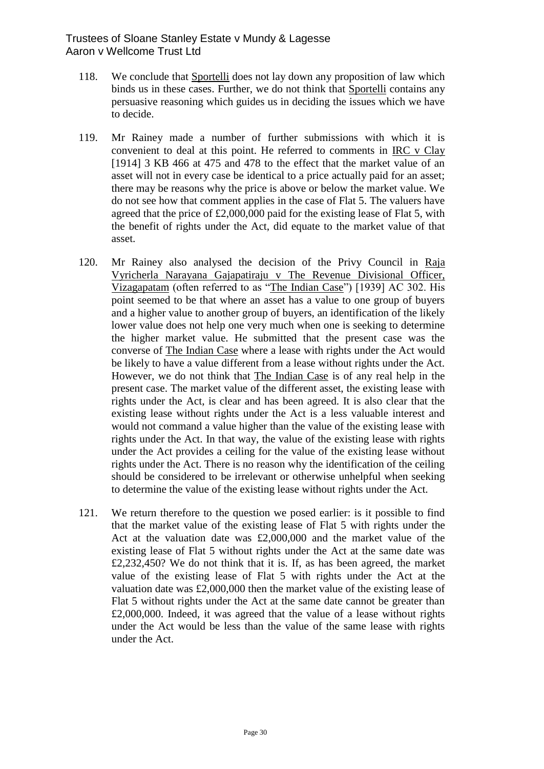118. We conclude that Sportelli does not lay down any proposition of law which binds us in these cases. Further, we do not think that Sportelli contains any persuasive reasoning which guides us in deciding the issues which we have to decide.

119. Mr Rainey made a number of further submissions with which it is convenient to deal at this point. He referred to comments in IRC v Clay [1914] 3 KB 466 at 475 and 478 to the effect that the market value of an asset will not in every case be identical to a price actually paid for an asset; there may be reasons why the price is above or below the market value. We do not see how that comment applies in the case of Flat 5. The valuers have agreed that the price of £2,000,000 paid for the existing lease of Flat 5, with the benefit of rights under the Act, did equate to the market value of that asset.

120. Mr Rainey also analysed the decision of the Privy Council in Raja Vyricherla Narayana Gajapatiraju v The Revenue Divisional Officer, Vizagapatam (often referred to as "The Indian Case") [1939] AC 302. His point seemed to be that where an asset has a value to one group of buyers and a higher value to another group of buyers, an identification of the likely lower value does not help one very much when one is seeking to determine the higher market value. He submitted that the present case was the converse of The Indian Case where a lease with rights under the Act would be likely to have a value different from a lease without rights under the Act. However, we do not think that The Indian Case is of any real help in the present case. The market value of the different asset, the existing lease with rights under the Act, is clear and has been agreed. It is also clear that the existing lease without rights under the Act is a less valuable interest and would not command a value higher than the value of the existing lease with rights under the Act. In that way, the value of the existing lease with rights under the Act provides a ceiling for the value of the existing lease without rights under the Act. There is no reason why the identification of the ceiling should be considered to be irrelevant or otherwise unhelpful when seeking to determine the value of the existing lease without rights under the Act.

121. We return therefore to the question we posed earlier: is it possible to find that the market value of the existing lease of Flat 5 with rights under the Act at the valuation date was £2,000,000 and the market value of the existing lease of Flat 5 without rights under the Act at the same date was £2,232,450? We do not think that it is. If, as has been agreed, the market value of the existing lease of Flat 5 with rights under the Act at the valuation date was £2,000,000 then the market value of the existing lease of Flat 5 without rights under the Act at the same date cannot be greater than £2,000,000. Indeed, it was agreed that the value of a lease without rights under the Act would be less than the value of the same lease with rights under the Act.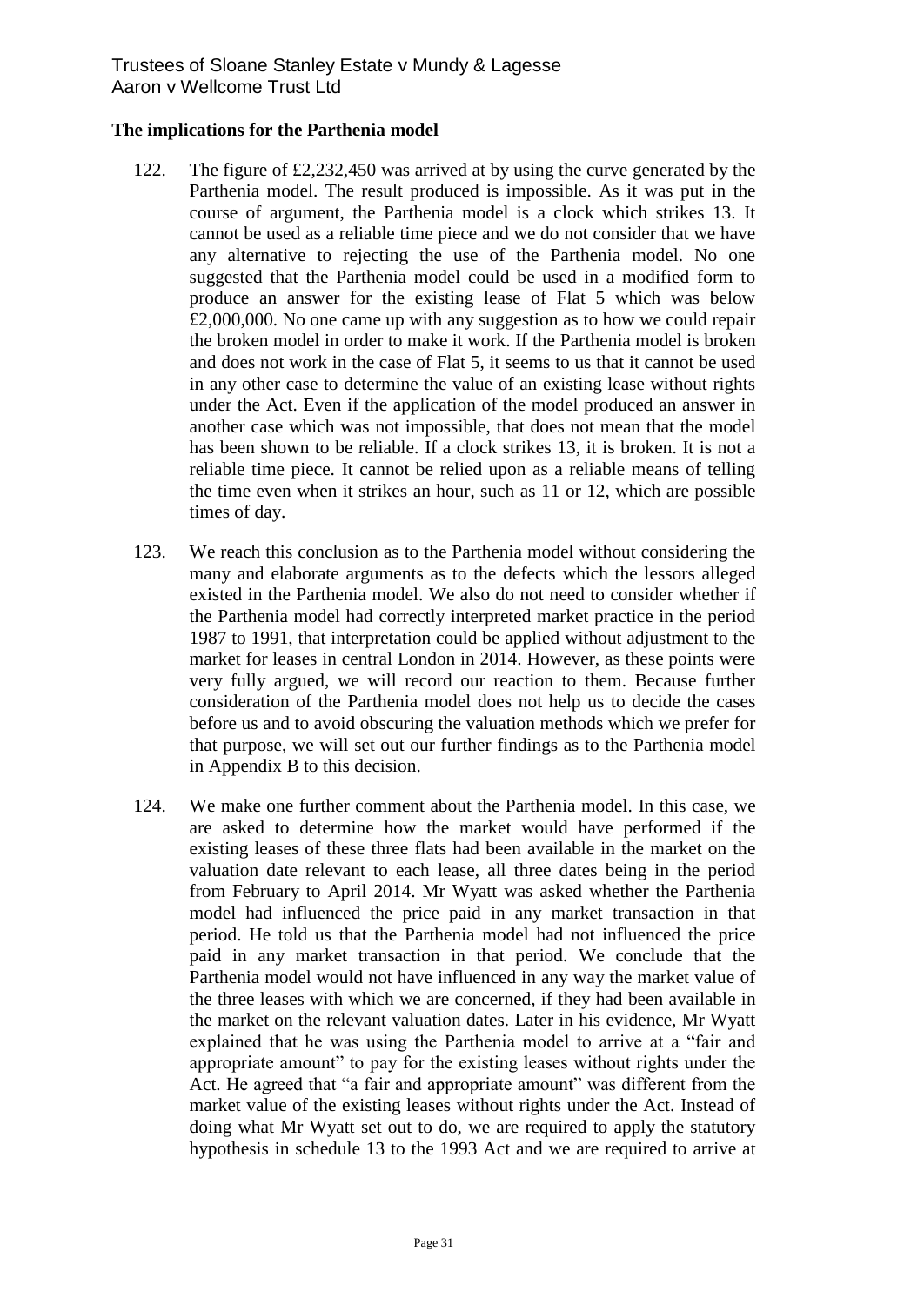## The implications for the Parthenia model

122. The figure of £2,232,450 was arrived at by using the curve generated by the Parthenia model. The result produced is impossible. As it was put in the course of argument, the Parthenia model is a clock which strikes 13. It cannot be used as a reliable time piece and we do not consider that we have any alternative to rejecting the use of the Parthenia model. No one suggested that the Parthenia model could be used in a modified form to produce an answer for the existing lease of Flat 5 which was below £2,000,000. No one came up with any suggestion as to how we could repair the broken model in order to make it work. If the Parthenia model is broken and does not work in the case of Flat 5, it seems to us that it cannot be used in any other case to determine the value of an existing lease without rights under the Act. Even if the application of the model produced an answer in another case which was not impossible, that does not mean that the model has been shown to be reliable. If a clock strikes 13, it is broken. It is not a reliable time piece. It cannot be relied upon as a reliable means of telling the time even when it strikes an hour, such as 11 or 12, which are possible times of day.

123. We reach this conclusion as to the Parthenia model without considering the many and elaborate arguments as to the defects which the lessors alleged existed in the Parthenia model. We also do not need to consider whether if the Parthenia model had correctly interpreted market practice in the period 1987 to 1991, that interpretation could be applied without adjustment to the market for leases in central London in 2014. However, as these points were very fully argued, we will record our reaction to them. Because further consideration of the Parthenia model does not help us to decide the cases before us and to avoid obscuring the valuation methods which we prefer for that purpose, we will set out our further findings as to the Parthenia model in Appendix B to this decision.

124. We make one further comment about the Parthenia model. In this case, we are asked to determine how the market would have performed if the existing leases of these three flats had been available in the market on the valuation date relevant to each lease, all three dates being in the period from February to April 2014. Mr Wyatt was asked whether the Parthenia model had influenced the price paid in any market transaction in that period. He told us that the Parthenia model had not influenced the price paid in any market transaction in that period. We conclude that the Parthenia model would not have influenced in any way the market value of the three leases with which we are concerned, if they had been available in the market on the relevant valuation dates. Later in his evidence, Mr Wyatt explained that he was using the Parthenia model to arrive at a "fair and appropriate amount" to pay for the existing leases without rights under the Act. He agreed that "a fair and appropriate amount" was different from the market value of the existing leases without rights under the Act. Instead of doing what Mr Wyatt set out to do, we are required to apply the statutory hypothesis in schedule 13 to the 1993 Act and we are required to arrive at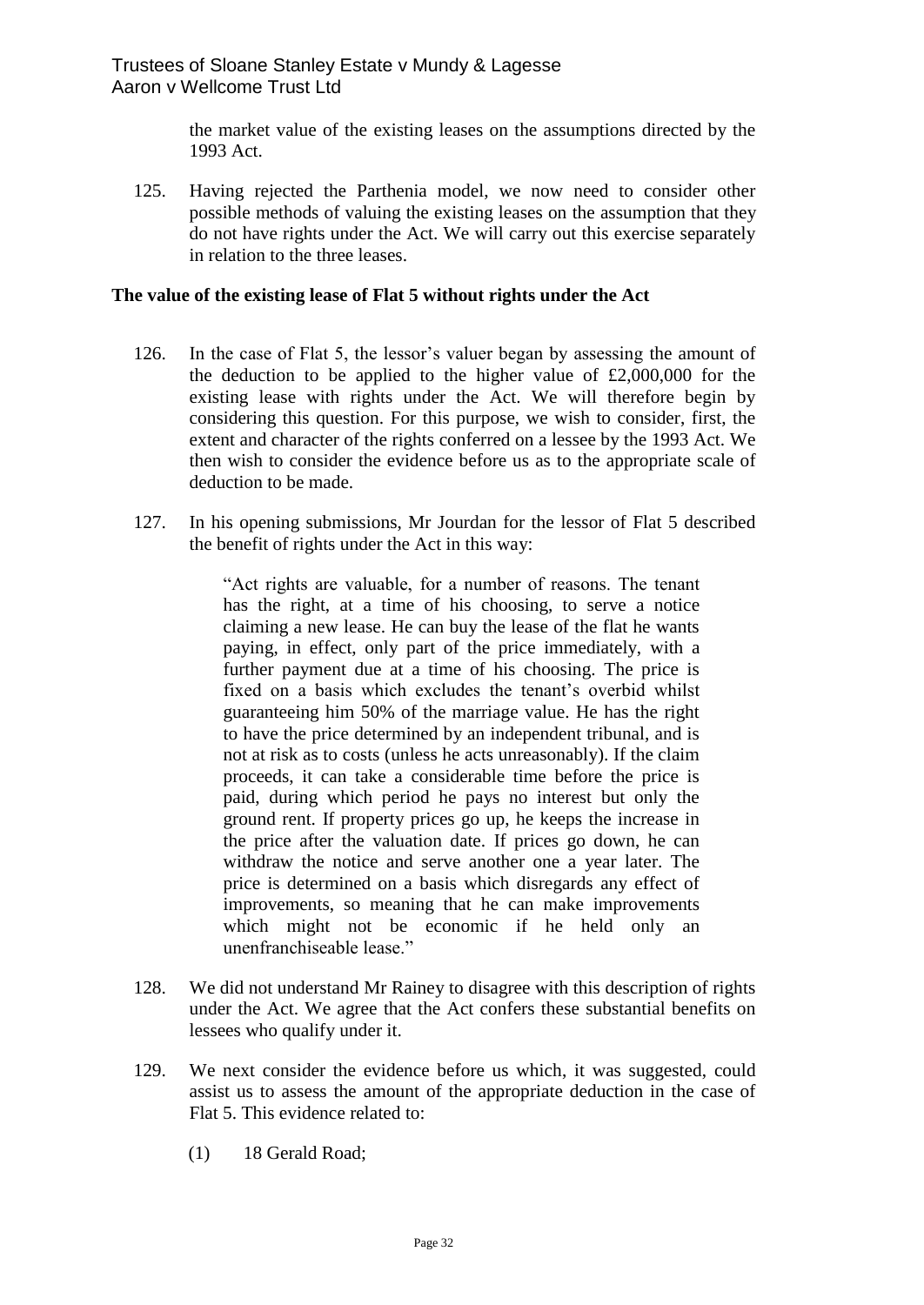the market value of the existing leases on the assumptions directed by the 1993 Act.

125. Having rejected the Parthenia model, we now need to consider other possible methods of valuing the existing leases on the assumption that they do not have rights under the Act. We will carry out this exercise separately in relation to the three leases.

**The value of the existing lease of Flat 5 without rights under the Act**

126. In the case of Flat 5, the lessor's valuer began by assessing the amount of the deduction to be applied to the higher value of £2,000,000 for the existing lease with rights under the Act. We will therefore begin by considering this question. For this purpose, we wish to consider, first, the extent and character of the rights conferred on a lessee by the 1993 Act. We then wish to consider the evidence before us as to the appropriate scale of deduction to be made.

127. In his opening submissions, Mr Jourdan for the lessor of Flat 5 described the benefit of rights under the Act in this way:

> "Act rights are valuable, for a number of reasons. The tenant has the right, at a time of his choosing, to serve a notice claiming a new lease. He can buy the lease of the flat he wants paying, in effect, only part of the price immediately, with a further payment due at a time of his choosing. The price is fixed on a basis which excludes the tenant's overbid whilst guaranteeing him 50% of the marriage value. He has the right to have the price determined by an independent tribunal, and is not at risk as to costs (unless he acts unreasonably). If the claim proceeds, it can take a considerable time before the price is paid, during which period he pays no interest but only the ground rent. If property prices go up, he keeps the increase in the price after the valuation date. If prices go down, he can withdraw the notice and serve another one a year later. The price is determined on a basis which disregards any effect of improvements, so meaning that he can make improvements which might not be economic if he held only an unenfranchiseable lease."

128. We did not understand Mr Rainey to disagree with this description of rights under the Act. We agree that the Act confers these substantial benefits on lessees who qualify under it.

129. We next consider the evidence before us which, it was suggested, could assist us to assess the amount of the appropriate deduction in the case of Flat 5. This evidence related to:

    (1) 18 Gerald Road;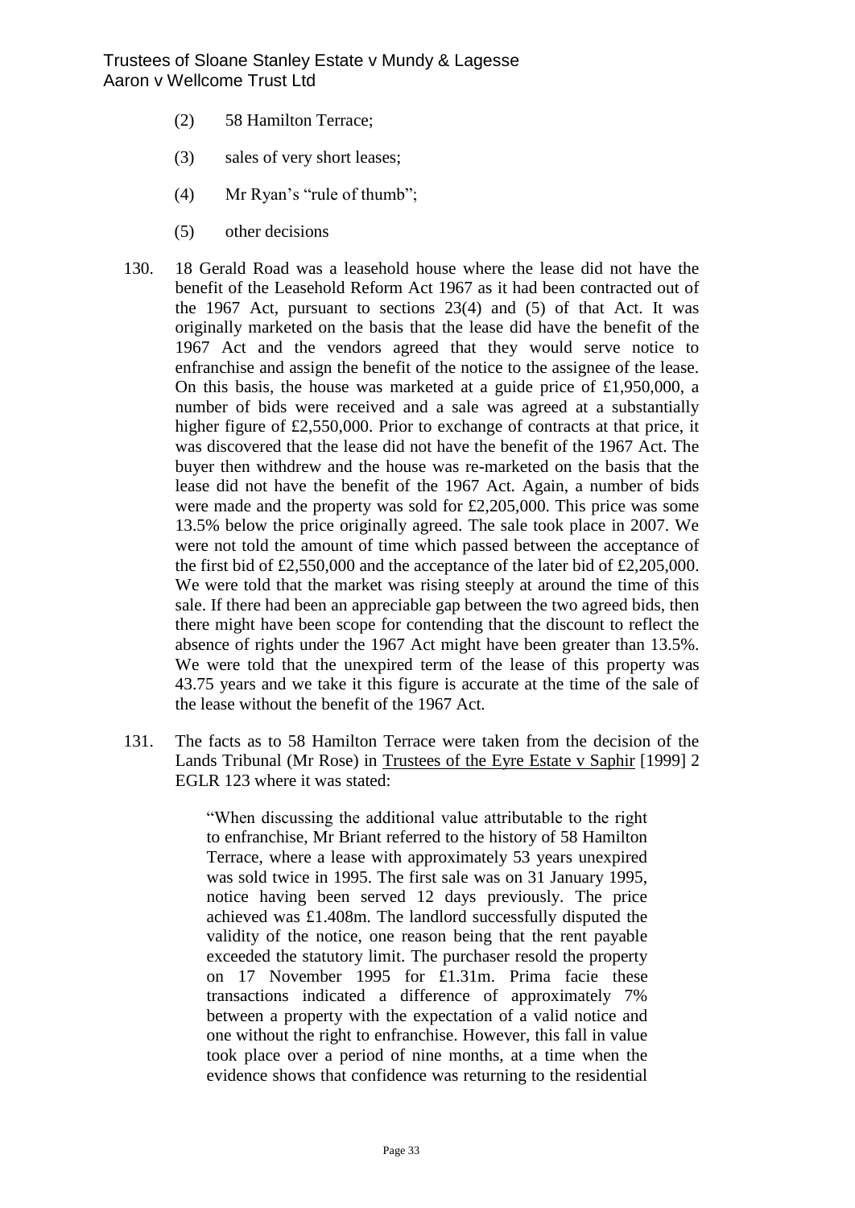(2) 58 Hamilton Terrace;

(3) sales of very short leases;

(4) Mr Ryan's "rule of thumb";

(5) other decisions

130. 18 Gerald Road was a leasehold house where the lease did not have the benefit of the Leasehold Reform Act 1967 as it had been contracted out of the 1967 Act, pursuant to sections 23(4) and (5) of that Act. It was originally marketed on the basis that the lease did have the benefit of the 1967 Act and the vendors agreed that they would serve notice to enfranchise and assign the benefit of the notice to the assignee of the lease. On this basis, the house was marketed at a guide price of £1,950,000, a number of bids were received and a sale was agreed at a substantially higher figure of £2,550,000. Prior to exchange of contracts at that price, it was discovered that the lease did not have the benefit of the 1967 Act. The buyer then withdrew and the house was re-marketed on the basis that the lease did not have the benefit of the 1967 Act. Again, a number of bids were made and the property was sold for £2,205,000. This price was some 13.5% below the price originally agreed. The sale took place in 2007. We were not told the amount of time which passed between the acceptance of the first bid of £2,550,000 and the acceptance of the later bid of £2,205,000. We were told that the market was rising steeply at around the time of this sale. If there had been an appreciable gap between the two agreed bids, then there might have been scope for contending that the discount to reflect the absence of rights under the 1967 Act might have been greater than 13.5%. We were told that the unexpired term of the lease of this property was 43.75 years and we take it this figure is accurate at the time of the sale of the lease without the benefit of the 1967 Act.

131. The facts as to 58 Hamilton Terrace were taken from the decision of the Lands Tribunal (Mr Rose) in Trustees of the Eyre Estate v Saphir [1999] 2 EGLR 123 where it was stated:

> "When discussing the additional value attributable to the right to enfranchise, Mr Briant referred to the history of 58 Hamilton Terrace, where a lease with approximately 53 years unexpired was sold twice in 1995. The first sale was on 31 January 1995, notice having been served 12 days previously. The price achieved was £1.408m. The landlord successfully disputed the validity of the notice, one reason being that the rent payable exceeded the statutory limit. The purchaser resold the property on 17 November 1995 for £1.31m. Prima facie these transactions indicated a difference of approximately 7% between a property with the expectation of a valid notice and one without the right to enfranchise. However, this fall in value took place over a period of nine months, at a time when the evidence shows that confidence was returning to the residential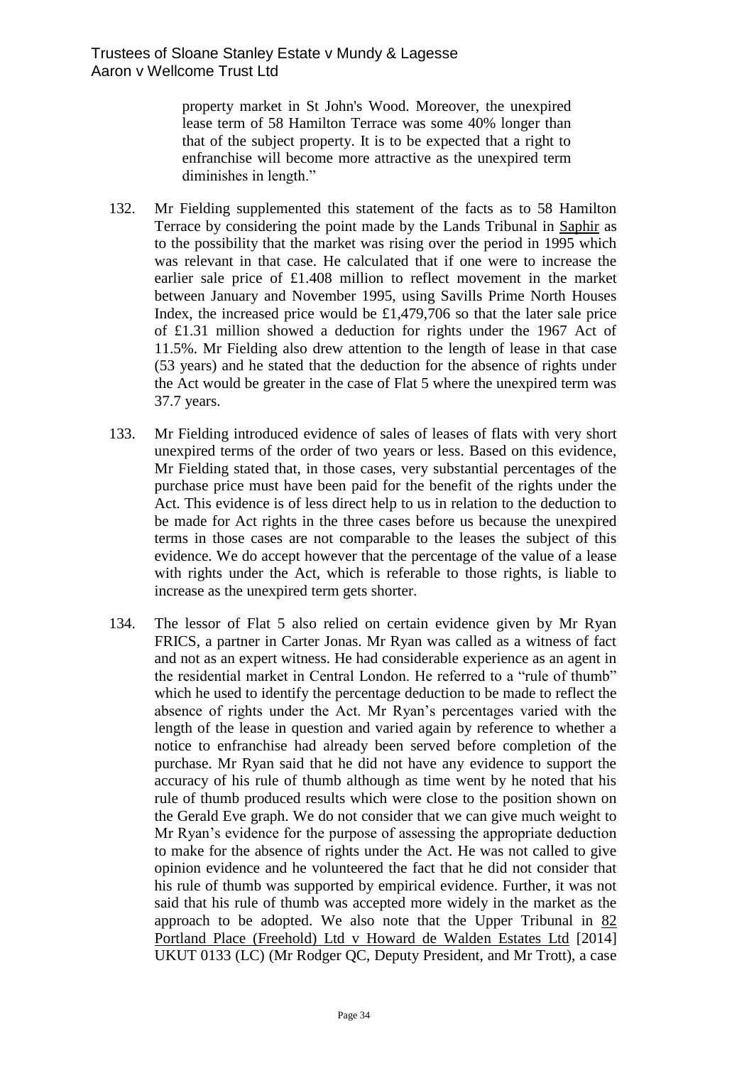property market in St John's Wood. Moreover, the unexpired lease term of 58 Hamilton Terrace was some 40% longer than that of the subject property. It is to be expected that a right to enfranchise will become more attractive as the unexpired term diminishes in length."

132. Mr Fielding supplemented this statement of the facts as to 58 Hamilton Terrace by considering the point made by the Lands Tribunal in Saphir as to the possibility that the market was rising over the period in 1995 which was relevant in that case. He calculated that if one were to increase the earlier sale price of £1.408 million to reflect movement in the market between January and November 1995, using Savills Prime North Houses Index, the increased price would be £1,479,706 so that the later sale price of £1.31 million showed a deduction for rights under the 1967 Act of 11.5%. Mr Fielding also drew attention to the length of lease in that case (53 years) and he stated that the deduction for the absence of rights under the Act would be greater in the case of Flat 5 where the unexpired term was 37.7 years.

133. Mr Fielding introduced evidence of sales of leases of flats with very short unexpired terms of the order of two years or less. Based on this evidence, Mr Fielding stated that, in those cases, very substantial percentages of the purchase price must have been paid for the benefit of the rights under the Act. This evidence is of less direct help to us in relation to the deduction to be made for Act rights in the three cases before us because the unexpired terms in those cases are not comparable to the leases the subject of this evidence. We do accept however that the percentage of the value of a lease with rights under the Act, which is referable to those rights, is liable to increase as the unexpired term gets shorter.

134. The lessor of Flat 5 also relied on certain evidence given by Mr Ryan FRICS, a partner in Carter Jonas. Mr Ryan was called as a witness of fact and not as an expert witness. He had considerable experience as an agent in the residential market in Central London. He referred to a "rule of thumb" which he used to identify the percentage deduction to be made to reflect the absence of rights under the Act. Mr Ryan's percentages varied with the length of the lease in question and varied again by reference to whether a notice to enfranchise had already been served before completion of the purchase. Mr Ryan said that he did not have any evidence to support the accuracy of his rule of thumb although as time went by he noted that his rule of thumb produced results which were close to the position shown on the Gerald Eve graph. We do not consider that we can give much weight to Mr Ryan's evidence for the purpose of assessing the appropriate deduction to make for the absence of rights under the Act. He was not called to give opinion evidence and he volunteered the fact that he did not consider that his rule of thumb was supported by empirical evidence. Further, it was not said that his rule of thumb was accepted more widely in the market as the approach to be adopted. We also note that the Upper Tribunal in 82 Portland Place (Freehold) Ltd v Howard de Walden Estates Ltd [2014] UKUT 0133 (LC) (Mr Rodger QC, Deputy President, and Mr Trott), a case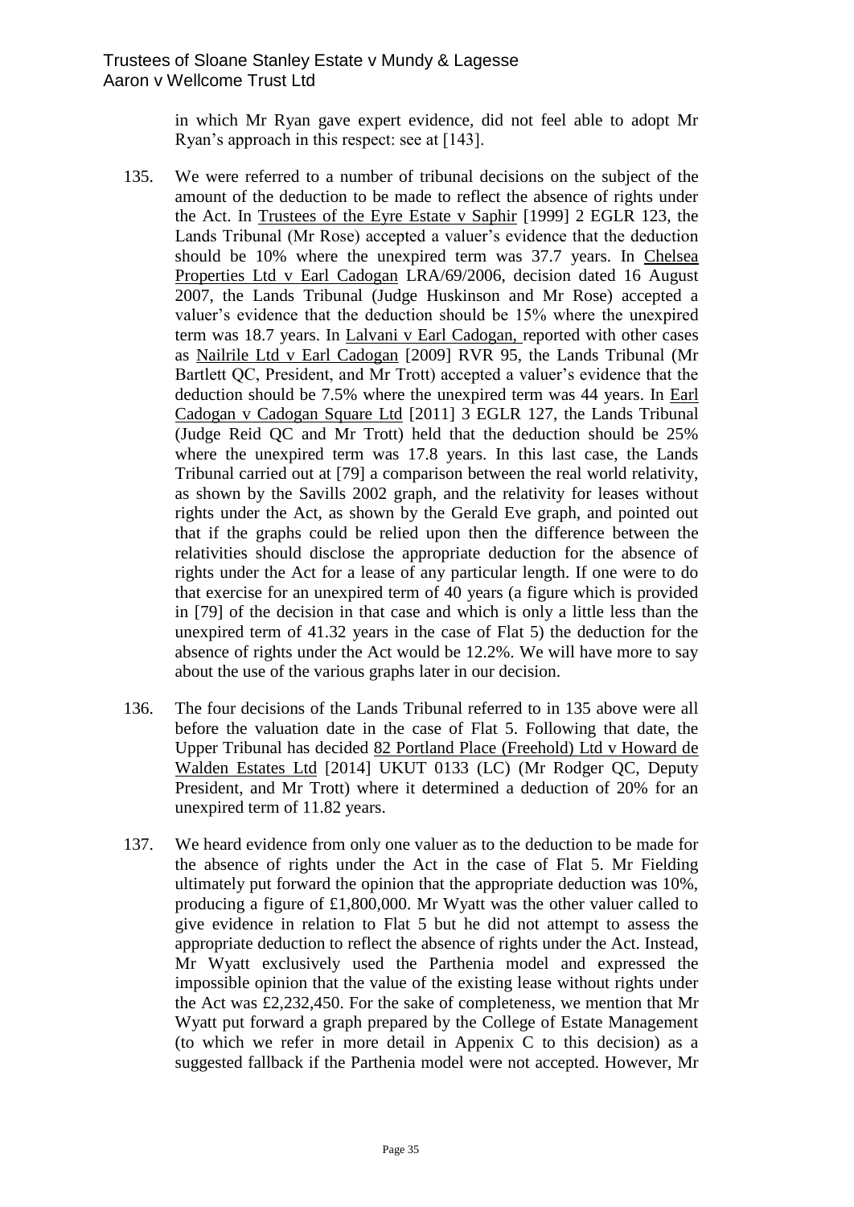in which Mr Ryan gave expert evidence, did not feel able to adopt Mr Ryan's approach in this respect: see at [143].

135. We were referred to a number of tribunal decisions on the subject of the amount of the deduction to be made to reflect the absence of rights under the Act. In Trustees of the Eyre Estate v Saphir [1999] 2 EGLR 123, the Lands Tribunal (Mr Rose) accepted a valuer's evidence that the deduction should be 10% where the unexpired term was 37.7 years. In Chelsea Properties Ltd v Earl Cadogan LRA/69/2006, decision dated 16 August 2007, the Lands Tribunal (Judge Huskinson and Mr Rose) accepted a valuer's evidence that the deduction should be 15% where the unexpired term was 18.7 years. In Lalvani v Earl Cadogan, reported with other cases as Nailrile Ltd v Earl Cadogan [2009] RVR 95, the Lands Tribunal (Mr Bartlett QC, President, and Mr Trott) accepted a valuer's evidence that the deduction should be 7.5% where the unexpired term was 44 years. In Earl Cadogan v Cadogan Square Ltd [2011] 3 EGLR 127, the Lands Tribunal (Judge Reid QC and Mr Trott) held that the deduction should be 25% where the unexpired term was 17.8 years. In this last case, the Lands Tribunal carried out at [79] a comparison between the real world relativity, as shown by the Savills 2002 graph, and the relativity for leases without rights under the Act, as shown by the Gerald Eve graph, and pointed out that if the graphs could be relied upon then the difference between the relativities should disclose the appropriate deduction for the absence of rights under the Act for a lease of any particular length. If one were to do that exercise for an unexpired term of 40 years (a figure which is provided in [79] of the decision in that case and which is only a little less than the unexpired term of 41.32 years in the case of Flat 5) the deduction for the absence of rights under the Act would be 12.2%. We will have more to say about the use of the various graphs later in our decision.

136. The four decisions of the Lands Tribunal referred to in 135 above were all before the valuation date in the case of Flat 5. Following that date, the Upper Tribunal has decided 82 Portland Place (Freehold) Ltd v Howard de Walden Estates Ltd [2014] UKUT 0133 (LC) (Mr Rodger QC, Deputy President, and Mr Trott) where it determined a deduction of 20% for an unexpired term of 11.82 years.

137. We heard evidence from only one valuer as to the deduction to be made for the absence of rights under the Act in the case of Flat 5. Mr Fielding ultimately put forward the opinion that the appropriate deduction was 10%, producing a figure of £1,800,000. Mr Wyatt was the other valuer called to give evidence in relation to Flat 5 but he did not attempt to assess the appropriate deduction to reflect the absence of rights under the Act. Instead, Mr Wyatt exclusively used the Parthenia model and expressed the impossible opinion that the value of the existing lease without rights under the Act was £2,232,450. For the sake of completeness, we mention that Mr Wyatt put forward a graph prepared by the College of Estate Management (to which we refer in more detail in Appenix C to this decision) as a suggested fallback if the Parthenia model were not accepted. However, Mr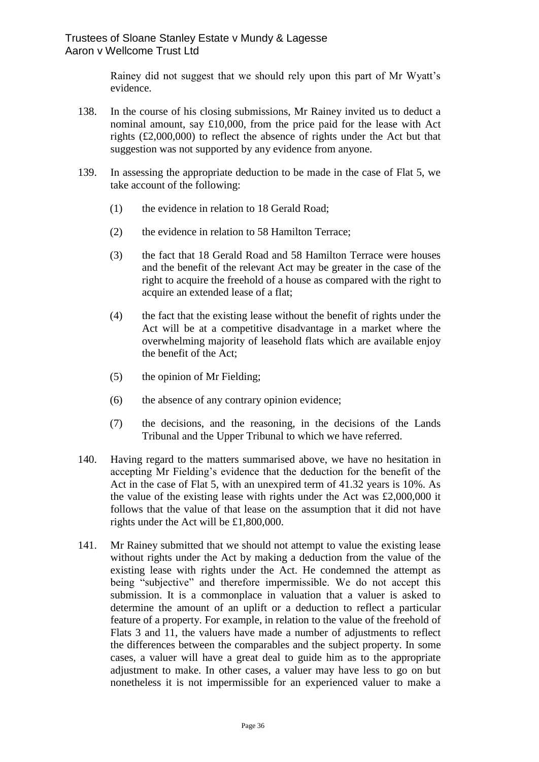Rainey did not suggest that we should rely upon this part of Mr Wyatt's evidence.

138. In the course of his closing submissions, Mr Rainey invited us to deduct a nominal amount, say £10,000, from the price paid for the lease with Act rights (£2,000,000) to reflect the absence of rights under the Act but that suggestion was not supported by any evidence from anyone.

139. In assessing the appropriate deduction to be made in the case of Flat 5, we take account of the following:

    (1) the evidence in relation to 18 Gerald Road;

    (2) the evidence in relation to 58 Hamilton Terrace;

    (3) the fact that 18 Gerald Road and 58 Hamilton Terrace were houses and the benefit of the relevant Act may be greater in the case of the right to acquire the freehold of a house as compared with the right to acquire an extended lease of a flat;

    (4) the fact that the existing lease without the benefit of rights under the Act will be at a competitive disadvantage in a market where the overwhelming majority of leasehold flats which are available enjoy the benefit of the Act;

    (5) the opinion of Mr Fielding;

    (6) the absence of any contrary opinion evidence;

    (7) the decisions, and the reasoning, in the decisions of the Lands Tribunal and the Upper Tribunal to which we have referred.

140. Having regard to the matters summarised above, we have no hesitation in accepting Mr Fielding's evidence that the deduction for the benefit of the Act in the case of Flat 5, with an unexpired term of 41.32 years is 10%. As the value of the existing lease with rights under the Act was £2,000,000 it follows that the value of that lease on the assumption that it did not have rights under the Act will be £1,800,000.

141. Mr Rainey submitted that we should not attempt to value the existing lease without rights under the Act by making a deduction from the value of the existing lease with rights under the Act. He condemned the attempt as being "subjective" and therefore impermissible. We do not accept this submission. It is a commonplace in valuation that a valuer is asked to determine the amount of an uplift or a deduction to reflect a particular feature of a property. For example, in relation to the value of the freehold of Flats 3 and 11, the valuers have made a number of adjustments to reflect the differences between the comparables and the subject property. In some cases, a valuer will have a great deal to guide him as to the appropriate adjustment to make. In other cases, a valuer may have less to go on but nonetheless it is not impermissible for an experienced valuer to make a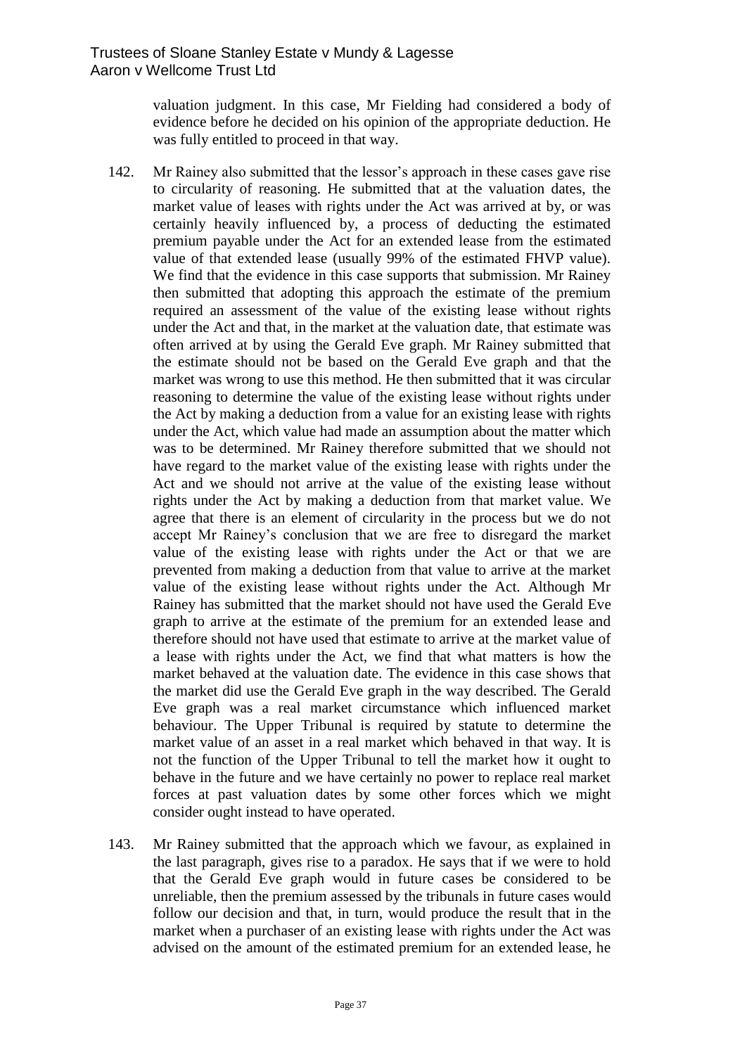valuation judgment. In this case, Mr Fielding had considered a body of evidence before he decided on his opinion of the appropriate deduction. He was fully entitled to proceed in that way.

142. Mr Rainey also submitted that the lessor's approach in these cases gave rise to circularity of reasoning. He submitted that at the valuation dates, the market value of leases with rights under the Act was arrived at by, or was certainly heavily influenced by, a process of deducting the estimated premium payable under the Act for an extended lease from the estimated value of that extended lease (usually 99% of the estimated FHVP value). We find that the evidence in this case supports that submission. Mr Rainey then submitted that adopting this approach the estimate of the premium required an assessment of the value of the existing lease without rights under the Act and that, in the market at the valuation date, that estimate was often arrived at by using the Gerald Eve graph. Mr Rainey submitted that the estimate should not be based on the Gerald Eve graph and that the market was wrong to use this method. He then submitted that it was circular reasoning to determine the value of the existing lease without rights under the Act by making a deduction from a value for an existing lease with rights under the Act, which value had made an assumption about the matter which was to be determined. Mr Rainey therefore submitted that we should not have regard to the market value of the existing lease with rights under the Act and we should not arrive at the value of the existing lease without rights under the Act by making a deduction from that market value. We agree that there is an element of circularity in the process but we do not accept Mr Rainey's conclusion that we are free to disregard the market value of the existing lease with rights under the Act or that we are prevented from making a deduction from that value to arrive at the market value of the existing lease without rights under the Act. Although Mr Rainey has submitted that the market should not have used the Gerald Eve graph to arrive at the estimate of the premium for an extended lease and therefore should not have used that estimate to arrive at the market value of a lease with rights under the Act, we find that what matters is how the market behaved at the valuation date. The evidence in this case shows that the market did use the Gerald Eve graph in the way described. The Gerald Eve graph was a real market circumstance which influenced market behaviour. The Upper Tribunal is required by statute to determine the market value of an asset in a real market which behaved in that way. It is not the function of the Upper Tribunal to tell the market how it ought to behave in the future and we have certainly no power to replace real market forces at past valuation dates by some other forces which we might consider ought instead to have operated.

143. Mr Rainey submitted that the approach which we favour, as explained in the last paragraph, gives rise to a paradox. He says that if we were to hold that the Gerald Eve graph would in future cases be considered to be unreliable, then the premium assessed by the tribunals in future cases would follow our decision and that, in turn, would produce the result that in the market when a purchaser of an existing lease with rights under the Act was advised on the amount of the estimated premium for an extended lease, he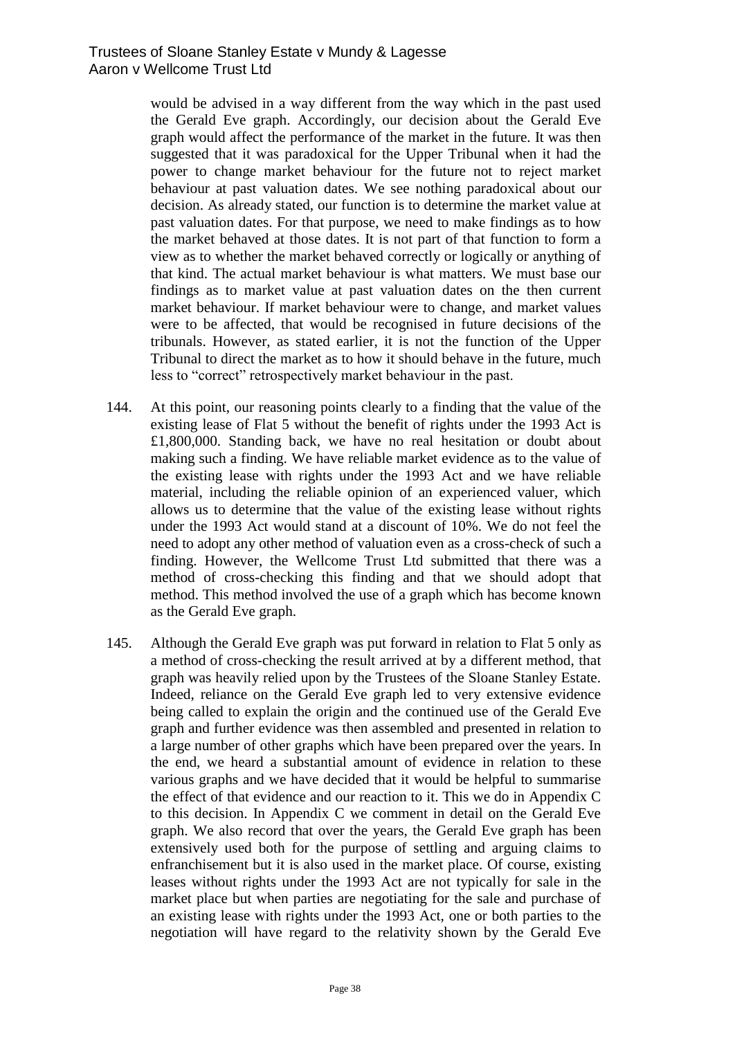would be advised in a way different from the way which in the past used the Gerald Eve graph. Accordingly, our decision about the Gerald Eve graph would affect the performance of the market in the future. It was then suggested that it was paradoxical for the Upper Tribunal when it had the power to change market behaviour for the future not to reject market behaviour at past valuation dates. We see nothing paradoxical about our decision. As already stated, our function is to determine the market value at past valuation dates. For that purpose, we need to make findings as to how the market behaved at those dates. It is not part of that function to form a view as to whether the market behaved correctly or logically or anything of that kind. The actual market behaviour is what matters. We must base our findings as to market value at past valuation dates on the then current market behaviour. If market behaviour were to change, and market values were to be affected, that would be recognised in future decisions of the tribunals. However, as stated earlier, it is not the function of the Upper Tribunal to direct the market as to how it should behave in the future, much less to "correct" retrospectively market behaviour in the past.

144. At this point, our reasoning points clearly to a finding that the value of the existing lease of Flat 5 without the benefit of rights under the 1993 Act is £1,800,000. Standing back, we have no real hesitation or doubt about making such a finding. We have reliable market evidence as to the value of the existing lease with rights under the 1993 Act and we have reliable material, including the reliable opinion of an experienced valuer, which allows us to determine that the value of the existing lease without rights under the 1993 Act would stand at a discount of 10%. We do not feel the need to adopt any other method of valuation even as a cross-check of such a finding. However, the Wellcome Trust Ltd submitted that there was a method of cross-checking this finding and that we should adopt that method. This method involved the use of a graph which has become known as the Gerald Eve graph.

145. Although the Gerald Eve graph was put forward in relation to Flat 5 only as a method of cross-checking the result arrived at by a different method, that graph was heavily relied upon by the Trustees of the Sloane Stanley Estate. Indeed, reliance on the Gerald Eve graph led to very extensive evidence being called to explain the origin and the continued use of the Gerald Eve graph and further evidence was then assembled and presented in relation to a large number of other graphs which have been prepared over the years. In the end, we heard a substantial amount of evidence in relation to these various graphs and we have decided that it would be helpful to summarise the effect of that evidence and our reaction to it. This we do in Appendix C to this decision. In Appendix C we comment in detail on the Gerald Eve graph. We also record that over the years, the Gerald Eve graph has been extensively used both for the purpose of settling and arguing claims to enfranchisement but it is also used in the market place. Of course, existing leases without rights under the 1993 Act are not typically for sale in the market place but when parties are negotiating for the sale and purchase of an existing lease with rights under the 1993 Act, one or both parties to the negotiation will have regard to the relativity shown by the Gerald Eve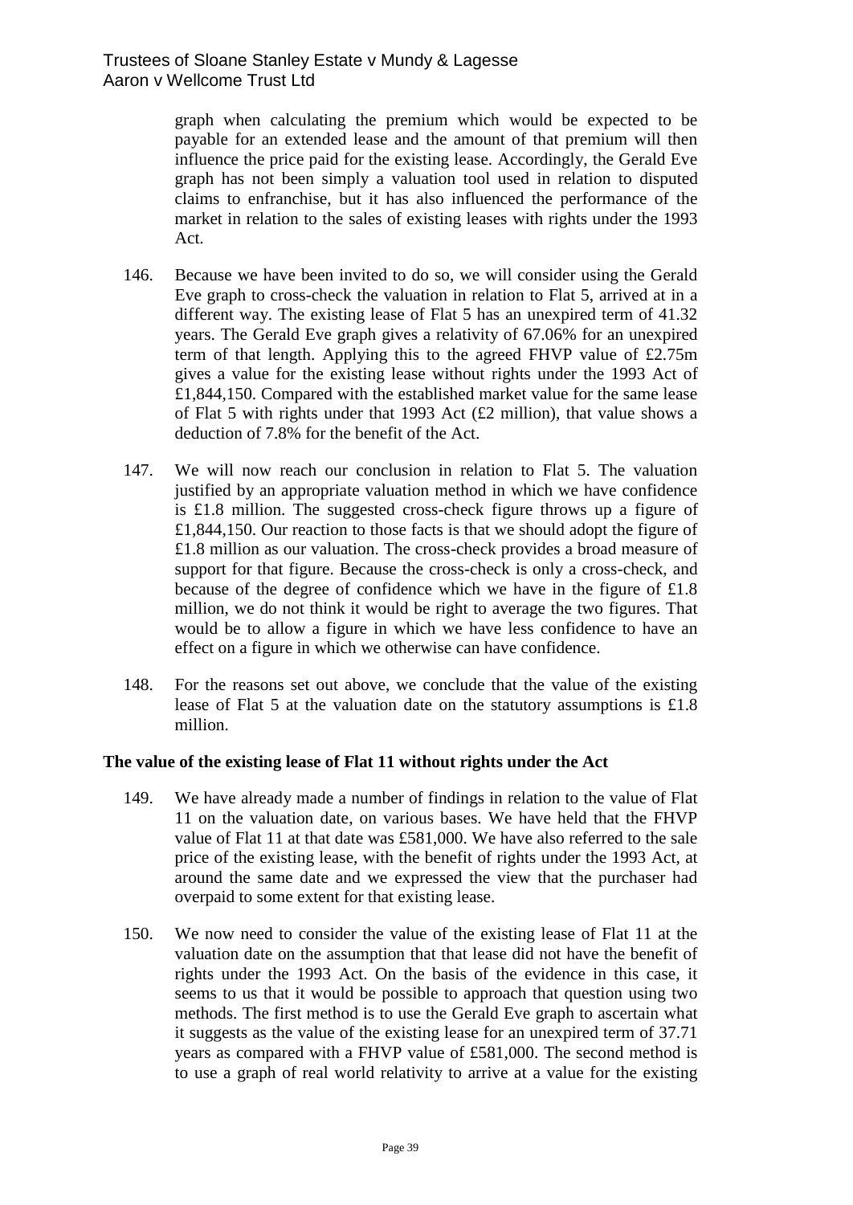graph when calculating the premium which would be expected to be payable for an extended lease and the amount of that premium will then influence the price paid for the existing lease. Accordingly, the Gerald Eve graph has not been simply a valuation tool used in relation to disputed claims to enfranchise, but it has also influenced the performance of the market in relation to the sales of existing leases with rights under the 1993 Act.

146. Because we have been invited to do so, we will consider using the Gerald Eve graph to cross-check the valuation in relation to Flat 5, arrived at in a different way. The existing lease of Flat 5 has an unexpired term of 41.32 years. The Gerald Eve graph gives a relativity of 67.06% for an unexpired term of that length. Applying this to the agreed FHVP value of £2.75m gives a value for the existing lease without rights under the 1993 Act of £1,844,150. Compared with the established market value for the same lease of Flat 5 with rights under that 1993 Act (£2 million), that value shows a deduction of 7.8% for the benefit of the Act.

147. We will now reach our conclusion in relation to Flat 5. The valuation justified by an appropriate valuation method in which we have confidence is £1.8 million. The suggested cross-check figure throws up a figure of £1,844,150. Our reaction to those facts is that we should adopt the figure of £1.8 million as our valuation. The cross-check provides a broad measure of support for that figure. Because the cross-check is only a cross-check, and because of the degree of confidence which we have in the figure of £1.8 million, we do not think it would be right to average the two figures. That would be to allow a figure in which we have less confidence to have an effect on a figure in which we otherwise can have confidence.

148. For the reasons set out above, we conclude that the value of the existing lease of Flat 5 at the valuation date on the statutory assumptions is £1.8 million.

**The value of the existing lease of Flat 11 without rights under the Act**

149. We have already made a number of findings in relation to the value of Flat 11 on the valuation date, on various bases. We have held that the FHVP value of Flat 11 at that date was £581,000. We have also referred to the sale price of the existing lease, with the benefit of rights under the 1993 Act, at around the same date and we expressed the view that the purchaser had overpaid to some extent for that existing lease.

150. We now need to consider the value of the existing lease of Flat 11 at the valuation date on the assumption that that lease did not have the benefit of rights under the 1993 Act. On the basis of the evidence in this case, it seems to us that it would be possible to approach that question using two methods. The first method is to use the Gerald Eve graph to ascertain what it suggests as the value of the existing lease for an unexpired term of 37.71 years as compared with a FHVP value of £581,000. The second method is to use a graph of real world relativity to arrive at a value for the existing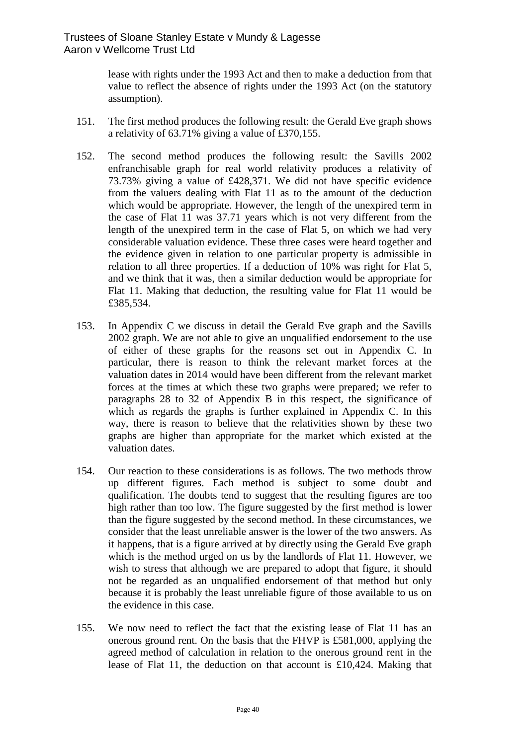lease with rights under the 1993 Act and then to make a deduction from that value to reflect the absence of rights under the 1993 Act (on the statutory assumption).

151. The first method produces the following result: the Gerald Eve graph shows a relativity of 63.71% giving a value of £370,155.

152. The second method produces the following result: the Savills 2002 enfranchisable graph for real world relativity produces a relativity of 73.73% giving a value of £428,371. We did not have specific evidence from the valuers dealing with Flat 11 as to the amount of the deduction which would be appropriate. However, the length of the unexpired term in the case of Flat 11 was 37.71 years which is not very different from the length of the unexpired term in the case of Flat 5, on which we had very considerable valuation evidence. These three cases were heard together and the evidence given in relation to one particular property is admissible in relation to all three properties. If a deduction of 10% was right for Flat 5, and we think that it was, then a similar deduction would be appropriate for Flat 11. Making that deduction, the resulting value for Flat 11 would be £385,534.

153. In Appendix C we discuss in detail the Gerald Eve graph and the Savills 2002 graph. We are not able to give an unqualified endorsement to the use of either of these graphs for the reasons set out in Appendix C. In particular, there is reason to think the relevant market forces at the valuation dates in 2014 would have been different from the relevant market forces at the times at which these two graphs were prepared; we refer to paragraphs 28 to 32 of Appendix B in this respect, the significance of which as regards the graphs is further explained in Appendix C. In this way, there is reason to believe that the relativities shown by these two graphs are higher than appropriate for the market which existed at the valuation dates.

154. Our reaction to these considerations is as follows. The two methods throw up different figures. Each method is subject to some doubt and qualification. The doubts tend to suggest that the resulting figures are too high rather than too low. The figure suggested by the first method is lower than the figure suggested by the second method. In these circumstances, we consider that the least unreliable answer is the lower of the two answers. As it happens, that is a figure arrived at by directly using the Gerald Eve graph which is the method urged on us by the landlords of Flat 11. However, we wish to stress that although we are prepared to adopt that figure, it should not be regarded as an unqualified endorsement of that method but only because it is probably the least unreliable figure of those available to us on the evidence in this case.

155. We now need to reflect the fact that the existing lease of Flat 11 has an onerous ground rent. On the basis that the FHVP is £581,000, applying the agreed method of calculation in relation to the onerous ground rent in the lease of Flat 11, the deduction on that account is £10,424. Making that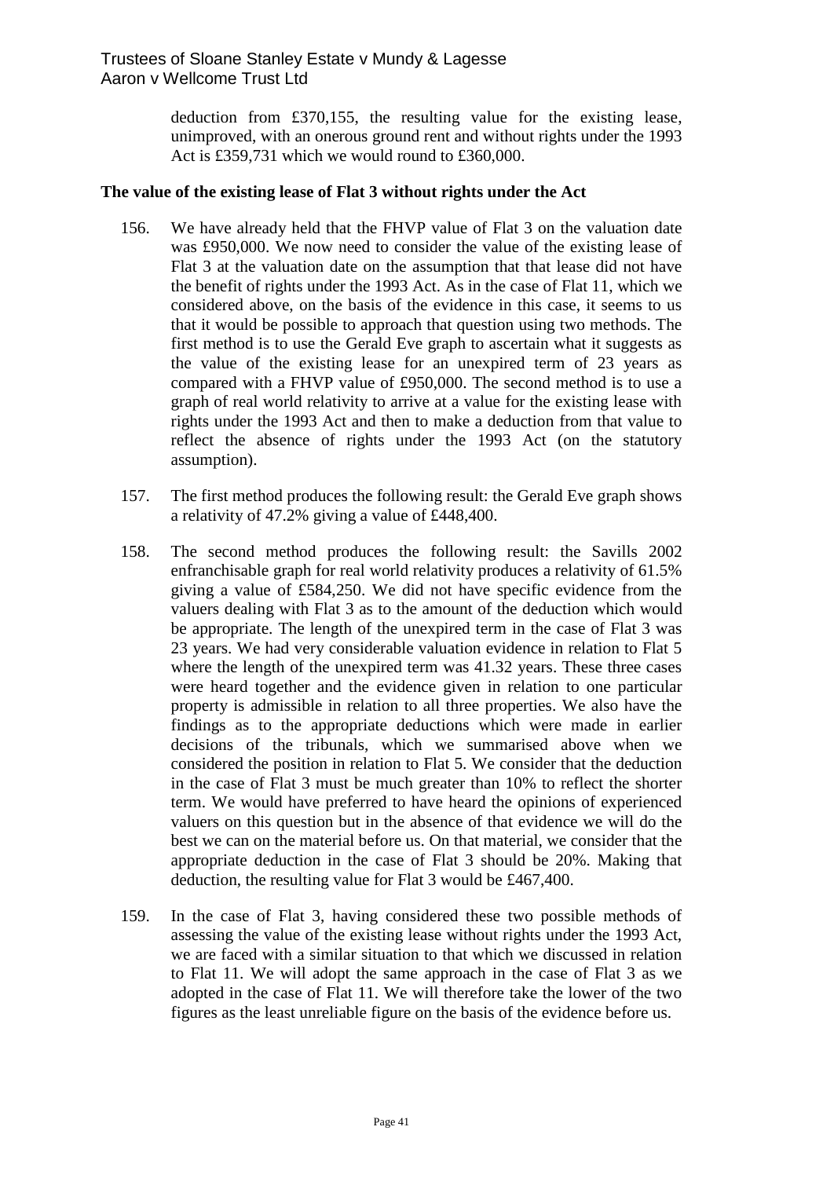deduction from £370,155, the resulting value for the existing lease, unimproved, with an onerous ground rent and without rights under the 1993 Act is £359,731 which we would round to £360,000.

**The value of the existing lease of Flat 3 without rights under the Act**

156. We have already held that the FHVP value of Flat 3 on the valuation date was £950,000. We now need to consider the value of the existing lease of Flat 3 at the valuation date on the assumption that that lease did not have the benefit of rights under the 1993 Act. As in the case of Flat 11, which we considered above, on the basis of the evidence in this case, it seems to us that it would be possible to approach that question using two methods. The first method is to use the Gerald Eve graph to ascertain what it suggests as the value of the existing lease for an unexpired term of 23 years as compared with a FHVP value of £950,000. The second method is to use a graph of real world relativity to arrive at a value for the existing lease with rights under the 1993 Act and then to make a deduction from that value to reflect the absence of rights under the 1993 Act (on the statutory assumption).

157. The first method produces the following result: the Gerald Eve graph shows a relativity of 47.2% giving a value of £448,400.

158. The second method produces the following result: the Savills 2002 enfranchisable graph for real world relativity produces a relativity of 61.5% giving a value of £584,250. We did not have specific evidence from the valuers dealing with Flat 3 as to the amount of the deduction which would be appropriate. The length of the unexpired term in the case of Flat 3 was 23 years. We had very considerable valuation evidence in relation to Flat 5 where the length of the unexpired term was 41.32 years. These three cases were heard together and the evidence given in relation to one particular property is admissible in relation to all three properties. We also have the findings as to the appropriate deductions which were made in earlier decisions of the tribunals, which we summarised above when we considered the position in relation to Flat 5. We consider that the deduction in the case of Flat 3 must be much greater than 10% to reflect the shorter term. We would have preferred to have heard the opinions of experienced valuers on this question but in the absence of that evidence we will do the best we can on the material before us. On that material, we consider that the appropriate deduction in the case of Flat 3 should be 20%. Making that deduction, the resulting value for Flat 3 would be £467,400.

159. In the case of Flat 3, having considered these two possible methods of assessing the value of the existing lease without rights under the 1993 Act, we are faced with a similar situation to that which we discussed in relation to Flat 11. We will adopt the same approach in the case of Flat 3 as we adopted in the case of Flat 11. We will therefore take the lower of the two figures as the least unreliable figure on the basis of the evidence before us.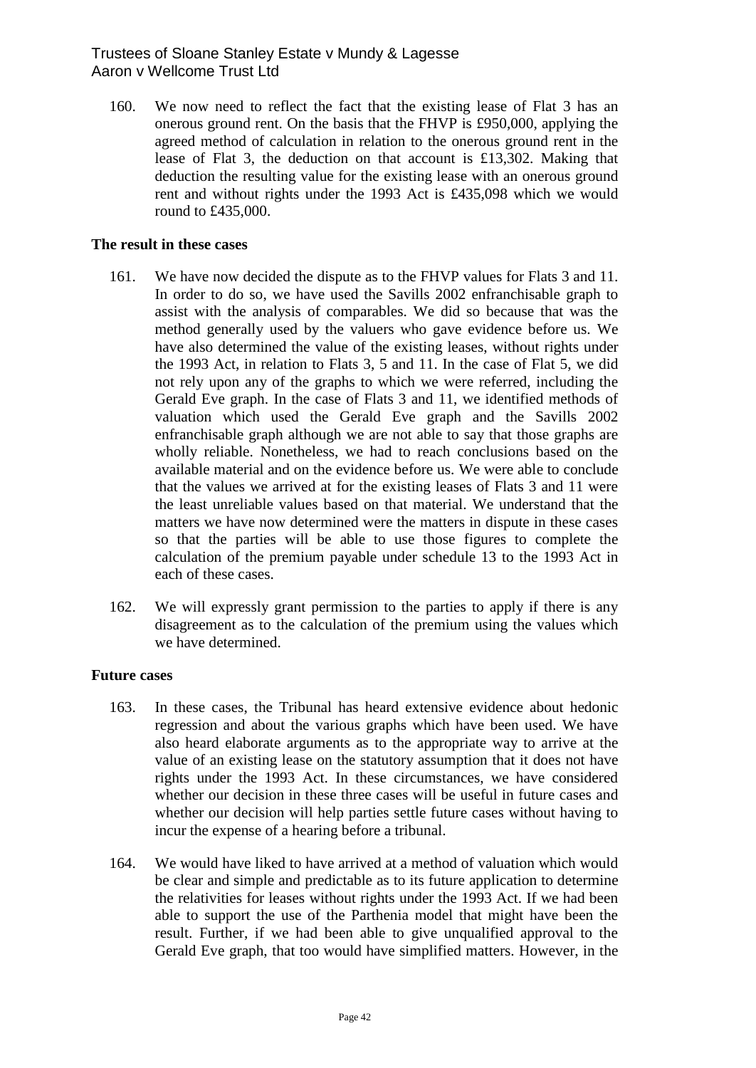160. We now need to reflect the fact that the existing lease of Flat 3 has an onerous ground rent. On the basis that the FHVP is £950,000, applying the agreed method of calculation in relation to the onerous ground rent in the lease of Flat 3, the deduction on that account is £13,302. Making that deduction the resulting value for the existing lease with an onerous ground rent and without rights under the 1993 Act is £435,098 which we would round to £435,000.

### The result in these cases

161. We have now decided the dispute as to the FHVP values for Flats 3 and 11. In order to do so, we have used the Savills 2002 enfranchisable graph to assist with the analysis of comparables. We did so because that was the method generally used by the valuers who gave evidence before us. We have also determined the value of the existing leases, without rights under the 1993 Act, in relation to Flats 3, 5 and 11. In the case of Flat 5, we did not rely upon any of the graphs to which we were referred, including the Gerald Eve graph. In the case of Flats 3 and 11, we identified methods of valuation which used the Gerald Eve graph and the Savills 2002 enfranchisable graph although we are not able to say that those graphs are wholly reliable. Nonetheless, we had to reach conclusions based on the available material and on the evidence before us. We were able to conclude that the values we arrived at for the existing leases of Flats 3 and 11 were the least unreliable values based on that material. We understand that the matters we have now determined were the matters in dispute in these cases so that the parties will be able to use those figures to complete the calculation of the premium payable under schedule 13 to the 1993 Act in each of these cases.

162. We will expressly grant permission to the parties to apply if there is any disagreement as to the calculation of the premium using the values which we have determined.

### Future cases

163. In these cases, the Tribunal has heard extensive evidence about hedonic regression and about the various graphs which have been used. We have also heard elaborate arguments as to the appropriate way to arrive at the value of an existing lease on the statutory assumption that it does not have rights under the 1993 Act. In these circumstances, we have considered whether our decision in these three cases will be useful in future cases and whether our decision will help parties settle future cases without having to incur the expense of a hearing before a tribunal.

164. We would have liked to have arrived at a method of valuation which would be clear and simple and predictable as to its future application to determine the relativities for leases without rights under the 1993 Act. If we had been able to support the use of the Parthenia model that might have been the result. Further, if we had been able to give unqualified approval to the Gerald Eve graph, that too would have simplified matters. However, in the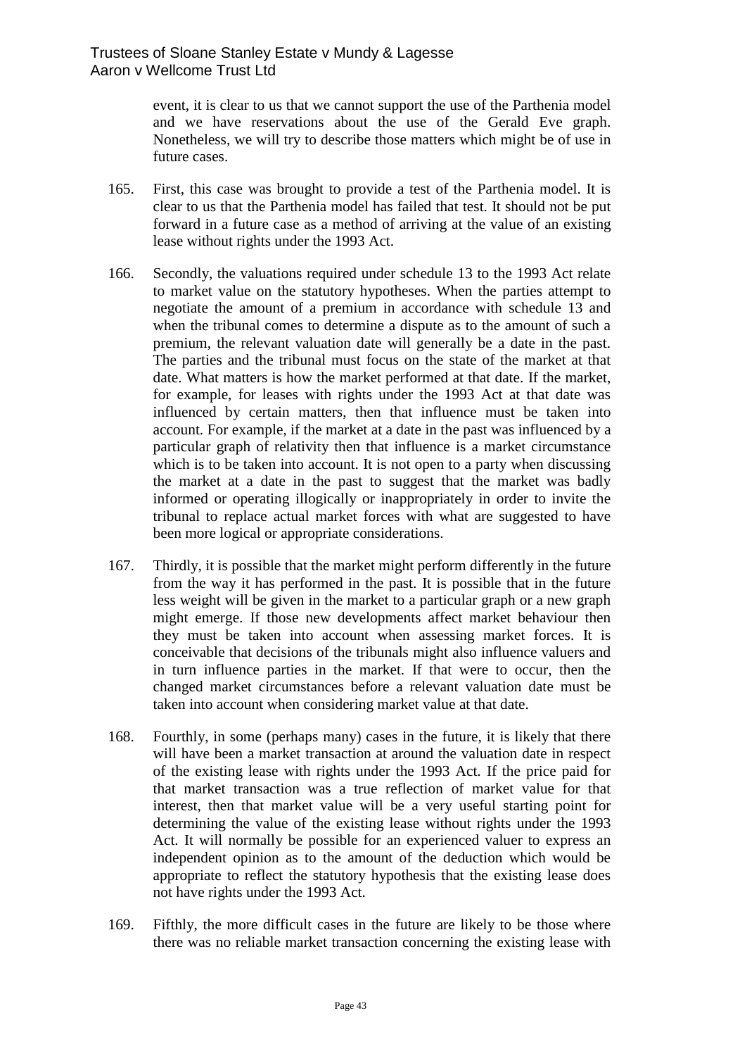event, it is clear to us that we cannot support the use of the Parthenia model and we have reservations about the use of the Gerald Eve graph. Nonetheless, we will try to describe those matters which might be of use in future cases.

165. First, this case was brought to provide a test of the Parthenia model. It is clear to us that the Parthenia model has failed that test. It should not be put forward in a future case as a method of arriving at the value of an existing lease without rights under the 1993 Act.

166. Secondly, the valuations required under schedule 13 to the 1993 Act relate to market value on the statutory hypotheses. When the parties attempt to negotiate the amount of a premium in accordance with schedule 13 and when the tribunal comes to determine a dispute as to the amount of such a premium, the relevant valuation date will generally be a date in the past. The parties and the tribunal must focus on the state of the market at that date. What matters is how the market performed at that date. If the market, for example, for leases with rights under the 1993 Act at that date was influenced by certain matters, then that influence must be taken into account. For example, if the market at a date in the past was influenced by a particular graph of relativity then that influence is a market circumstance which is to be taken into account. It is not open to a party when discussing the market at a date in the past to suggest that the market was badly informed or operating illogically or inappropriately in order to invite the tribunal to replace actual market forces with what are suggested to have been more logical or appropriate considerations.

167. Thirdly, it is possible that the market might perform differently in the future from the way it has performed in the past. It is possible that in the future less weight will be given in the market to a particular graph or a new graph might emerge. If those new developments affect market behaviour then they must be taken into account when assessing market forces. It is conceivable that decisions of the tribunals might also influence valuers and in turn influence parties in the market. If that were to occur, then the changed market circumstances before a relevant valuation date must be taken into account when considering market value at that date.

168. Fourthly, in some (perhaps many) cases in the future, it is likely that there will have been a market transaction at around the valuation date in respect of the existing lease with rights under the 1993 Act. If the price paid for that market transaction was a true reflection of market value for that interest, then that market value will be a very useful starting point for determining the value of the existing lease without rights under the 1993 Act. It will normally be possible for an experienced valuer to express an independent opinion as to the amount of the deduction which would be appropriate to reflect the statutory hypothesis that the existing lease does not have rights under the 1993 Act.

169. Fifthly, the more difficult cases in the future are likely to be those where there was no reliable market transaction concerning the existing lease with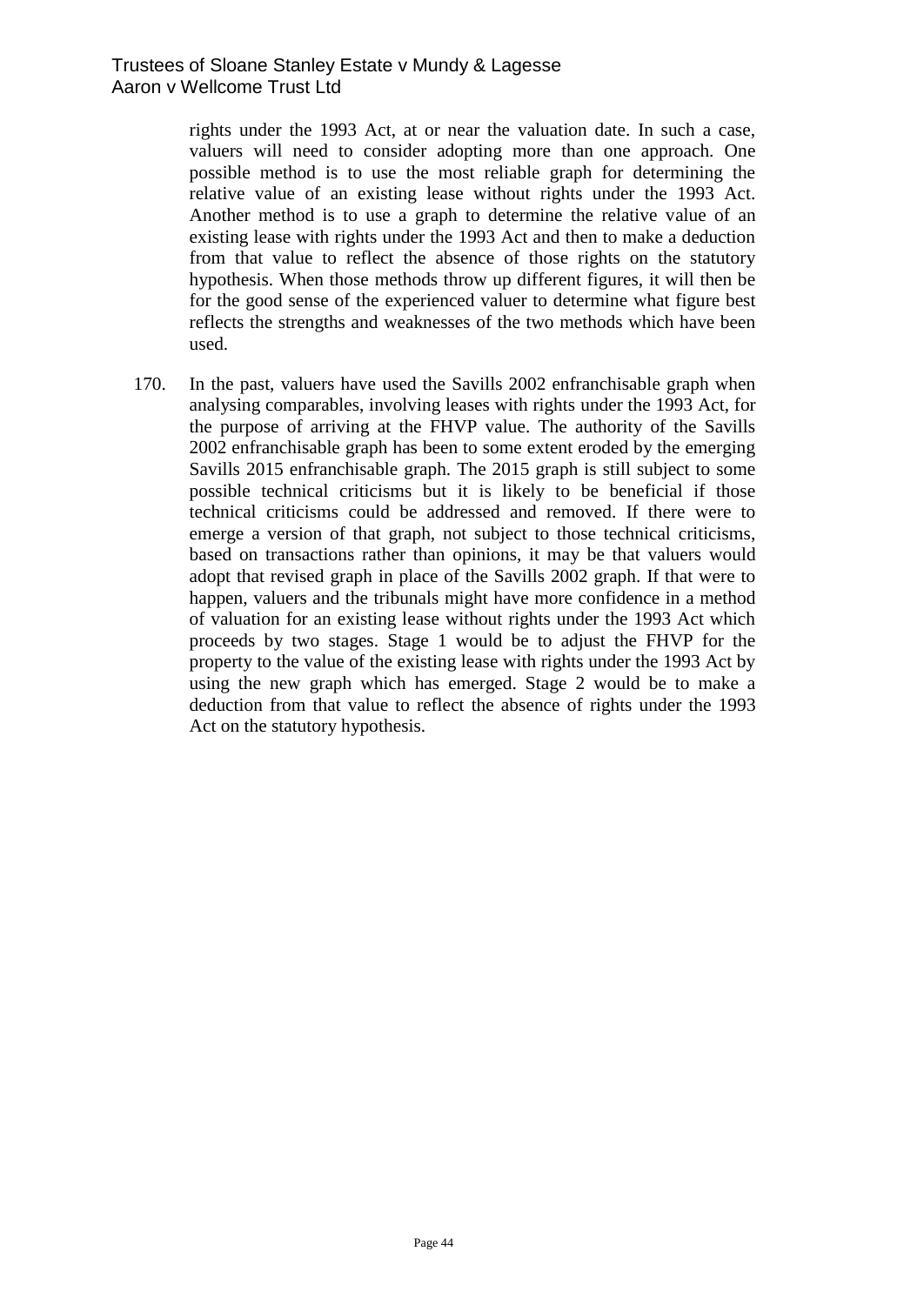rights under the 1993 Act, at or near the valuation date. In such a case, valuers will need to consider adopting more than one approach. One possible method is to use the most reliable graph for determining the relative value of an existing lease without rights under the 1993 Act. Another method is to use a graph to determine the relative value of an existing lease with rights under the 1993 Act and then to make a deduction from that value to reflect the absence of those rights on the statutory hypothesis. When those methods throw up different figures, it will then be for the good sense of the experienced valuer to determine what figure best reflects the strengths and weaknesses of the two methods which have been used.

170. In the past, valuers have used the Savills 2002 enfranchisable graph when analysing comparables, involving leases with rights under the 1993 Act, for the purpose of arriving at the FHVP value. The authority of the Savills 2002 enfranchisable graph has been to some extent eroded by the emerging Savills 2015 enfranchisable graph. The 2015 graph is still subject to some possible technical criticisms but it is likely to be beneficial if those technical criticisms could be addressed and removed. If there were to emerge a version of that graph, not subject to those technical criticisms, based on transactions rather than opinions, it may be that valuers would adopt that revised graph in place of the Savills 2002 graph. If that were to happen, valuers and the tribunals might have more confidence in a method of valuation for an existing lease without rights under the 1993 Act which proceeds by two stages. Stage 1 would be to adjust the FHVP for the property to the value of the existing lease with rights under the 1993 Act by using the new graph which has emerged. Stage 2 would be to make a deduction from that value to reflect the absence of rights under the 1993 Act on the statutory hypothesis.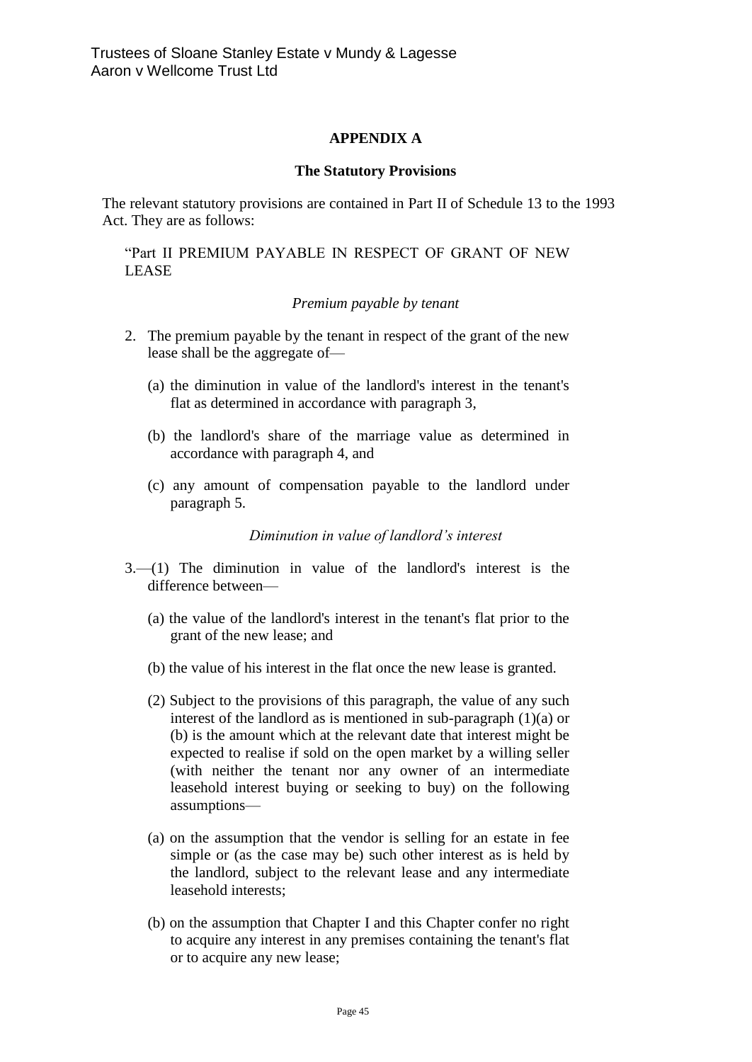## APPENDIX A

### The Statutory Provisions

The relevant statutory provisions are contained in Part II of Schedule 13 to the 1993 Act. They are as follows:

> "Part II PREMIUM PAYABLE IN RESPECT OF GRANT OF NEW LEASE
>
> *Premium payable by tenant*
>
> 2. The premium payable by the tenant in respect of the grant of the new lease shall be the aggregate of—
>
>    (a) the diminution in value of the landlord's interest in the tenant's flat as determined in accordance with paragraph 3,
>
>    (b) the landlord's share of the marriage value as determined in accordance with paragraph 4, and
>
>    (c) any amount of compensation payable to the landlord under paragraph 5.
>
> *Diminution in value of landlord's interest*
>
> 3.—(1) The diminution in value of the landlord's interest is the difference between—
>
>    (a) the value of the landlord's interest in the tenant's flat prior to the grant of the new lease; and
>
>    (b) the value of his interest in the flat once the new lease is granted.
>
>    (2) Subject to the provisions of this paragraph, the value of any such interest of the landlord as is mentioned in sub-paragraph (1)(a) or (b) is the amount which at the relevant date that interest might be expected to realise if sold on the open market by a willing seller (with neither the tenant nor any owner of an intermediate leasehold interest buying or seeking to buy) on the following assumptions—
>
>    (a) on the assumption that the vendor is selling for an estate in fee simple or (as the case may be) such other interest as is held by the landlord, subject to the relevant lease and any intermediate leasehold interests;
>
>    (b) on the assumption that Chapter I and this Chapter confer no right to acquire any interest in any premises containing the tenant's flat or to acquire any new lease;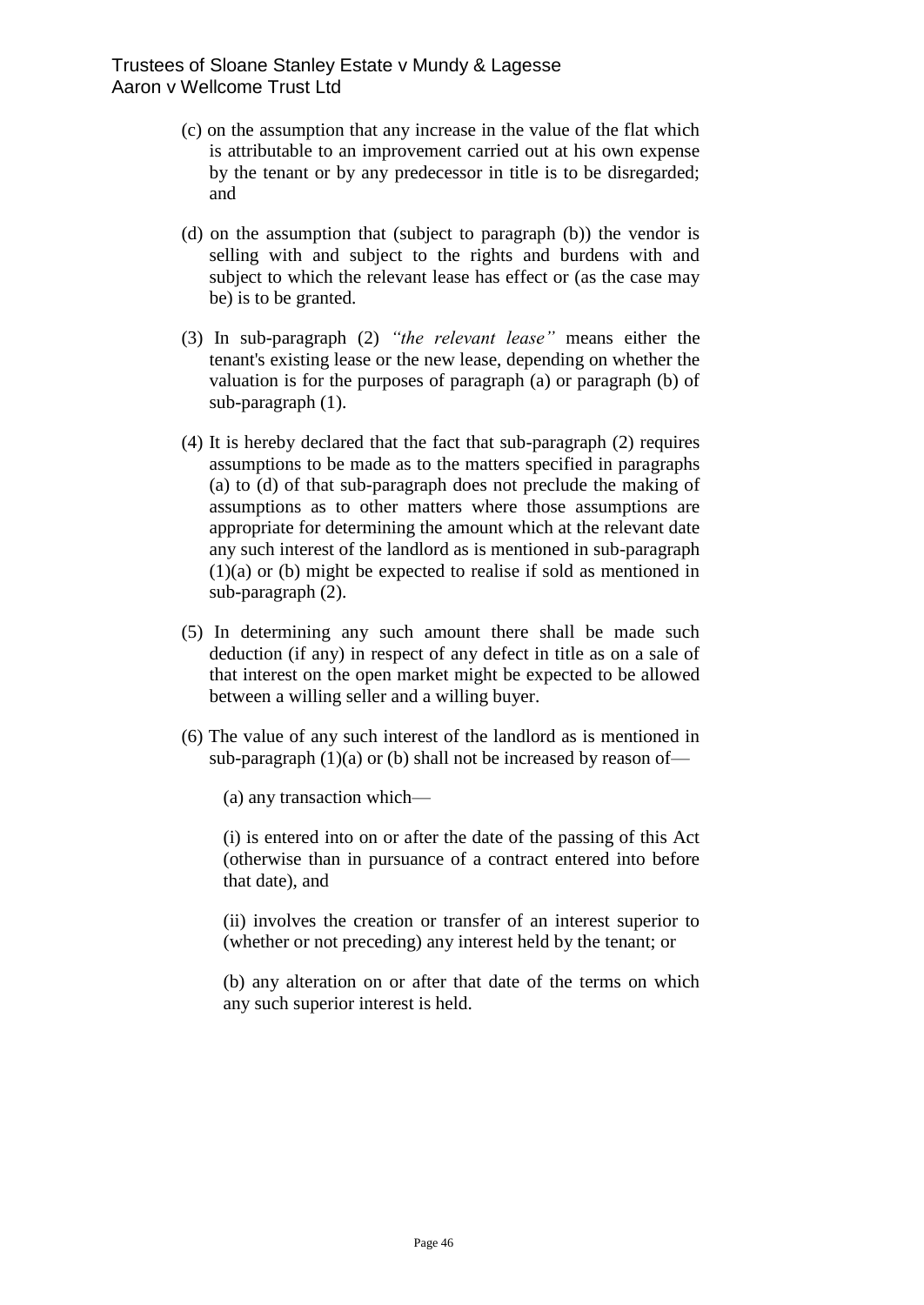(c) on the assumption that any increase in the value of the flat which is attributable to an improvement carried out at his own expense by the tenant or by any predecessor in title is to be disregarded; and

(d) on the assumption that (subject to paragraph (b)) the vendor is selling with and subject to the rights and burdens with and subject to which the relevant lease has effect or (as the case may be) is to be granted.

(3) In sub-paragraph (2) *"the relevant lease"* means either the tenant's existing lease or the new lease, depending on whether the valuation is for the purposes of paragraph (a) or paragraph (b) of sub-paragraph (1).

(4) It is hereby declared that the fact that sub-paragraph (2) requires assumptions to be made as to the matters specified in paragraphs (a) to (d) of that sub-paragraph does not preclude the making of assumptions as to other matters where those assumptions are appropriate for determining the amount which at the relevant date any such interest of the landlord as is mentioned in sub-paragraph (1)(a) or (b) might be expected to realise if sold as mentioned in sub-paragraph (2).

(5) In determining any such amount there shall be made such deduction (if any) in respect of any defect in title as on a sale of that interest on the open market might be expected to be allowed between a willing seller and a willing buyer.

(6) The value of any such interest of the landlord as is mentioned in sub-paragraph (1)(a) or (b) shall not be increased by reason of—

(a) any transaction which—

(i) is entered into on or after the date of the passing of this Act (otherwise than in pursuance of a contract entered into before that date), and

(ii) involves the creation or transfer of an interest superior to (whether or not preceding) any interest held by the tenant; or

(b) any alteration on or after that date of the terms on which any such superior interest is held.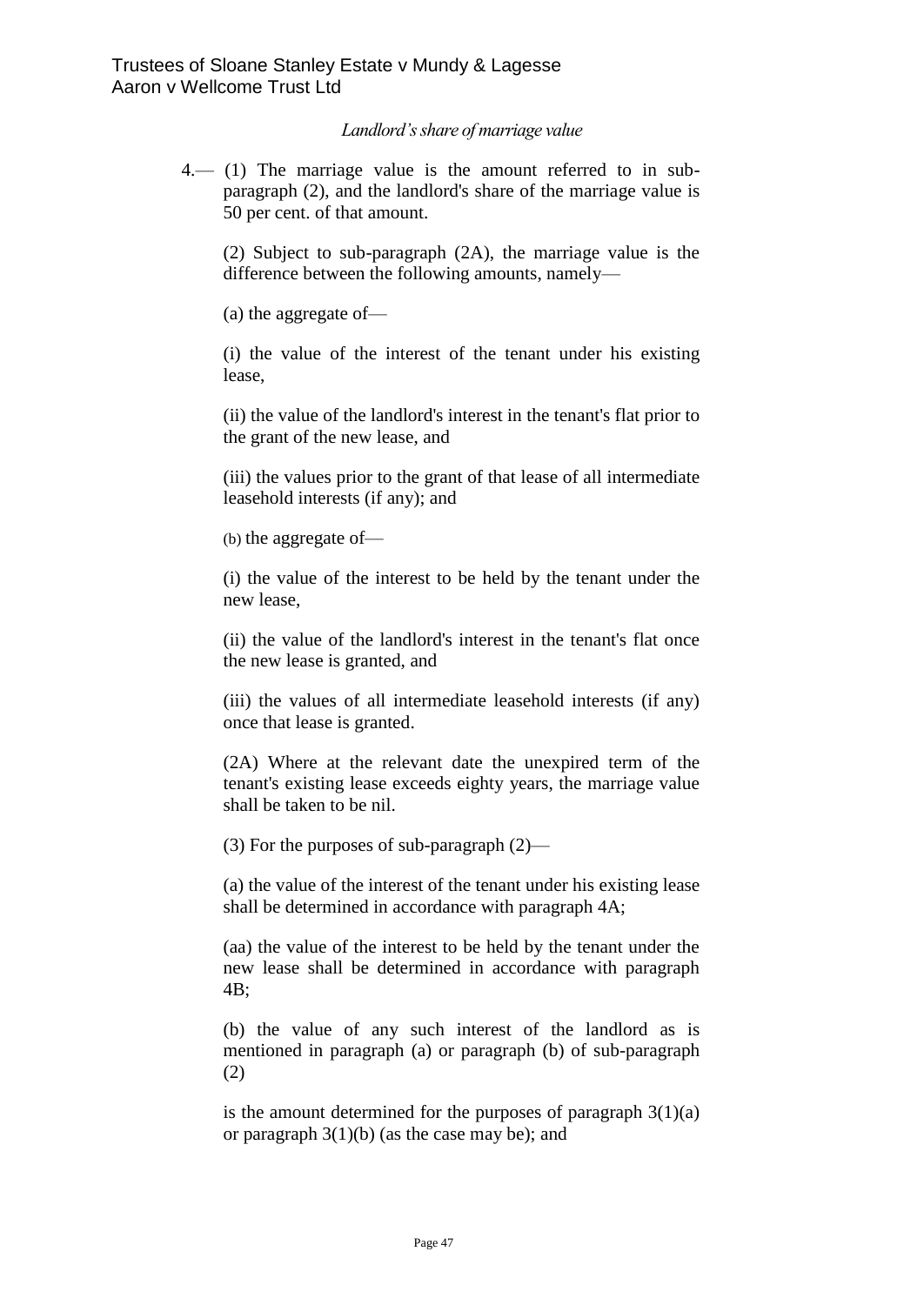*Landlord's share of marriage value*

4.— (1) The marriage value is the amount referred to in sub-paragraph (2), and the landlord's share of the marriage value is 50 per cent. of that amount.

(2) Subject to sub-paragraph (2A), the marriage value is the difference between the following amounts, namely—

(a) the aggregate of—

(i) the value of the interest of the tenant under his existing lease,

(ii) the value of the landlord's interest in the tenant's flat prior to the grant of the new lease, and

(iii) the values prior to the grant of that lease of all intermediate leasehold interests (if any); and

(b) the aggregate of—

(i) the value of the interest to be held by the tenant under the new lease,

(ii) the value of the landlord's interest in the tenant's flat once the new lease is granted, and

(iii) the values of all intermediate leasehold interests (if any) once that lease is granted.

(2A) Where at the relevant date the unexpired term of the tenant's existing lease exceeds eighty years, the marriage value shall be taken to be nil.

(3) For the purposes of sub-paragraph (2)—

(a) the value of the interest of the tenant under his existing lease shall be determined in accordance with paragraph 4A;

(aa) the value of the interest to be held by the tenant under the new lease shall be determined in accordance with paragraph 4B;

(b) the value of any such interest of the landlord as is mentioned in paragraph (a) or paragraph (b) of sub-paragraph (2)

is the amount determined for the purposes of paragraph 3(1)(a) or paragraph 3(1)(b) (as the case may be); and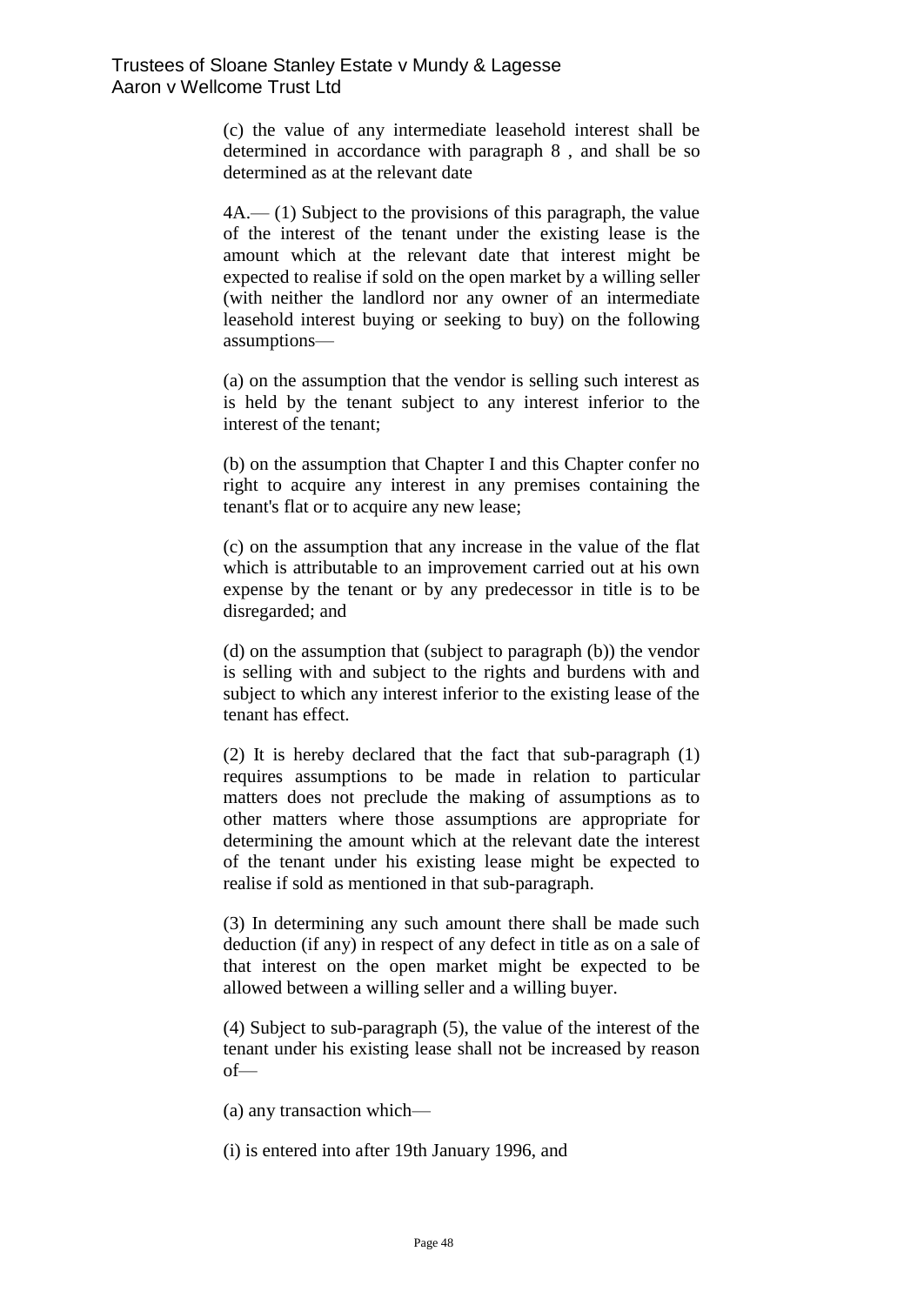(c) the value of any intermediate leasehold interest shall be determined in accordance with paragraph 8 , and shall be so determined as at the relevant date

4A.— (1) Subject to the provisions of this paragraph, the value of the interest of the tenant under the existing lease is the amount which at the relevant date that interest might be expected to realise if sold on the open market by a willing seller (with neither the landlord nor any owner of an intermediate leasehold interest buying or seeking to buy) on the following assumptions—

(a) on the assumption that the vendor is selling such interest as is held by the tenant subject to any interest inferior to the interest of the tenant;

(b) on the assumption that Chapter I and this Chapter confer no right to acquire any interest in any premises containing the tenant's flat or to acquire any new lease;

(c) on the assumption that any increase in the value of the flat which is attributable to an improvement carried out at his own expense by the tenant or by any predecessor in title is to be disregarded; and

(d) on the assumption that (subject to paragraph (b)) the vendor is selling with and subject to the rights and burdens with and subject to which any interest inferior to the existing lease of the tenant has effect.

(2) It is hereby declared that the fact that sub-paragraph (1) requires assumptions to be made in relation to particular matters does not preclude the making of assumptions as to other matters where those assumptions are appropriate for determining the amount which at the relevant date the interest of the tenant under his existing lease might be expected to realise if sold as mentioned in that sub-paragraph.

(3) In determining any such amount there shall be made such deduction (if any) in respect of any defect in title as on a sale of that interest on the open market might be expected to be allowed between a willing seller and a willing buyer.

(4) Subject to sub-paragraph (5), the value of the interest of the tenant under his existing lease shall not be increased by reason of—

(a) any transaction which—

(i) is entered into after 19th January 1996, and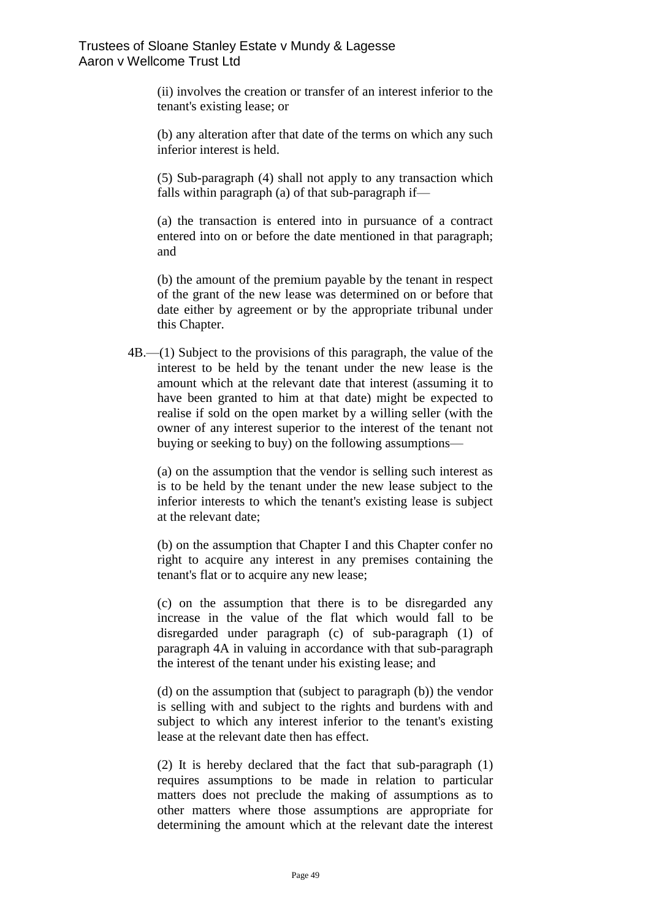(ii) involves the creation or transfer of an interest inferior to the tenant's existing lease; or

(b) any alteration after that date of the terms on which any such inferior interest is held.

(5) Sub-paragraph (4) shall not apply to any transaction which falls within paragraph (a) of that sub-paragraph if—

(a) the transaction is entered into in pursuance of a contract entered into on or before the date mentioned in that paragraph; and

(b) the amount of the premium payable by the tenant in respect of the grant of the new lease was determined on or before that date either by agreement or by the appropriate tribunal under this Chapter.

4B.—(1) Subject to the provisions of this paragraph, the value of the interest to be held by the tenant under the new lease is the amount which at the relevant date that interest (assuming it to have been granted to him at that date) might be expected to realise if sold on the open market by a willing seller (with the owner of any interest superior to the interest of the tenant not buying or seeking to buy) on the following assumptions—

(a) on the assumption that the vendor is selling such interest as is to be held by the tenant under the new lease subject to the inferior interests to which the tenant's existing lease is subject at the relevant date;

(b) on the assumption that Chapter I and this Chapter confer no right to acquire any interest in any premises containing the tenant's flat or to acquire any new lease;

(c) on the assumption that there is to be disregarded any increase in the value of the flat which would fall to be disregarded under paragraph (c) of sub-paragraph (1) of paragraph 4A in valuing in accordance with that sub-paragraph the interest of the tenant under his existing lease; and

(d) on the assumption that (subject to paragraph (b)) the vendor is selling with and subject to the rights and burdens with and subject to which any interest inferior to the tenant's existing lease at the relevant date then has effect.

(2) It is hereby declared that the fact that sub-paragraph (1) requires assumptions to be made in relation to particular matters does not preclude the making of assumptions as to other matters where those assumptions are appropriate for determining the amount which at the relevant date the interest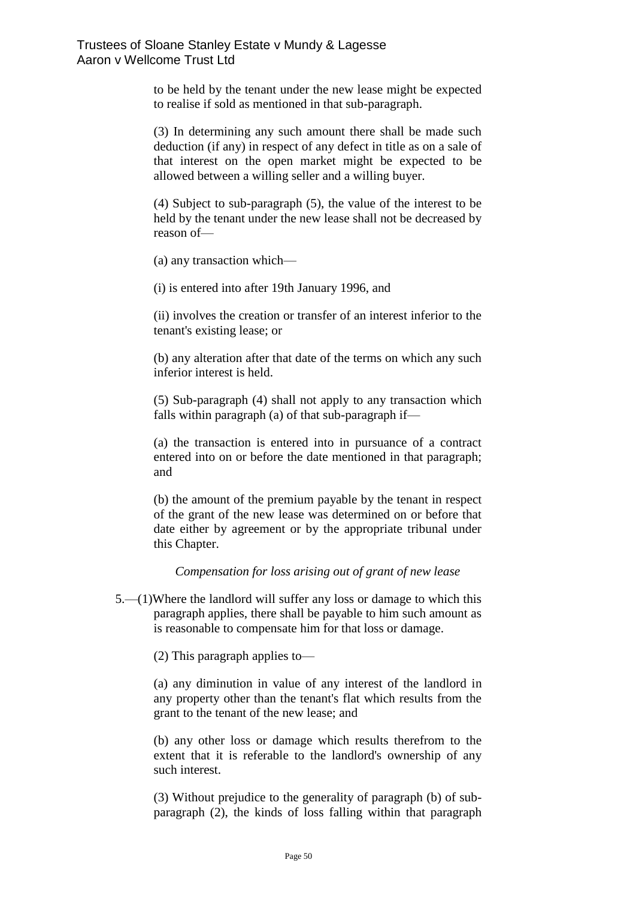to be held by the tenant under the new lease might be expected to realise if sold as mentioned in that sub-paragraph.

(3) In determining any such amount there shall be made such deduction (if any) in respect of any defect in title as on a sale of that interest on the open market might be expected to be allowed between a willing seller and a willing buyer.

(4) Subject to sub-paragraph (5), the value of the interest to be held by the tenant under the new lease shall not be decreased by reason of—

(a) any transaction which—

(i) is entered into after 19th January 1996, and

(ii) involves the creation or transfer of an interest inferior to the tenant's existing lease; or

(b) any alteration after that date of the terms on which any such inferior interest is held.

(5) Sub-paragraph (4) shall not apply to any transaction which falls within paragraph (a) of that sub-paragraph if—

(a) the transaction is entered into in pursuance of a contract entered into on or before the date mentioned in that paragraph; and

(b) the amount of the premium payable by the tenant in respect of the grant of the new lease was determined on or before that date either by agreement or by the appropriate tribunal under this Chapter.

*Compensation for loss arising out of grant of new lease*

5.—(1)Where the landlord will suffer any loss or damage to which this paragraph applies, there shall be payable to him such amount as is reasonable to compensate him for that loss or damage.

(2) This paragraph applies to—

(a) any diminution in value of any interest of the landlord in any property other than the tenant's flat which results from the grant to the tenant of the new lease; and

(b) any other loss or damage which results therefrom to the extent that it is referable to the landlord's ownership of any such interest.

(3) Without prejudice to the generality of paragraph (b) of sub-paragraph (2), the kinds of loss falling within that paragraph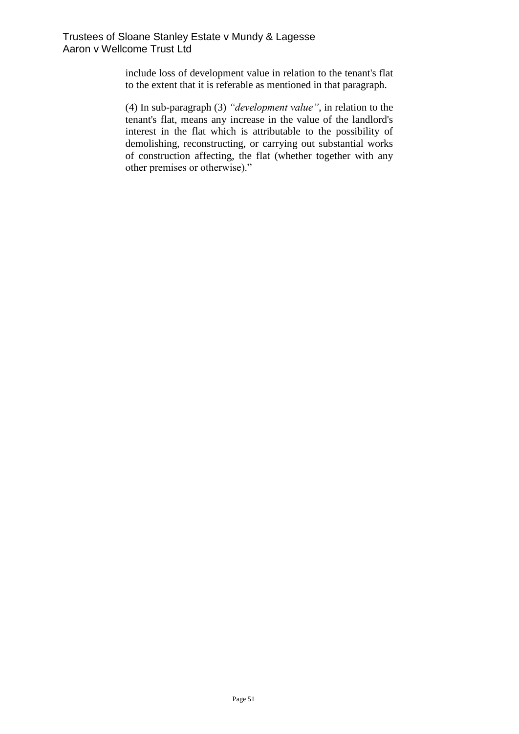include loss of development value in relation to the tenant's flat to the extent that it is referable as mentioned in that paragraph.

(4) In sub-paragraph (3) *"development value"*, in relation to the tenant's flat, means any increase in the value of the landlord's interest in the flat which is attributable to the possibility of demolishing, reconstructing, or carrying out substantial works of construction affecting, the flat (whether together with any other premises or otherwise)."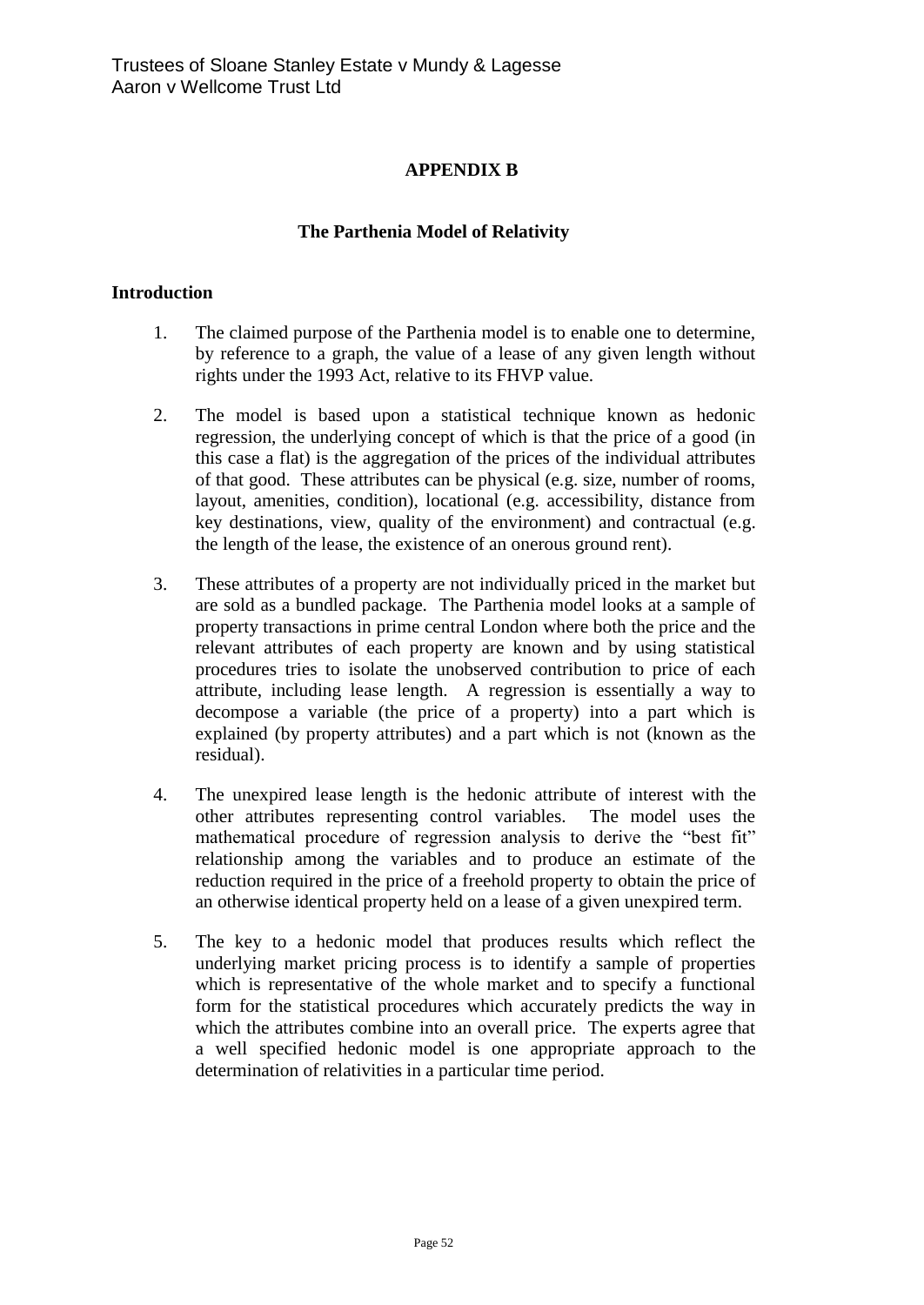## APPENDIX B

### The Parthenia Model of Relativity

**Introduction**

1. The claimed purpose of the Parthenia model is to enable one to determine, by reference to a graph, the value of a lease of any given length without rights under the 1993 Act, relative to its FHVP value.

2. The model is based upon a statistical technique known as hedonic regression, the underlying concept of which is that the price of a good (in this case a flat) is the aggregation of the prices of the individual attributes of that good. These attributes can be physical (e.g. size, number of rooms, layout, amenities, condition), locational (e.g. accessibility, distance from key destinations, view, quality of the environment) and contractual (e.g. the length of the lease, the existence of an onerous ground rent).

3. These attributes of a property are not individually priced in the market but are sold as a bundled package. The Parthenia model looks at a sample of property transactions in prime central London where both the price and the relevant attributes of each property are known and by using statistical procedures tries to isolate the unobserved contribution to price of each attribute, including lease length. A regression is essentially a way to decompose a variable (the price of a property) into a part which is explained (by property attributes) and a part which is not (known as the residual).

4. The unexpired lease length is the hedonic attribute of interest with the other attributes representing control variables. The model uses the mathematical procedure of regression analysis to derive the "best fit" relationship among the variables and to produce an estimate of the reduction required in the price of a freehold property to obtain the price of an otherwise identical property held on a lease of a given unexpired term.

5. The key to a hedonic model that produces results which reflect the underlying market pricing process is to identify a sample of properties which is representative of the whole market and to specify a functional form for the statistical procedures which accurately predicts the way in which the attributes combine into an overall price. The experts agree that a well specified hedonic model is one appropriate approach to the determination of relativities in a particular time period.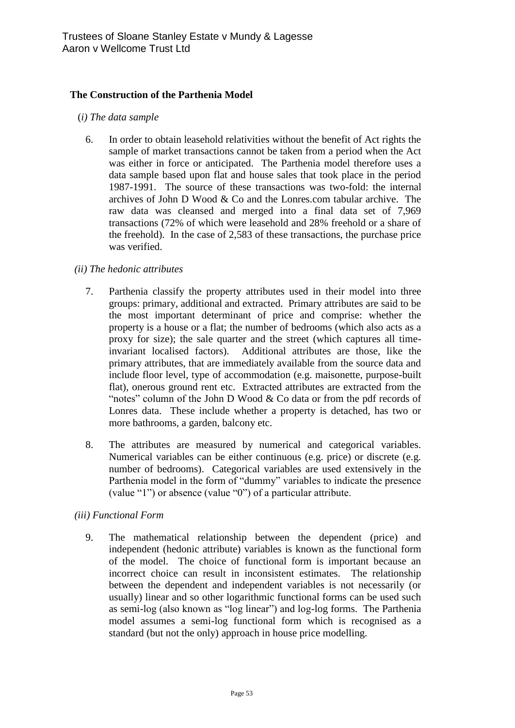## The Construction of the Parthenia Model

*(i) The data sample*

6. In order to obtain leasehold relativities without the benefit of Act rights the sample of market transactions cannot be taken from a period when the Act was either in force or anticipated. The Parthenia model therefore uses a data sample based upon flat and house sales that took place in the period 1987-1991. The source of these transactions was two-fold: the internal archives of John D Wood & Co and the Lonres.com tabular archive. The raw data was cleansed and merged into a final data set of 7,969 transactions (72% of which were leasehold and 28% freehold or a share of the freehold). In the case of 2,583 of these transactions, the purchase price was verified.

*(ii) The hedonic attributes*

7. Parthenia classify the property attributes used in their model into three groups: primary, additional and extracted. Primary attributes are said to be the most important determinant of price and comprise: whether the property is a house or a flat; the number of bedrooms (which also acts as a proxy for size); the sale quarter and the street (which captures all time-invariant localised factors). Additional attributes are those, like the primary attributes, that are immediately available from the source data and include floor level, type of accommodation (e.g. maisonette, purpose-built flat), onerous ground rent etc. Extracted attributes are extracted from the "notes" column of the John D Wood & Co data or from the pdf records of Lonres data. These include whether a property is detached, has two or more bathrooms, a garden, balcony etc.

8. The attributes are measured by numerical and categorical variables. Numerical variables can be either continuous (e.g. price) or discrete (e.g. number of bedrooms). Categorical variables are used extensively in the Parthenia model in the form of "dummy" variables to indicate the presence (value "1") or absence (value "0") of a particular attribute.

*(iii) Functional Form*

9. The mathematical relationship between the dependent (price) and independent (hedonic attribute) variables is known as the functional form of the model. The choice of functional form is important because an incorrect choice can result in inconsistent estimates. The relationship between the dependent and independent variables is not necessarily (or usually) linear and so other logarithmic functional forms can be used such as semi-log (also known as "log linear") and log-log forms. The Parthenia model assumes a semi-log functional form which is recognised as a standard (but not the only) approach in house price modelling.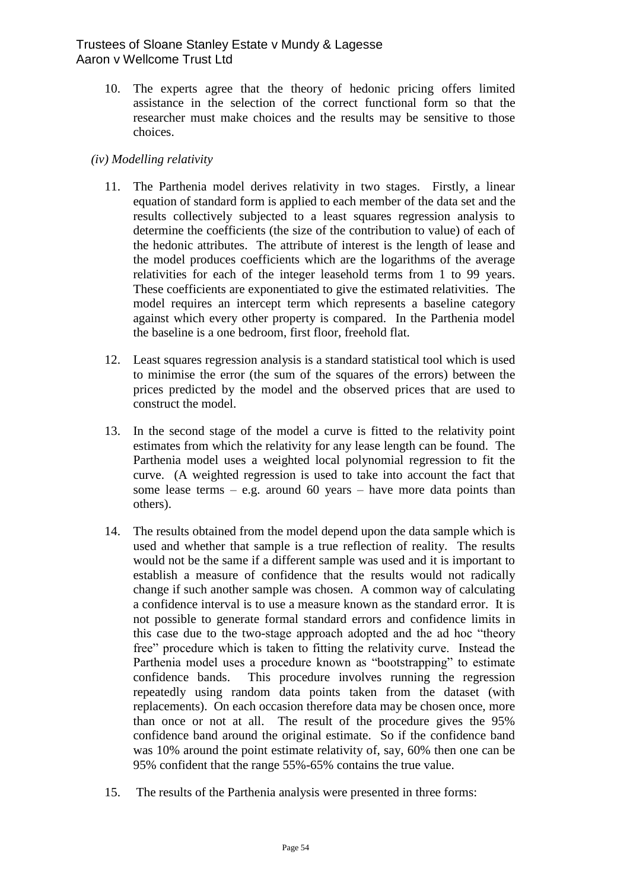10. The experts agree that the theory of hedonic pricing offers limited assistance in the selection of the correct functional form so that the researcher must make choices and the results may be sensitive to those choices.

*(iv) Modelling relativity*

11. The Parthenia model derives relativity in two stages. Firstly, a linear equation of standard form is applied to each member of the data set and the results collectively subjected to a least squares regression analysis to determine the coefficients (the size of the contribution to value) of each of the hedonic attributes. The attribute of interest is the length of lease and the model produces coefficients which are the logarithms of the average relativities for each of the integer leasehold terms from 1 to 99 years. These coefficients are exponentiated to give the estimated relativities. The model requires an intercept term which represents a baseline category against which every other property is compared. In the Parthenia model the baseline is a one bedroom, first floor, freehold flat.

12. Least squares regression analysis is a standard statistical tool which is used to minimise the error (the sum of the squares of the errors) between the prices predicted by the model and the observed prices that are used to construct the model.

13. In the second stage of the model a curve is fitted to the relativity point estimates from which the relativity for any lease length can be found. The Parthenia model uses a weighted local polynomial regression to fit the curve. (A weighted regression is used to take into account the fact that some lease terms – e.g. around 60 years – have more data points than others).

14. The results obtained from the model depend upon the data sample which is used and whether that sample is a true reflection of reality. The results would not be the same if a different sample was used and it is important to establish a measure of confidence that the results would not radically change if such another sample was chosen. A common way of calculating a confidence interval is to use a measure known as the standard error. It is not possible to generate formal standard errors and confidence limits in this case due to the two-stage approach adopted and the ad hoc "theory free" procedure which is taken to fitting the relativity curve. Instead the Parthenia model uses a procedure known as "bootstrapping" to estimate confidence bands. This procedure involves running the regression repeatedly using random data points taken from the dataset (with replacements). On each occasion therefore data may be chosen once, more than once or not at all. The result of the procedure gives the 95% confidence band around the original estimate. So if the confidence band was 10% around the point estimate relativity of, say, 60% then one can be 95% confident that the range 55%-65% contains the true value.

15. The results of the Parthenia analysis were presented in three forms: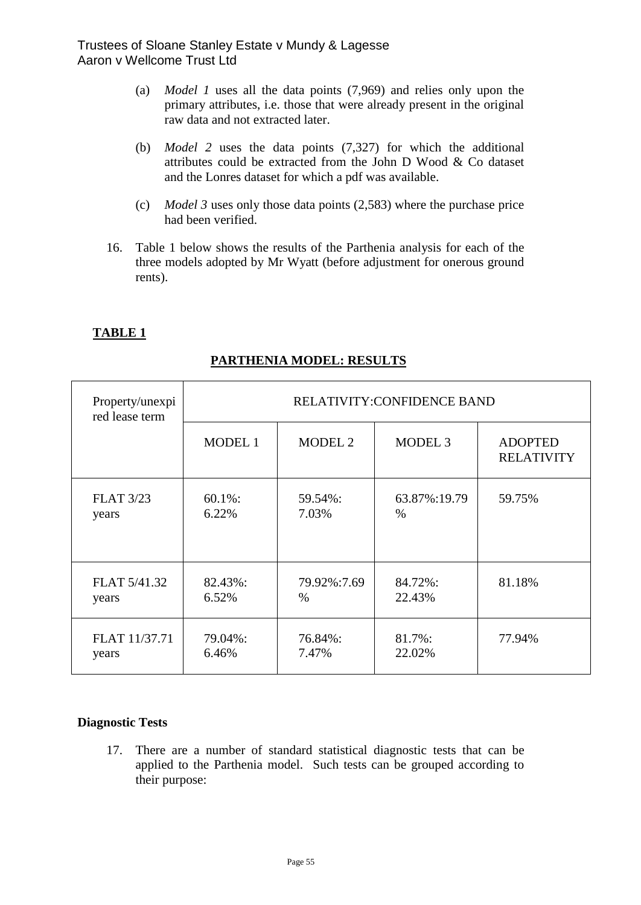(a) *Model 1* uses all the data points (7,969) and relies only upon the primary attributes, i.e. those that were already present in the original raw data and not extracted later.

(b) *Model 2* uses the data points (7,327) for which the additional attributes could be extracted from the John D Wood & Co dataset and the Lonres dataset for which a pdf was available.

(c) *Model 3* uses only those data points (2,583) where the purchase price had been verified.

16. Table 1 below shows the results of the Parthenia analysis for each of the three models adopted by Mr Wyatt (before adjustment for onerous ground rents).

**TABLE 1**

**PARTHENIA MODEL: RESULTS**

| Property/unexpired lease term | RELATIVITY:CONFIDENCE BAND | | | |
|---|---|---|---|---|
| | MODEL 1 | MODEL 2 | MODEL 3 | ADOPTED RELATIVITY |
| FLAT 3/23 years | 60.1%: 6.22% | 59.54%: 7.03% | 63.87%:19.79 % | 59.75% |
| FLAT 5/41.32 years | 82.43%: 6.52% | 79.92%:7.69 % | 84.72%: 22.43% | 81.18% |
| FLAT 11/37.71 years | 79.04%: 6.46% | 76.84%: 7.47% | 81.7%: 22.02% | 77.94% |

**Diagnostic Tests**

17. There are a number of standard statistical diagnostic tests that can be applied to the Parthenia model. Such tests can be grouped according to their purpose: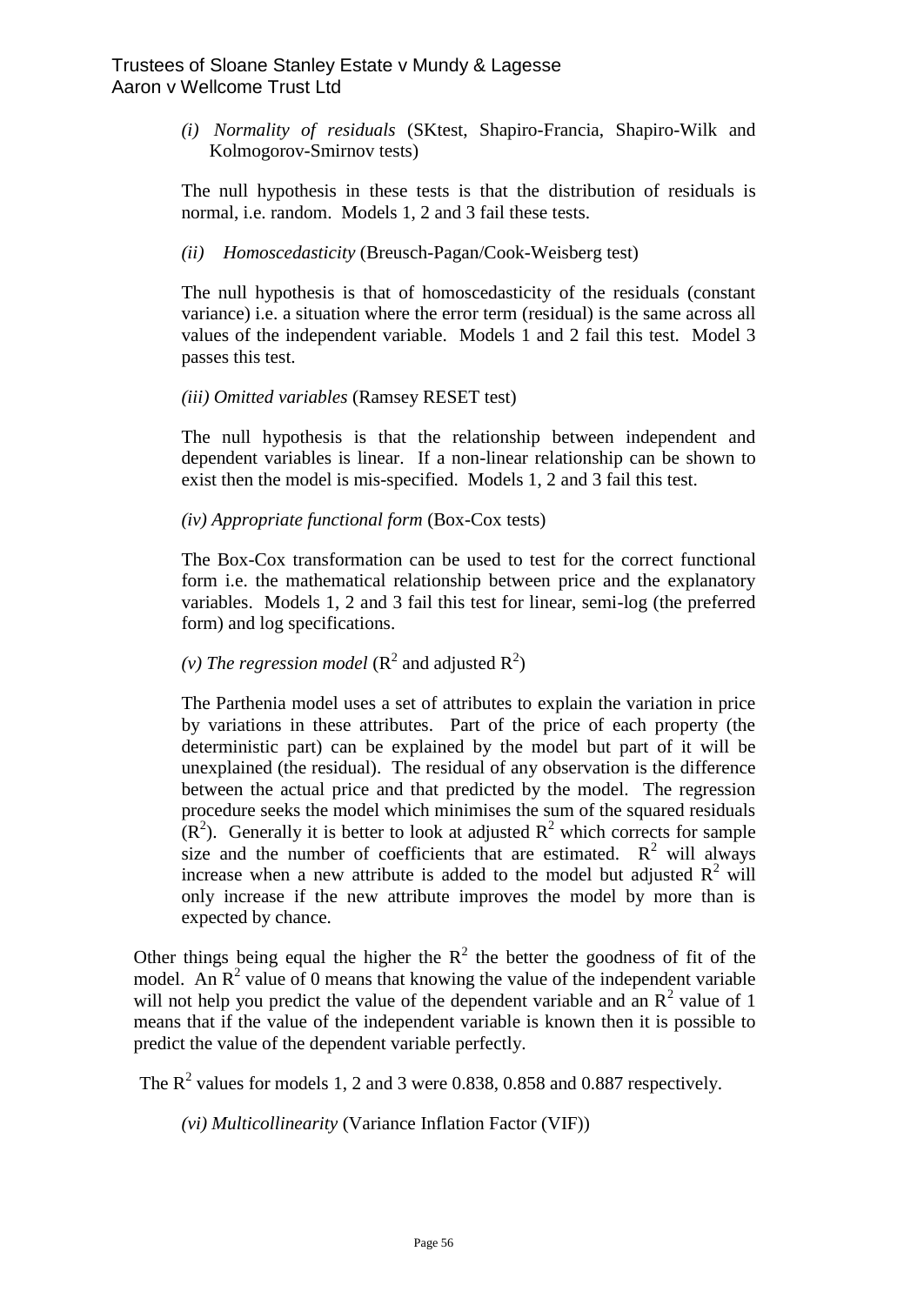*(i) Normality of residuals* (SKtest, Shapiro-Francia, Shapiro-Wilk and Kolmogorov-Smirnov tests)

The null hypothesis in these tests is that the distribution of residuals is normal, i.e. random. Models 1, 2 and 3 fail these tests.

*(ii) Homoscedasticity* (Breusch-Pagan/Cook-Weisberg test)

The null hypothesis is that of homoscedasticity of the residuals (constant variance) i.e. a situation where the error term (residual) is the same across all values of the independent variable. Models 1 and 2 fail this test. Model 3 passes this test.

*(iii) Omitted variables* (Ramsey RESET test)

The null hypothesis is that the relationship between independent and dependent variables is linear. If a non-linear relationship can be shown to exist then the model is mis-specified. Models 1, 2 and 3 fail this test.

*(iv) Appropriate functional form* (Box-Cox tests)

The Box-Cox transformation can be used to test for the correct functional form i.e. the mathematical relationship between price and the explanatory variables. Models 1, 2 and 3 fail this test for linear, semi-log (the preferred form) and log specifications.

*(v) The regression model* ($R^2$ and adjusted $R^2$)

The Parthenia model uses a set of attributes to explain the variation in price by variations in these attributes. Part of the price of each property (the deterministic part) can be explained by the model but part of it will be unexplained (the residual). The residual of any observation is the difference between the actual price and that predicted by the model. The regression procedure seeks the model which minimises the sum of the squared residuals ($R^2$). Generally it is better to look at adjusted $R^2$ which corrects for sample size and the number of coefficients that are estimated. $R^2$ will always increase when a new attribute is added to the model but adjusted $R^2$ will only increase if the new attribute improves the model by more than is expected by chance.

Other things being equal the higher the $R^2$ the better the goodness of fit of the model. An $R^2$ value of 0 means that knowing the value of the independent variable will not help you predict the value of the dependent variable and an $R^2$ value of 1 means that if the value of the independent variable is known then it is possible to predict the value of the dependent variable perfectly.

The $R^2$ values for models 1, 2 and 3 were 0.838, 0.858 and 0.887 respectively.

*(vi) Multicollinearity* (Variance Inflation Factor (VIF))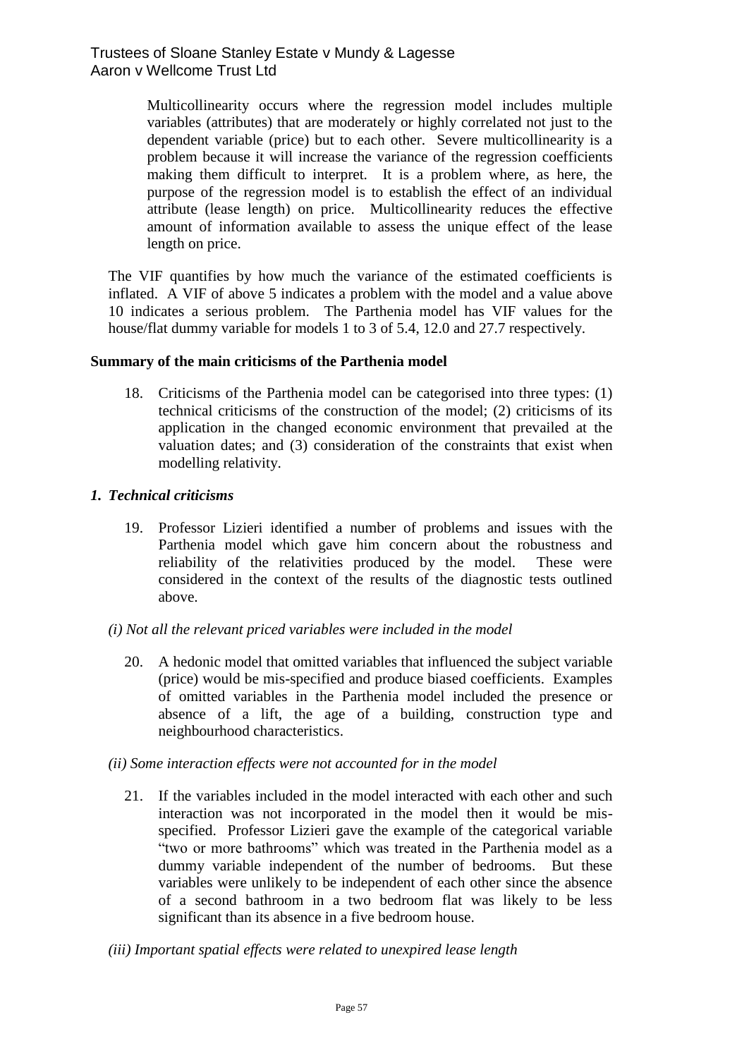> Multicollinearity occurs where the regression model includes multiple variables (attributes) that are moderately or highly correlated not just to the dependent variable (price) but to each other. Severe multicollinearity is a problem because it will increase the variance of the regression coefficients making them difficult to interpret. It is a problem where, as here, the purpose of the regression model is to establish the effect of an individual attribute (lease length) on price. Multicollinearity reduces the effective amount of information available to assess the unique effect of the lease length on price.

The VIF quantifies by how much the variance of the estimated coefficients is inflated. A VIF of above 5 indicates a problem with the model and a value above 10 indicates a serious problem. The Parthenia model has VIF values for the house/flat dummy variable for models 1 to 3 of 5.4, 12.0 and 27.7 respectively.

**Summary of the main criticisms of the Parthenia model**

18. Criticisms of the Parthenia model can be categorised into three types: (1) technical criticisms of the construction of the model; (2) criticisms of its application in the changed economic environment that prevailed at the valuation dates; and (3) consideration of the constraints that exist when modelling relativity.

***1. Technical criticisms***

19. Professor Lizieri identified a number of problems and issues with the Parthenia model which gave him concern about the robustness and reliability of the relativities produced by the model. These were considered in the context of the results of the diagnostic tests outlined above.

*(i) Not all the relevant priced variables were included in the model*

20. A hedonic model that omitted variables that influenced the subject variable (price) would be mis-specified and produce biased coefficients. Examples of omitted variables in the Parthenia model included the presence or absence of a lift, the age of a building, construction type and neighbourhood characteristics.

*(ii) Some interaction effects were not accounted for in the model*

21. If the variables included in the model interacted with each other and such interaction was not incorporated in the model then it would be mis-specified. Professor Lizieri gave the example of the categorical variable "two or more bathrooms" which was treated in the Parthenia model as a dummy variable independent of the number of bedrooms. But these variables were unlikely to be independent of each other since the absence of a second bathroom in a two bedroom flat was likely to be less significant than its absence in a five bedroom house.

*(iii) Important spatial effects were related to unexpired lease length*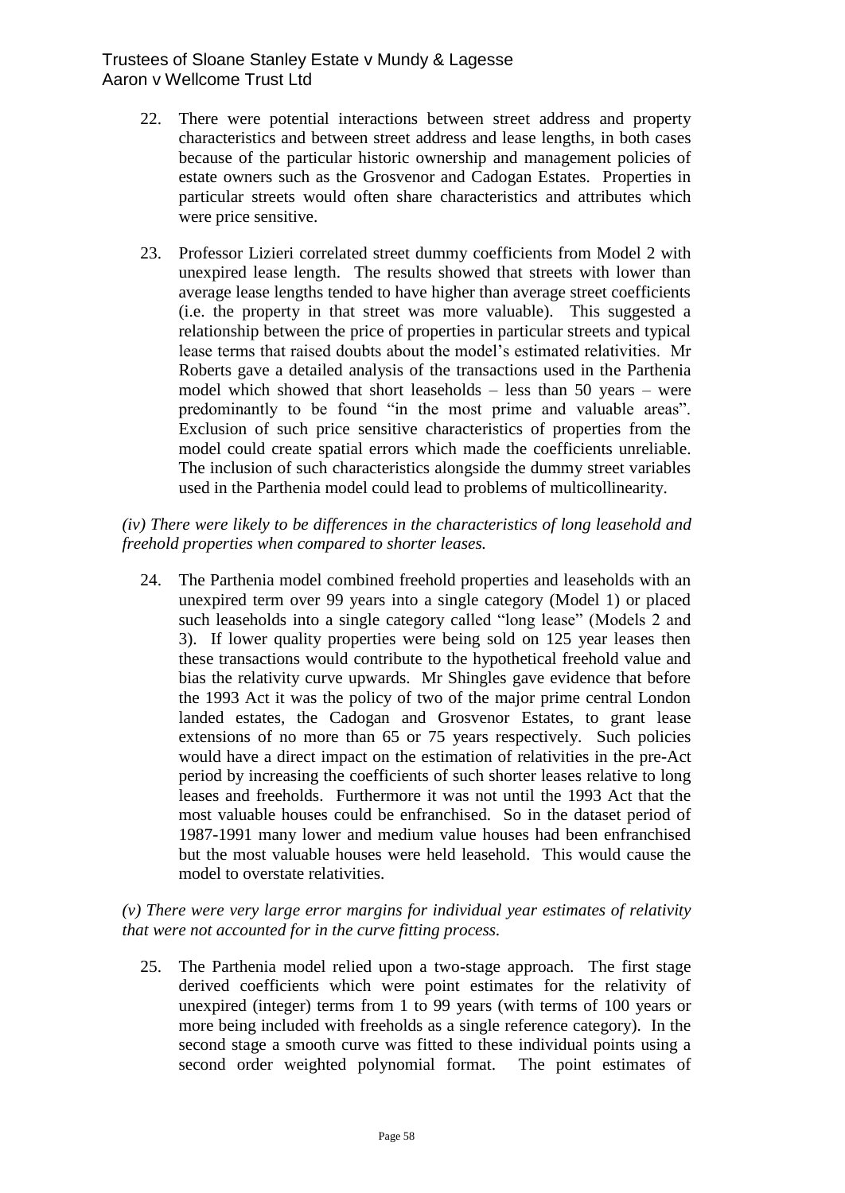22. There were potential interactions between street address and property characteristics and between street address and lease lengths, in both cases because of the particular historic ownership and management policies of estate owners such as the Grosvenor and Cadogan Estates. Properties in particular streets would often share characteristics and attributes which were price sensitive.

23. Professor Lizieri correlated street dummy coefficients from Model 2 with unexpired lease length. The results showed that streets with lower than average lease lengths tended to have higher than average street coefficients (i.e. the property in that street was more valuable). This suggested a relationship between the price of properties in particular streets and typical lease terms that raised doubts about the model's estimated relativities. Mr Roberts gave a detailed analysis of the transactions used in the Parthenia model which showed that short leaseholds – less than 50 years – were predominantly to be found "in the most prime and valuable areas". Exclusion of such price sensitive characteristics of properties from the model could create spatial errors which made the coefficients unreliable. The inclusion of such characteristics alongside the dummy street variables used in the Parthenia model could lead to problems of multicollinearity.

*(iv) There were likely to be differences in the characteristics of long leasehold and freehold properties when compared to shorter leases.*

24. The Parthenia model combined freehold properties and leaseholds with an unexpired term over 99 years into a single category (Model 1) or placed such leaseholds into a single category called "long lease" (Models 2 and 3). If lower quality properties were being sold on 125 year leases then these transactions would contribute to the hypothetical freehold value and bias the relativity curve upwards. Mr Shingles gave evidence that before the 1993 Act it was the policy of two of the major prime central London landed estates, the Cadogan and Grosvenor Estates, to grant lease extensions of no more than 65 or 75 years respectively. Such policies would have a direct impact on the estimation of relativities in the pre-Act period by increasing the coefficients of such shorter leases relative to long leases and freeholds. Furthermore it was not until the 1993 Act that the most valuable houses could be enfranchised. So in the dataset period of 1987-1991 many lower and medium value houses had been enfranchised but the most valuable houses were held leasehold. This would cause the model to overstate relativities.

*(v) There were very large error margins for individual year estimates of relativity that were not accounted for in the curve fitting process.*

25. The Parthenia model relied upon a two-stage approach. The first stage derived coefficients which were point estimates for the relativity of unexpired (integer) terms from 1 to 99 years (with terms of 100 years or more being included with freeholds as a single reference category). In the second stage a smooth curve was fitted to these individual points using a second order weighted polynomial format. The point estimates of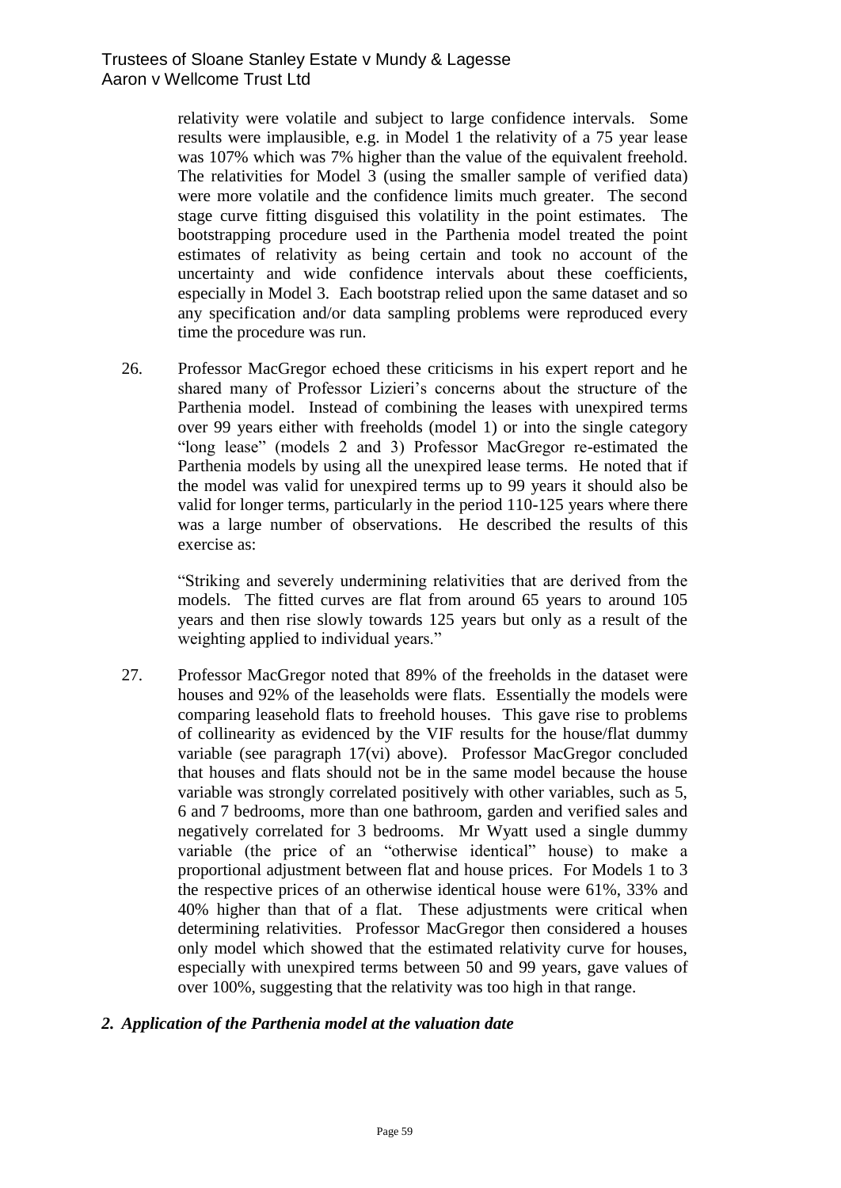relativity were volatile and subject to large confidence intervals. Some results were implausible, e.g. in Model 1 the relativity of a 75 year lease was 107% which was 7% higher than the value of the equivalent freehold. The relativities for Model 3 (using the smaller sample of verified data) were more volatile and the confidence limits much greater. The second stage curve fitting disguised this volatility in the point estimates. The bootstrapping procedure used in the Parthenia model treated the point estimates of relativity as being certain and took no account of the uncertainty and wide confidence intervals about these coefficients, especially in Model 3. Each bootstrap relied upon the same dataset and so any specification and/or data sampling problems were reproduced every time the procedure was run.

26. Professor MacGregor echoed these criticisms in his expert report and he shared many of Professor Lizieri's concerns about the structure of the Parthenia model. Instead of combining the leases with unexpired terms over 99 years either with freeholds (model 1) or into the single category "long lease" (models 2 and 3) Professor MacGregor re-estimated the Parthenia models by using all the unexpired lease terms. He noted that if the model was valid for unexpired terms up to 99 years it should also be valid for longer terms, particularly in the period 110-125 years where there was a large number of observations. He described the results of this exercise as:

   "Striking and severely undermining relativities that are derived from the models. The fitted curves are flat from around 65 years to around 105 years and then rise slowly towards 125 years but only as a result of the weighting applied to individual years."

27. Professor MacGregor noted that 89% of the freeholds in the dataset were houses and 92% of the leaseholds were flats. Essentially the models were comparing leasehold flats to freehold houses. This gave rise to problems of collinearity as evidenced by the VIF results for the house/flat dummy variable (see paragraph 17(vi) above). Professor MacGregor concluded that houses and flats should not be in the same model because the house variable was strongly correlated positively with other variables, such as 5, 6 and 7 bedrooms, more than one bathroom, garden and verified sales and negatively correlated for 3 bedrooms. Mr Wyatt used a single dummy variable (the price of an "otherwise identical" house) to make a proportional adjustment between flat and house prices. For Models 1 to 3 the respective prices of an otherwise identical house were 61%, 33% and 40% higher than that of a flat. These adjustments were critical when determining relativities. Professor MacGregor then considered a houses only model which showed that the estimated relativity curve for houses, especially with unexpired terms between 50 and 99 years, gave values of over 100%, suggesting that the relativity was too high in that range.

### *2. Application of the Parthenia model at the valuation date*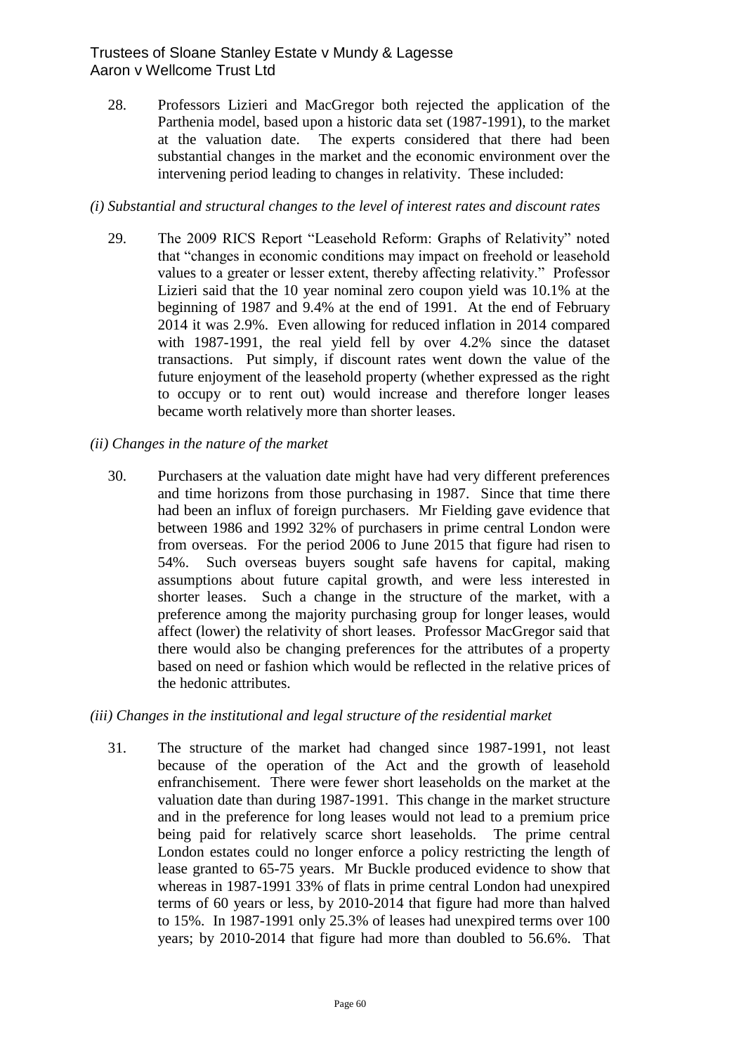28. Professors Lizieri and MacGregor both rejected the application of the Parthenia model, based upon a historic data set (1987-1991), to the market at the valuation date. The experts considered that there had been substantial changes in the market and the economic environment over the intervening period leading to changes in relativity. These included:

*(i) Substantial and structural changes to the level of interest rates and discount rates*

29. The 2009 RICS Report "Leasehold Reform: Graphs of Relativity" noted that "changes in economic conditions may impact on freehold or leasehold values to a greater or lesser extent, thereby affecting relativity." Professor Lizieri said that the 10 year nominal zero coupon yield was 10.1% at the beginning of 1987 and 9.4% at the end of 1991. At the end of February 2014 it was 2.9%. Even allowing for reduced inflation in 2014 compared with 1987-1991, the real yield fell by over 4.2% since the dataset transactions. Put simply, if discount rates went down the value of the future enjoyment of the leasehold property (whether expressed as the right to occupy or to rent out) would increase and therefore longer leases became worth relatively more than shorter leases.

*(ii) Changes in the nature of the market*

30. Purchasers at the valuation date might have had very different preferences and time horizons from those purchasing in 1987. Since that time there had been an influx of foreign purchasers. Mr Fielding gave evidence that between 1986 and 1992 32% of purchasers in prime central London were from overseas. For the period 2006 to June 2015 that figure had risen to 54%. Such overseas buyers sought safe havens for capital, making assumptions about future capital growth, and were less interested in shorter leases. Such a change in the structure of the market, with a preference among the majority purchasing group for longer leases, would affect (lower) the relativity of short leases. Professor MacGregor said that there would also be changing preferences for the attributes of a property based on need or fashion which would be reflected in the relative prices of the hedonic attributes.

*(iii) Changes in the institutional and legal structure of the residential market*

31. The structure of the market had changed since 1987-1991, not least because of the operation of the Act and the growth of leasehold enfranchisement. There were fewer short leaseholds on the market at the valuation date than during 1987-1991. This change in the market structure and in the preference for long leases would not lead to a premium price being paid for relatively scarce short leaseholds. The prime central London estates could no longer enforce a policy restricting the length of lease granted to 65-75 years. Mr Buckle produced evidence to show that whereas in 1987-1991 33% of flats in prime central London had unexpired terms of 60 years or less, by 2010-2014 that figure had more than halved to 15%. In 1987-1991 only 25.3% of leases had unexpired terms over 100 years; by 2010-2014 that figure had more than doubled to 56.6%. That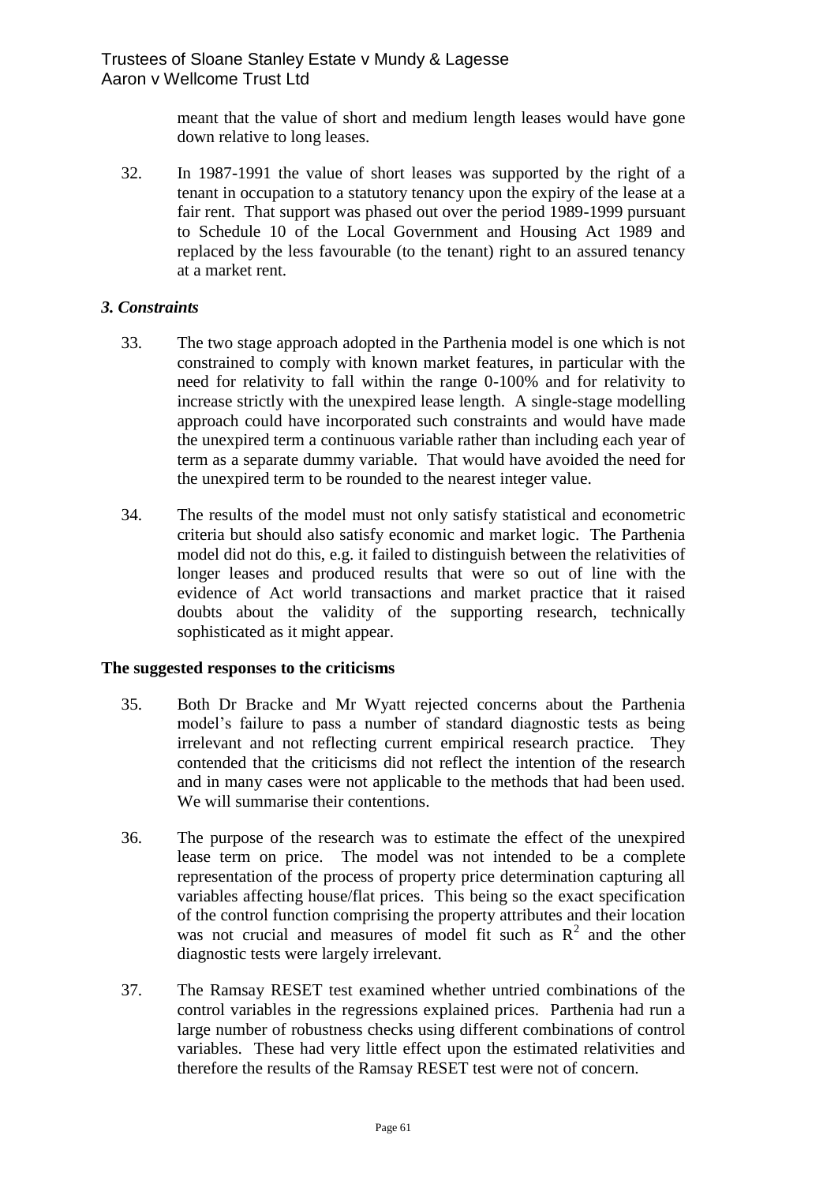meant that the value of short and medium length leases would have gone down relative to long leases.

32. In 1987-1991 the value of short leases was supported by the right of a tenant in occupation to a statutory tenancy upon the expiry of the lease at a fair rent. That support was phased out over the period 1989-1999 pursuant to Schedule 10 of the Local Government and Housing Act 1989 and replaced by the less favourable (to the tenant) right to an assured tenancy at a market rent.

### *3. Constraints*

33. The two stage approach adopted in the Parthenia model is one which is not constrained to comply with known market features, in particular with the need for relativity to fall within the range 0-100% and for relativity to increase strictly with the unexpired lease length. A single-stage modelling approach could have incorporated such constraints and would have made the unexpired term a continuous variable rather than including each year of term as a separate dummy variable. That would have avoided the need for the unexpired term to be rounded to the nearest integer value.

34. The results of the model must not only satisfy statistical and econometric criteria but should also satisfy economic and market logic. The Parthenia model did not do this, e.g. it failed to distinguish between the relativities of longer leases and produced results that were so out of line with the evidence of Act world transactions and market practice that it raised doubts about the validity of the supporting research, technically sophisticated as it might appear.

### The suggested responses to the criticisms

35. Both Dr Bracke and Mr Wyatt rejected concerns about the Parthenia model's failure to pass a number of standard diagnostic tests as being irrelevant and not reflecting current empirical research practice. They contended that the criticisms did not reflect the intention of the research and in many cases were not applicable to the methods that had been used. We will summarise their contentions.

36. The purpose of the research was to estimate the effect of the unexpired lease term on price. The model was not intended to be a complete representation of the process of property price determination capturing all variables affecting house/flat prices. This being so the exact specification of the control function comprising the property attributes and their location was not crucial and measures of model fit such as $R^2$ and the other diagnostic tests were largely irrelevant.

37. The Ramsay RESET test examined whether untried combinations of the control variables in the regressions explained prices. Parthenia had run a large number of robustness checks using different combinations of control variables. These had very little effect upon the estimated relativities and therefore the results of the Ramsay RESET test were not of concern.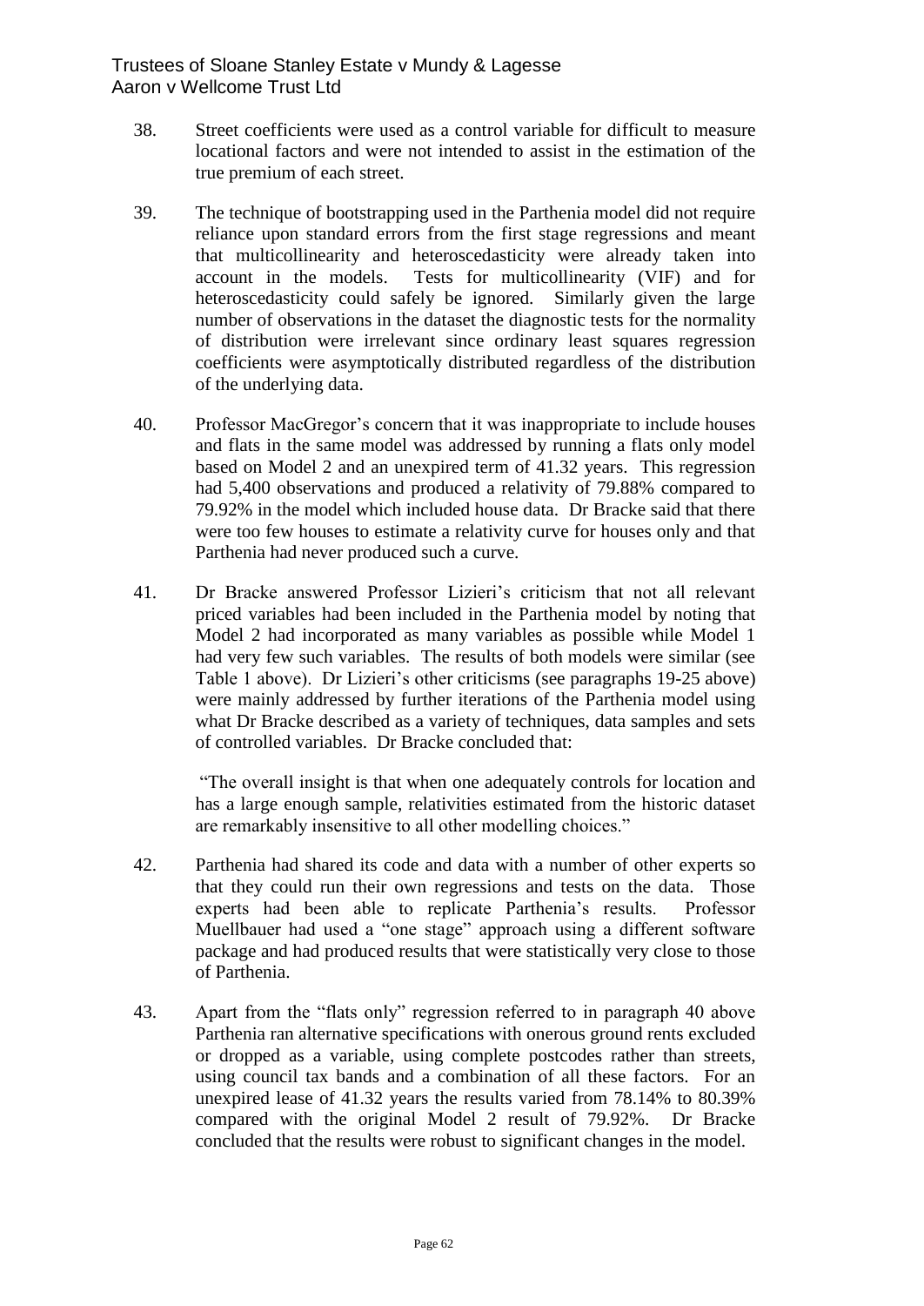38. Street coefficients were used as a control variable for difficult to measure locational factors and were not intended to assist in the estimation of the true premium of each street.

39. The technique of bootstrapping used in the Parthenia model did not require reliance upon standard errors from the first stage regressions and meant that multicollinearity and heteroscedasticity were already taken into account in the models. Tests for multicollinearity (VIF) and for heteroscedasticity could safely be ignored. Similarly given the large number of observations in the dataset the diagnostic tests for the normality of distribution were irrelevant since ordinary least squares regression coefficients were asymptotically distributed regardless of the distribution of the underlying data.

40. Professor MacGregor's concern that it was inappropriate to include houses and flats in the same model was addressed by running a flats only model based on Model 2 and an unexpired term of 41.32 years. This regression had 5,400 observations and produced a relativity of 79.88% compared to 79.92% in the model which included house data. Dr Bracke said that there were too few houses to estimate a relativity curve for houses only and that Parthenia had never produced such a curve.

41. Dr Bracke answered Professor Lizieri's criticism that not all relevant priced variables had been included in the Parthenia model by noting that Model 2 had incorporated as many variables as possible while Model 1 had very few such variables. The results of both models were similar (see Table 1 above). Dr Lizieri's other criticisms (see paragraphs 19-25 above) were mainly addressed by further iterations of the Parthenia model using what Dr Bracke described as a variety of techniques, data samples and sets of controlled variables. Dr Bracke concluded that:

> "The overall insight is that when one adequately controls for location and has a large enough sample, relativities estimated from the historic dataset are remarkably insensitive to all other modelling choices."

42. Parthenia had shared its code and data with a number of other experts so that they could run their own regressions and tests on the data. Those experts had been able to replicate Parthenia's results. Professor Muellbauer had used a "one stage" approach using a different software package and had produced results that were statistically very close to those of Parthenia.

43. Apart from the "flats only" regression referred to in paragraph 40 above Parthenia ran alternative specifications with onerous ground rents excluded or dropped as a variable, using complete postcodes rather than streets, using council tax bands and a combination of all these factors. For an unexpired lease of 41.32 years the results varied from 78.14% to 80.39% compared with the original Model 2 result of 79.92%. Dr Bracke concluded that the results were robust to significant changes in the model.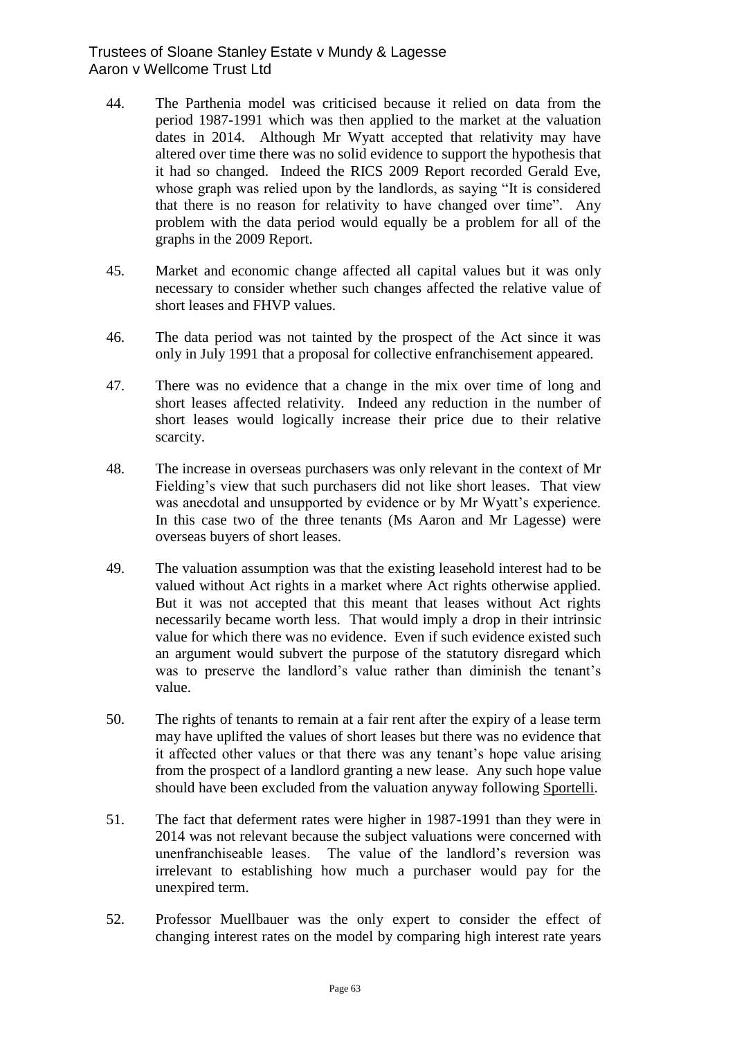44. The Parthenia model was criticised because it relied on data from the period 1987-1991 which was then applied to the market at the valuation dates in 2014. Although Mr Wyatt accepted that relativity may have altered over time there was no solid evidence to support the hypothesis that it had so changed. Indeed the RICS 2009 Report recorded Gerald Eve, whose graph was relied upon by the landlords, as saying "It is considered that there is no reason for relativity to have changed over time". Any problem with the data period would equally be a problem for all of the graphs in the 2009 Report.

45. Market and economic change affected all capital values but it was only necessary to consider whether such changes affected the relative value of short leases and FHVP values.

46. The data period was not tainted by the prospect of the Act since it was only in July 1991 that a proposal for collective enfranchisement appeared.

47. There was no evidence that a change in the mix over time of long and short leases affected relativity. Indeed any reduction in the number of short leases would logically increase their price due to their relative scarcity.

48. The increase in overseas purchasers was only relevant in the context of Mr Fielding's view that such purchasers did not like short leases. That view was anecdotal and unsupported by evidence or by Mr Wyatt's experience. In this case two of the three tenants (Ms Aaron and Mr Lagesse) were overseas buyers of short leases.

49. The valuation assumption was that the existing leasehold interest had to be valued without Act rights in a market where Act rights otherwise applied. But it was not accepted that this meant that leases without Act rights necessarily became worth less. That would imply a drop in their intrinsic value for which there was no evidence. Even if such evidence existed such an argument would subvert the purpose of the statutory disregard which was to preserve the landlord's value rather than diminish the tenant's value.

50. The rights of tenants to remain at a fair rent after the expiry of a lease term may have uplifted the values of short leases but there was no evidence that it affected other values or that there was any tenant's hope value arising from the prospect of a landlord granting a new lease. Any such hope value should have been excluded from the valuation anyway following Sportelli.

51. The fact that deferment rates were higher in 1987-1991 than they were in 2014 was not relevant because the subject valuations were concerned with unenfranchiseable leases. The value of the landlord's reversion was irrelevant to establishing how much a purchaser would pay for the unexpired term.

52. Professor Muellbauer was the only expert to consider the effect of changing interest rates on the model by comparing high interest rate years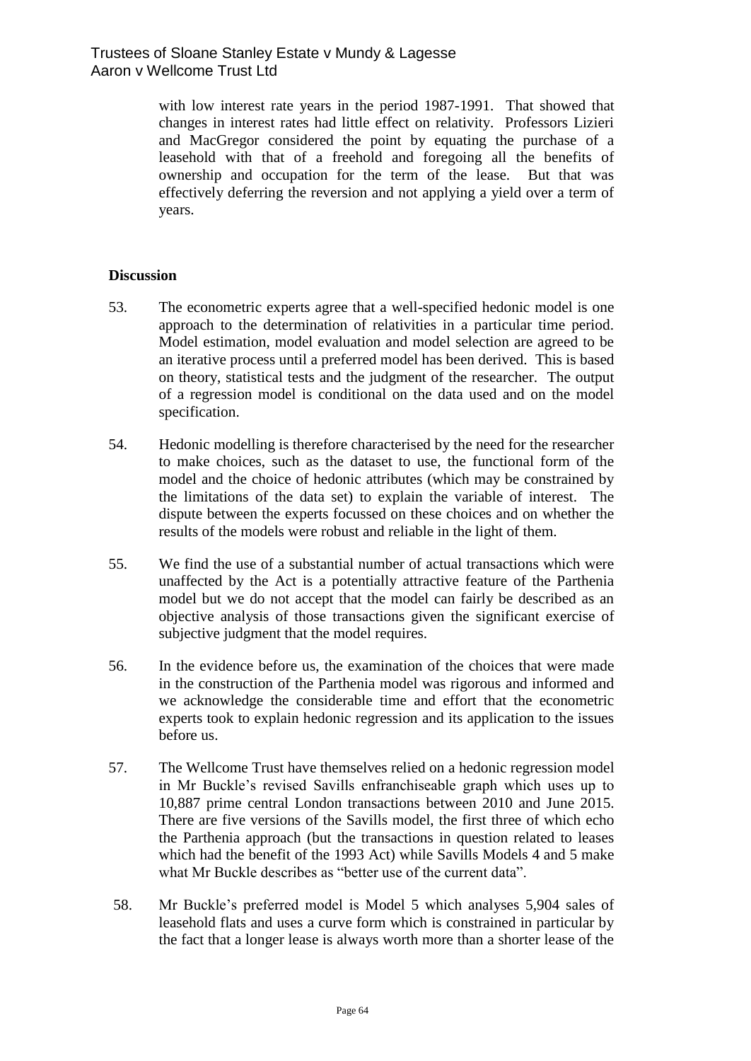with low interest rate years in the period 1987-1991. That showed that changes in interest rates had little effect on relativity. Professors Lizieri and MacGregor considered the point by equating the purchase of a leasehold with that of a freehold and foregoing all the benefits of ownership and occupation for the term of the lease. But that was effectively deferring the reversion and not applying a yield over a term of years.

### Discussion

53. The econometric experts agree that a well-specified hedonic model is one approach to the determination of relativities in a particular time period. Model estimation, model evaluation and model selection are agreed to be an iterative process until a preferred model has been derived. This is based on theory, statistical tests and the judgment of the researcher. The output of a regression model is conditional on the data used and on the model specification.

54. Hedonic modelling is therefore characterised by the need for the researcher to make choices, such as the dataset to use, the functional form of the model and the choice of hedonic attributes (which may be constrained by the limitations of the data set) to explain the variable of interest. The dispute between the experts focussed on these choices and on whether the results of the models were robust and reliable in the light of them.

55. We find the use of a substantial number of actual transactions which were unaffected by the Act is a potentially attractive feature of the Parthenia model but we do not accept that the model can fairly be described as an objective analysis of those transactions given the significant exercise of subjective judgment that the model requires.

56. In the evidence before us, the examination of the choices that were made in the construction of the Parthenia model was rigorous and informed and we acknowledge the considerable time and effort that the econometric experts took to explain hedonic regression and its application to the issues before us.

57. The Wellcome Trust have themselves relied on a hedonic regression model in Mr Buckle's revised Savills enfranchiseable graph which uses up to 10,887 prime central London transactions between 2010 and June 2015. There are five versions of the Savills model, the first three of which echo the Parthenia approach (but the transactions in question related to leases which had the benefit of the 1993 Act) while Savills Models 4 and 5 make what Mr Buckle describes as "better use of the current data".

58. Mr Buckle's preferred model is Model 5 which analyses 5,904 sales of leasehold flats and uses a curve form which is constrained in particular by the fact that a longer lease is always worth more than a shorter lease of the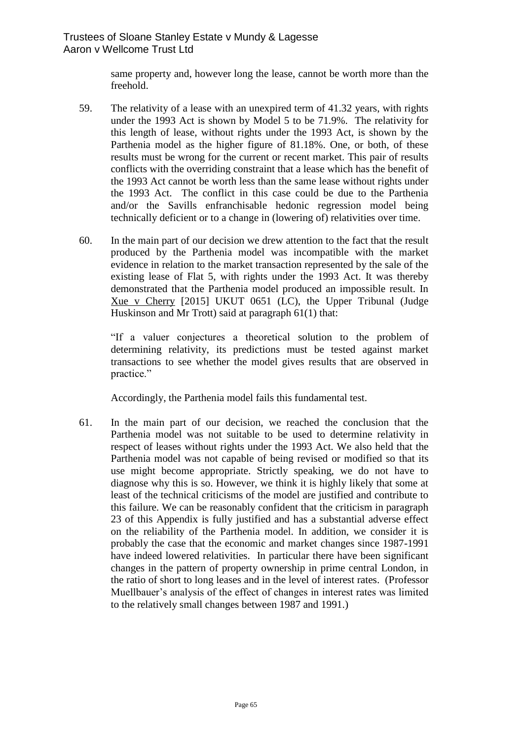same property and, however long the lease, cannot be worth more than the freehold.

59. The relativity of a lease with an unexpired term of 41.32 years, with rights under the 1993 Act is shown by Model 5 to be 71.9%. The relativity for this length of lease, without rights under the 1993 Act, is shown by the Parthenia model as the higher figure of 81.18%. One, or both, of these results must be wrong for the current or recent market. This pair of results conflicts with the overriding constraint that a lease which has the benefit of the 1993 Act cannot be worth less than the same lease without rights under the 1993 Act. The conflict in this case could be due to the Parthenia and/or the Savills enfranchisable hedonic regression model being technically deficient or to a change in (lowering of) relativities over time.

60. In the main part of our decision we drew attention to the fact that the result produced by the Parthenia model was incompatible with the market evidence in relation to the market transaction represented by the sale of the existing lease of Flat 5, with rights under the 1993 Act. It was thereby demonstrated that the Parthenia model produced an impossible result. In Xue v Cherry [2015] UKUT 0651 (LC), the Upper Tribunal (Judge Huskinson and Mr Trott) said at paragraph 61(1) that:

"If a valuer conjectures a theoretical solution to the problem of determining relativity, its predictions must be tested against market transactions to see whether the model gives results that are observed in practice."

Accordingly, the Parthenia model fails this fundamental test.

61. In the main part of our decision, we reached the conclusion that the Parthenia model was not suitable to be used to determine relativity in respect of leases without rights under the 1993 Act. We also held that the Parthenia model was not capable of being revised or modified so that its use might become appropriate. Strictly speaking, we do not have to diagnose why this is so. However, we think it is highly likely that some at least of the technical criticisms of the model are justified and contribute to this failure. We can be reasonably confident that the criticism in paragraph 23 of this Appendix is fully justified and has a substantial adverse effect on the reliability of the Parthenia model. In addition, we consider it is probably the case that the economic and market changes since 1987-1991 have indeed lowered relativities. In particular there have been significant changes in the pattern of property ownership in prime central London, in the ratio of short to long leases and in the level of interest rates. (Professor Muellbauer's analysis of the effect of changes in interest rates was limited to the relatively small changes between 1987 and 1991.)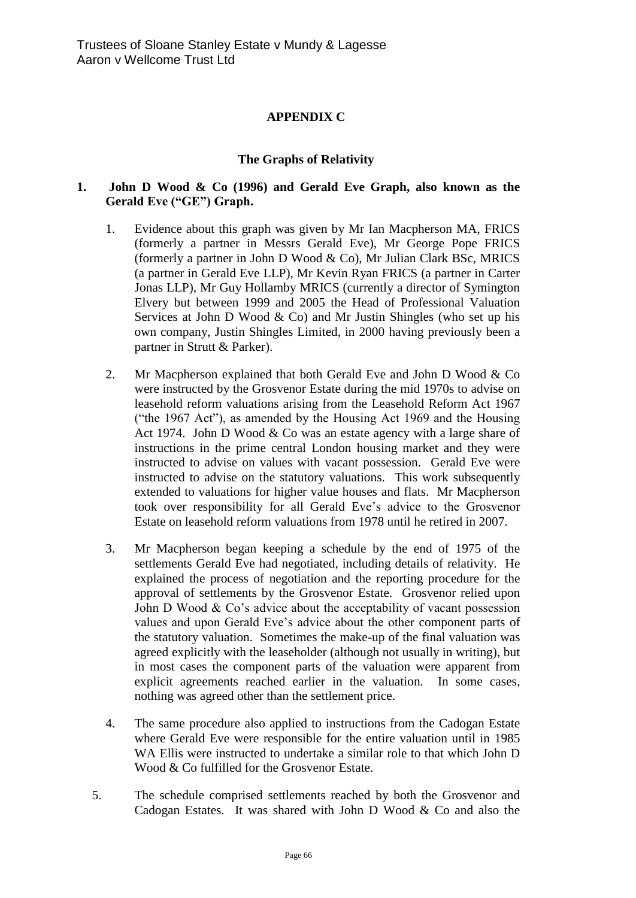**APPENDIX C**

**The Graphs of Relativity**

**1. John D Wood & Co (1996) and Gerald Eve Graph, also known as the Gerald Eve ("GE") Graph.**

1. Evidence about this graph was given by Mr Ian Macpherson MA, FRICS (formerly a partner in Messrs Gerald Eve), Mr George Pope FRICS (formerly a partner in John D Wood & Co), Mr Julian Clark BSc, MRICS (a partner in Gerald Eve LLP), Mr Kevin Ryan FRICS (a partner in Carter Jonas LLP), Mr Guy Hollamby MRICS (currently a director of Symington Elvery but between 1999 and 2005 the Head of Professional Valuation Services at John D Wood & Co) and Mr Justin Shingles (who set up his own company, Justin Shingles Limited, in 2000 having previously been a partner in Strutt & Parker).

2. Mr Macpherson explained that both Gerald Eve and John D Wood & Co were instructed by the Grosvenor Estate during the mid 1970s to advise on leasehold reform valuations arising from the Leasehold Reform Act 1967 ("the 1967 Act"), as amended by the Housing Act 1969 and the Housing Act 1974. John D Wood & Co was an estate agency with a large share of instructions in the prime central London housing market and they were instructed to advise on values with vacant possession. Gerald Eve were instructed to advise on the statutory valuations. This work subsequently extended to valuations for higher value houses and flats. Mr Macpherson took over responsibility for all Gerald Eve's advice to the Grosvenor Estate on leasehold reform valuations from 1978 until he retired in 2007.

3. Mr Macpherson began keeping a schedule by the end of 1975 of the settlements Gerald Eve had negotiated, including details of relativity. He explained the process of negotiation and the reporting procedure for the approval of settlements by the Grosvenor Estate. Grosvenor relied upon John D Wood & Co's advice about the acceptability of vacant possession values and upon Gerald Eve's advice about the other component parts of the statutory valuation. Sometimes the make-up of the final valuation was agreed explicitly with the leaseholder (although not usually in writing), but in most cases the component parts of the valuation were apparent from explicit agreements reached earlier in the valuation. In some cases, nothing was agreed other than the settlement price.

4. The same procedure also applied to instructions from the Cadogan Estate where Gerald Eve were responsible for the entire valuation until in 1985 WA Ellis were instructed to undertake a similar role to that which John D Wood & Co fulfilled for the Grosvenor Estate.

5. The schedule comprised settlements reached by both the Grosvenor and Cadogan Estates. It was shared with John D Wood & Co and also the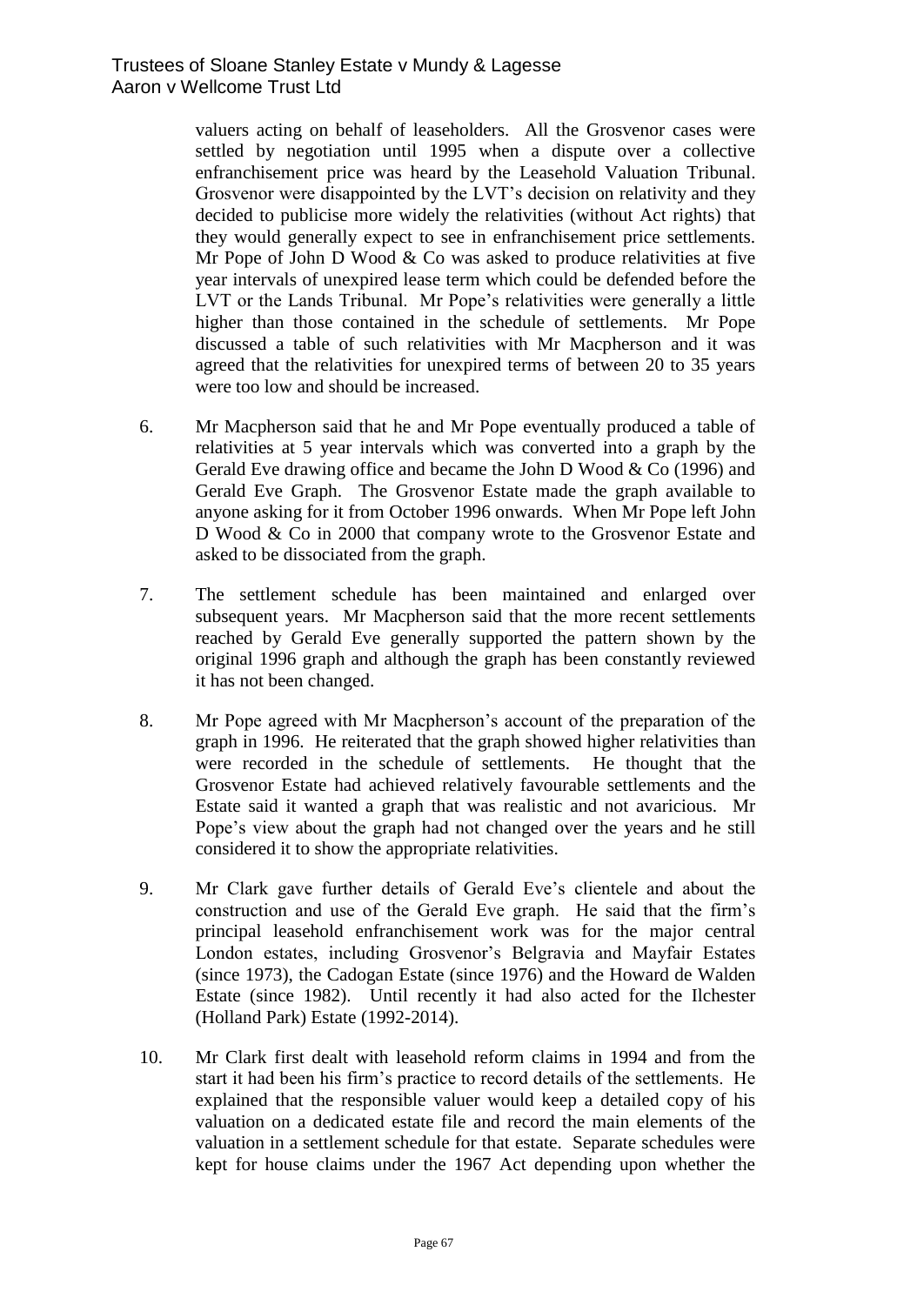valuers acting on behalf of leaseholders. All the Grosvenor cases were settled by negotiation until 1995 when a dispute over a collective enfranchisement price was heard by the Leasehold Valuation Tribunal. Grosvenor were disappointed by the LVT's decision on relativity and they decided to publicise more widely the relativities (without Act rights) that they would generally expect to see in enfranchisement price settlements. Mr Pope of John D Wood & Co was asked to produce relativities at five year intervals of unexpired lease term which could be defended before the LVT or the Lands Tribunal. Mr Pope's relativities were generally a little higher than those contained in the schedule of settlements. Mr Pope discussed a table of such relativities with Mr Macpherson and it was agreed that the relativities for unexpired terms of between 20 to 35 years were too low and should be increased.

6. Mr Macpherson said that he and Mr Pope eventually produced a table of relativities at 5 year intervals which was converted into a graph by the Gerald Eve drawing office and became the John D Wood & Co (1996) and Gerald Eve Graph. The Grosvenor Estate made the graph available to anyone asking for it from October 1996 onwards. When Mr Pope left John D Wood & Co in 2000 that company wrote to the Grosvenor Estate and asked to be dissociated from the graph.

7. The settlement schedule has been maintained and enlarged over subsequent years. Mr Macpherson said that the more recent settlements reached by Gerald Eve generally supported the pattern shown by the original 1996 graph and although the graph has been constantly reviewed it has not been changed.

8. Mr Pope agreed with Mr Macpherson's account of the preparation of the graph in 1996. He reiterated that the graph showed higher relativities than were recorded in the schedule of settlements. He thought that the Grosvenor Estate had achieved relatively favourable settlements and the Estate said it wanted a graph that was realistic and not avaricious. Mr Pope's view about the graph had not changed over the years and he still considered it to show the appropriate relativities.

9. Mr Clark gave further details of Gerald Eve's clientele and about the construction and use of the Gerald Eve graph. He said that the firm's principal leasehold enfranchisement work was for the major central London estates, including Grosvenor's Belgravia and Mayfair Estates (since 1973), the Cadogan Estate (since 1976) and the Howard de Walden Estate (since 1982). Until recently it had also acted for the Ilchester (Holland Park) Estate (1992-2014).

10. Mr Clark first dealt with leasehold reform claims in 1994 and from the start it had been his firm's practice to record details of the settlements. He explained that the responsible valuer would keep a detailed copy of his valuation on a dedicated estate file and record the main elements of the valuation in a settlement schedule for that estate. Separate schedules were kept for house claims under the 1967 Act depending upon whether the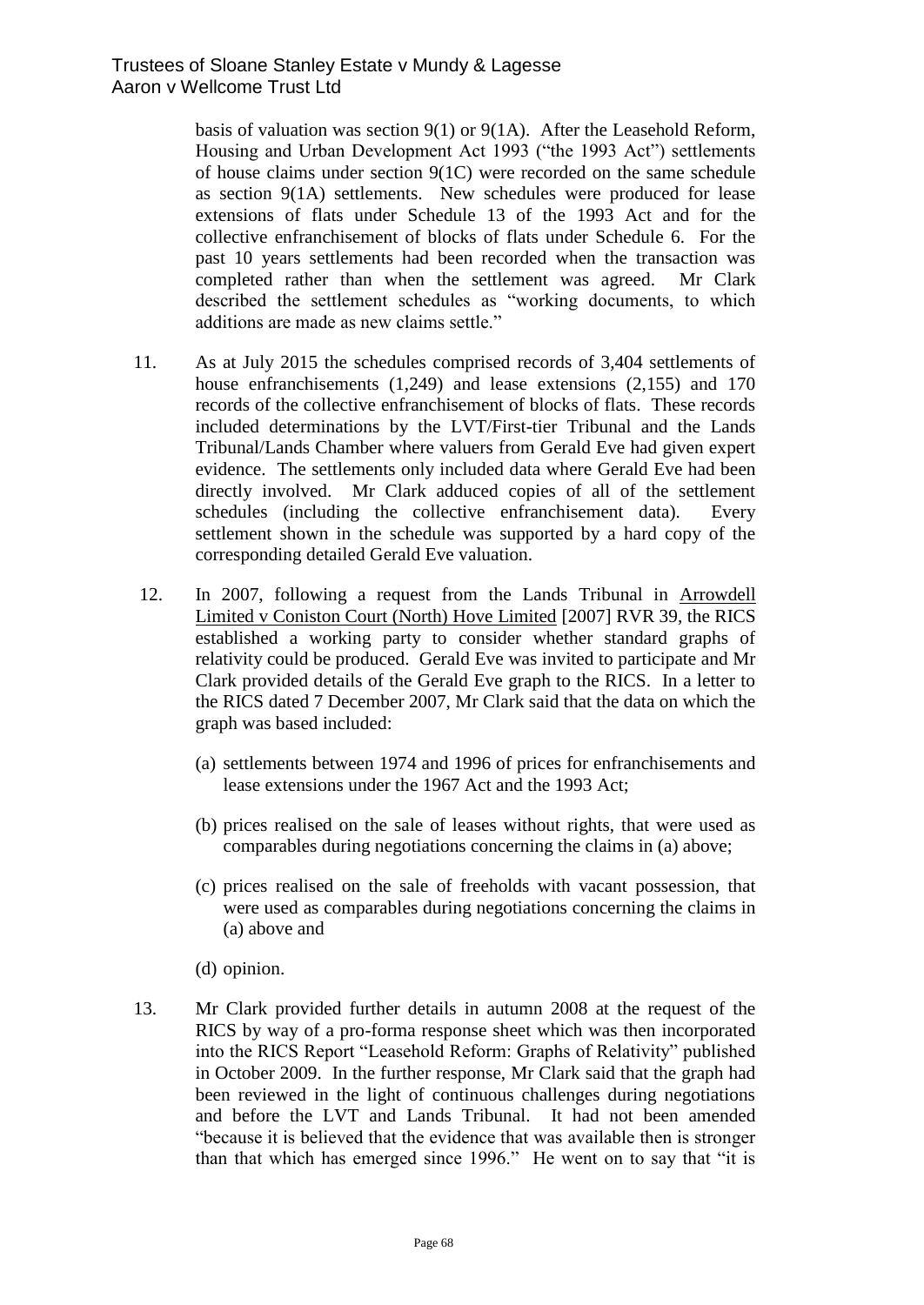basis of valuation was section 9(1) or 9(1A). After the Leasehold Reform, Housing and Urban Development Act 1993 ("the 1993 Act") settlements of house claims under section 9(1C) were recorded on the same schedule as section 9(1A) settlements. New schedules were produced for lease extensions of flats under Schedule 13 of the 1993 Act and for the collective enfranchisement of blocks of flats under Schedule 6. For the past 10 years settlements had been recorded when the transaction was completed rather than when the settlement was agreed. Mr Clark described the settlement schedules as "working documents, to which additions are made as new claims settle."

11. As at July 2015 the schedules comprised records of 3,404 settlements of house enfranchisements (1,249) and lease extensions (2,155) and 170 records of the collective enfranchisement of blocks of flats. These records included determinations by the LVT/First-tier Tribunal and the Lands Tribunal/Lands Chamber where valuers from Gerald Eve had given expert evidence. The settlements only included data where Gerald Eve had been directly involved. Mr Clark adduced copies of all of the settlement schedules (including the collective enfranchisement data). Every settlement shown in the schedule was supported by a hard copy of the corresponding detailed Gerald Eve valuation.

12. In 2007, following a request from the Lands Tribunal in Arrowdell Limited v Coniston Court (North) Hove Limited [2007] RVR 39, the RICS established a working party to consider whether standard graphs of relativity could be produced. Gerald Eve was invited to participate and Mr Clark provided details of the Gerald Eve graph to the RICS. In a letter to the RICS dated 7 December 2007, Mr Clark said that the data on which the graph was based included:

    (a) settlements between 1974 and 1996 of prices for enfranchisements and lease extensions under the 1967 Act and the 1993 Act;

    (b) prices realised on the sale of leases without rights, that were used as comparables during negotiations concerning the claims in (a) above;

    (c) prices realised on the sale of freeholds with vacant possession, that were used as comparables during negotiations concerning the claims in (a) above and

    (d) opinion.

13. Mr Clark provided further details in autumn 2008 at the request of the RICS by way of a pro-forma response sheet which was then incorporated into the RICS Report "Leasehold Reform: Graphs of Relativity" published in October 2009. In the further response, Mr Clark said that the graph had been reviewed in the light of continuous challenges during negotiations and before the LVT and Lands Tribunal. It had not been amended "because it is believed that the evidence that was available then is stronger than that which has emerged since 1996." He went on to say that "it is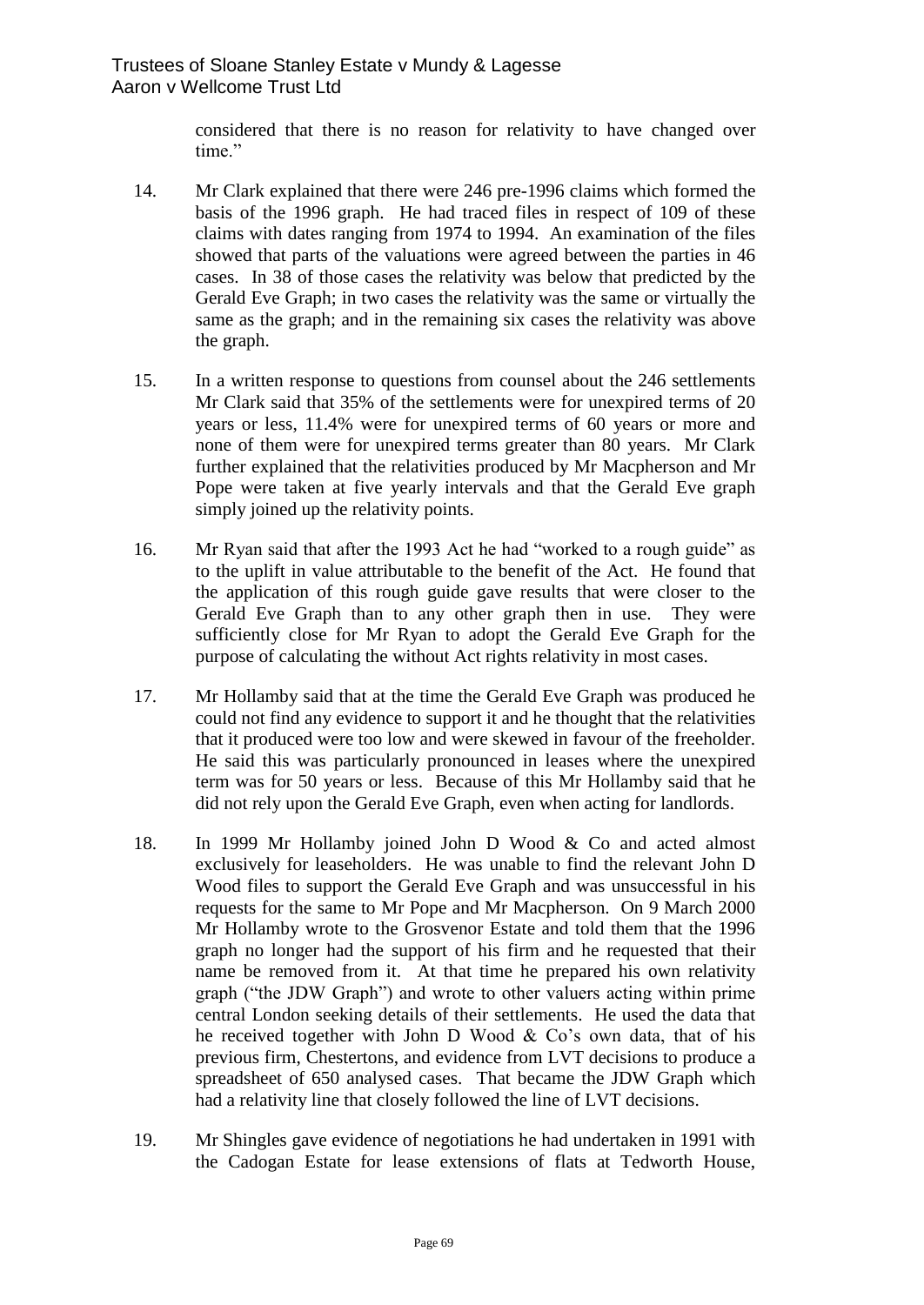considered that there is no reason for relativity to have changed over time."

14. Mr Clark explained that there were 246 pre-1996 claims which formed the basis of the 1996 graph. He had traced files in respect of 109 of these claims with dates ranging from 1974 to 1994. An examination of the files showed that parts of the valuations were agreed between the parties in 46 cases. In 38 of those cases the relativity was below that predicted by the Gerald Eve Graph; in two cases the relativity was the same or virtually the same as the graph; and in the remaining six cases the relativity was above the graph.

15. In a written response to questions from counsel about the 246 settlements Mr Clark said that 35% of the settlements were for unexpired terms of 20 years or less, 11.4% were for unexpired terms of 60 years or more and none of them were for unexpired terms greater than 80 years. Mr Clark further explained that the relativities produced by Mr Macpherson and Mr Pope were taken at five yearly intervals and that the Gerald Eve graph simply joined up the relativity points.

16. Mr Ryan said that after the 1993 Act he had "worked to a rough guide" as to the uplift in value attributable to the benefit of the Act. He found that the application of this rough guide gave results that were closer to the Gerald Eve Graph than to any other graph then in use. They were sufficiently close for Mr Ryan to adopt the Gerald Eve Graph for the purpose of calculating the without Act rights relativity in most cases.

17. Mr Hollamby said that at the time the Gerald Eve Graph was produced he could not find any evidence to support it and he thought that the relativities that it produced were too low and were skewed in favour of the freeholder. He said this was particularly pronounced in leases where the unexpired term was for 50 years or less. Because of this Mr Hollamby said that he did not rely upon the Gerald Eve Graph, even when acting for landlords.

18. In 1999 Mr Hollamby joined John D Wood & Co and acted almost exclusively for leaseholders. He was unable to find the relevant John D Wood files to support the Gerald Eve Graph and was unsuccessful in his requests for the same to Mr Pope and Mr Macpherson. On 9 March 2000 Mr Hollamby wrote to the Grosvenor Estate and told them that the 1996 graph no longer had the support of his firm and he requested that their name be removed from it. At that time he prepared his own relativity graph ("the JDW Graph") and wrote to other valuers acting within prime central London seeking details of their settlements. He used the data that he received together with John D Wood & Co's own data, that of his previous firm, Chestertons, and evidence from LVT decisions to produce a spreadsheet of 650 analysed cases. That became the JDW Graph which had a relativity line that closely followed the line of LVT decisions.

19. Mr Shingles gave evidence of negotiations he had undertaken in 1991 with the Cadogan Estate for lease extensions of flats at Tedworth House,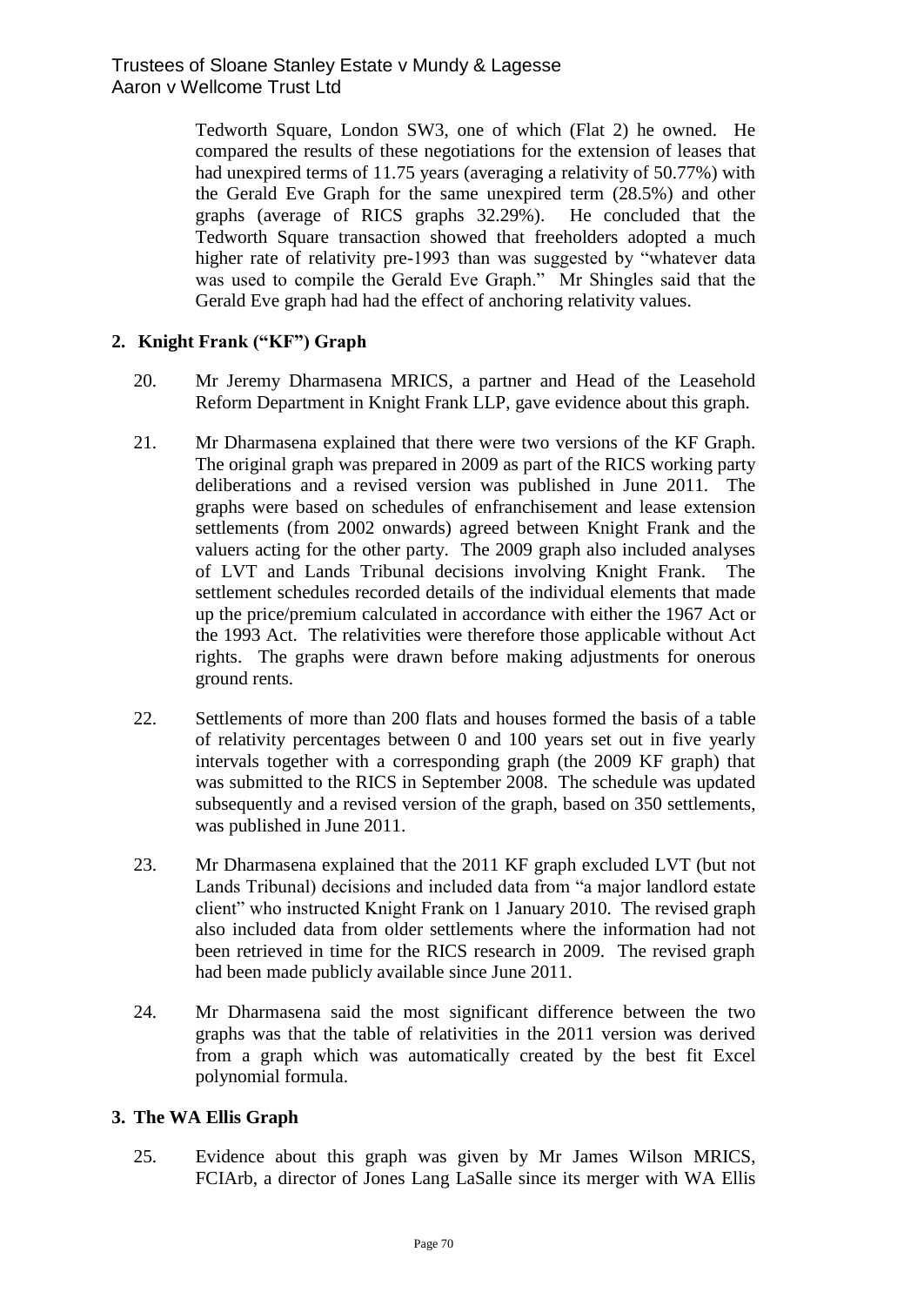Tedworth Square, London SW3, one of which (Flat 2) he owned. He compared the results of these negotiations for the extension of leases that had unexpired terms of 11.75 years (averaging a relativity of 50.77%) with the Gerald Eve Graph for the same unexpired term (28.5%) and other graphs (average of RICS graphs 32.29%). He concluded that the Tedworth Square transaction showed that freeholders adopted a much higher rate of relativity pre-1993 than was suggested by "whatever data was used to compile the Gerald Eve Graph." Mr Shingles said that the Gerald Eve graph had had the effect of anchoring relativity values.

## 2. Knight Frank ("KF") Graph

20. Mr Jeremy Dharmasena MRICS, a partner and Head of the Leasehold Reform Department in Knight Frank LLP, gave evidence about this graph.

21. Mr Dharmasena explained that there were two versions of the KF Graph. The original graph was prepared in 2009 as part of the RICS working party deliberations and a revised version was published in June 2011. The graphs were based on schedules of enfranchisement and lease extension settlements (from 2002 onwards) agreed between Knight Frank and the valuers acting for the other party. The 2009 graph also included analyses of LVT and Lands Tribunal decisions involving Knight Frank. The settlement schedules recorded details of the individual elements that made up the price/premium calculated in accordance with either the 1967 Act or the 1993 Act. The relativities were therefore those applicable without Act rights. The graphs were drawn before making adjustments for onerous ground rents.

22. Settlements of more than 200 flats and houses formed the basis of a table of relativity percentages between 0 and 100 years set out in five yearly intervals together with a corresponding graph (the 2009 KF graph) that was submitted to the RICS in September 2008. The schedule was updated subsequently and a revised version of the graph, based on 350 settlements, was published in June 2011.

23. Mr Dharmasena explained that the 2011 KF graph excluded LVT (but not Lands Tribunal) decisions and included data from "a major landlord estate client" who instructed Knight Frank on 1 January 2010. The revised graph also included data from older settlements where the information had not been retrieved in time for the RICS research in 2009. The revised graph had been made publicly available since June 2011.

24. Mr Dharmasena said the most significant difference between the two graphs was that the table of relativities in the 2011 version was derived from a graph which was automatically created by the best fit Excel polynomial formula.

## 3. The WA Ellis Graph

25. Evidence about this graph was given by Mr James Wilson MRICS, FCIArb, a director of Jones Lang LaSalle since its merger with WA Ellis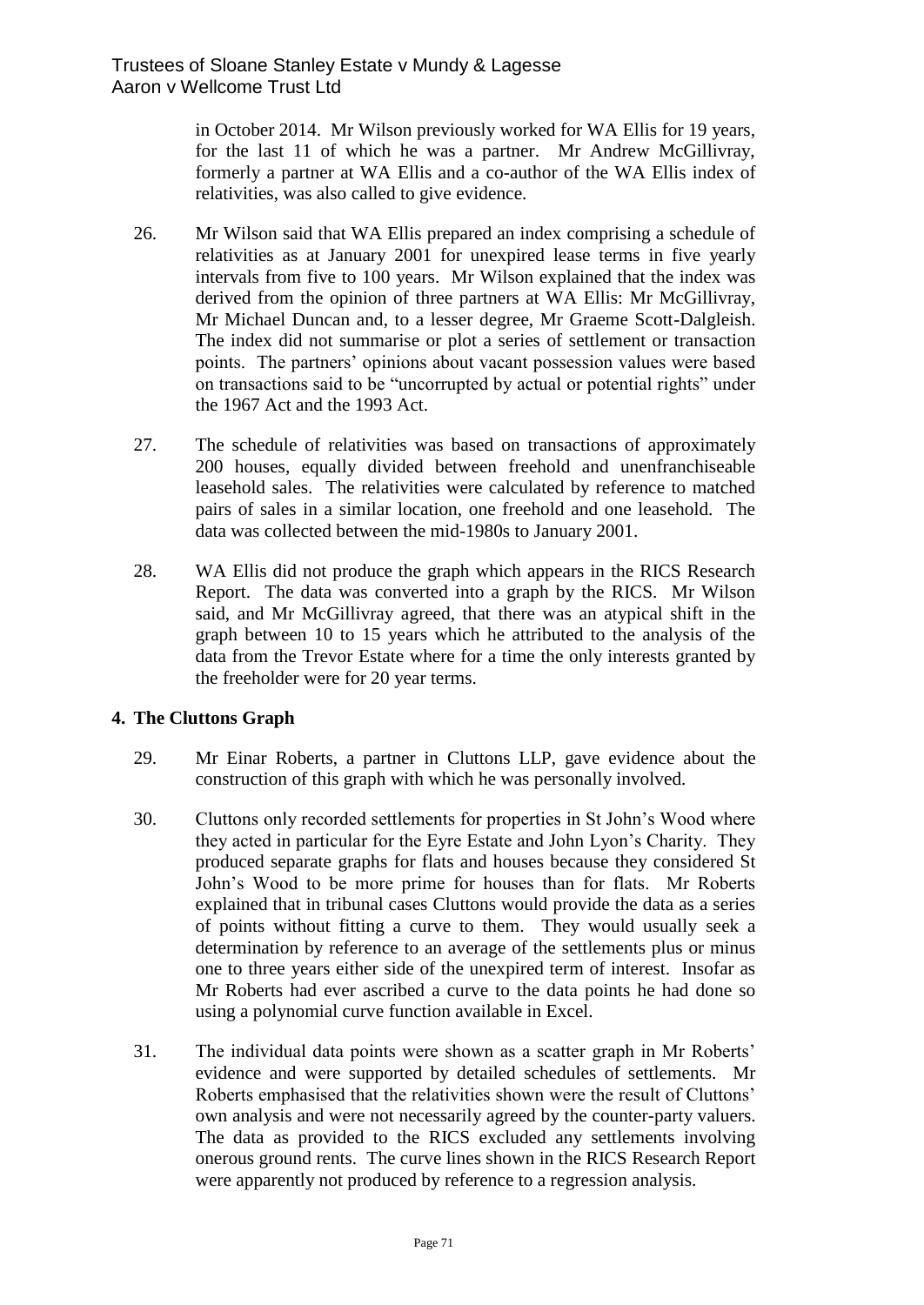in October 2014. Mr Wilson previously worked for WA Ellis for 19 years, for the last 11 of which he was a partner. Mr Andrew McGillivray, formerly a partner at WA Ellis and a co-author of the WA Ellis index of relativities, was also called to give evidence.

26. Mr Wilson said that WA Ellis prepared an index comprising a schedule of relativities as at January 2001 for unexpired lease terms in five yearly intervals from five to 100 years. Mr Wilson explained that the index was derived from the opinion of three partners at WA Ellis: Mr McGillivray, Mr Michael Duncan and, to a lesser degree, Mr Graeme Scott-Dalgleish. The index did not summarise or plot a series of settlement or transaction points. The partners' opinions about vacant possession values were based on transactions said to be "uncorrupted by actual or potential rights" under the 1967 Act and the 1993 Act.

27. The schedule of relativities was based on transactions of approximately 200 houses, equally divided between freehold and unenfranchiseable leasehold sales. The relativities were calculated by reference to matched pairs of sales in a similar location, one freehold and one leasehold. The data was collected between the mid-1980s to January 2001.

28. WA Ellis did not produce the graph which appears in the RICS Research Report. The data was converted into a graph by the RICS. Mr Wilson said, and Mr McGillivray agreed, that there was an atypical shift in the graph between 10 to 15 years which he attributed to the analysis of the data from the Trevor Estate where for a time the only interests granted by the freeholder were for 20 year terms.

## 4. The Cluttons Graph

29. Mr Einar Roberts, a partner in Cluttons LLP, gave evidence about the construction of this graph with which he was personally involved.

30. Cluttons only recorded settlements for properties in St John's Wood where they acted in particular for the Eyre Estate and John Lyon's Charity. They produced separate graphs for flats and houses because they considered St John's Wood to be more prime for houses than for flats. Mr Roberts explained that in tribunal cases Cluttons would provide the data as a series of points without fitting a curve to them. They would usually seek a determination by reference to an average of the settlements plus or minus one to three years either side of the unexpired term of interest. Insofar as Mr Roberts had ever ascribed a curve to the data points he had done so using a polynomial curve function available in Excel.

31. The individual data points were shown as a scatter graph in Mr Roberts' evidence and were supported by detailed schedules of settlements. Mr Roberts emphasised that the relativities shown were the result of Cluttons' own analysis and were not necessarily agreed by the counter-party valuers. The data as provided to the RICS excluded any settlements involving onerous ground rents. The curve lines shown in the RICS Research Report were apparently not produced by reference to a regression analysis.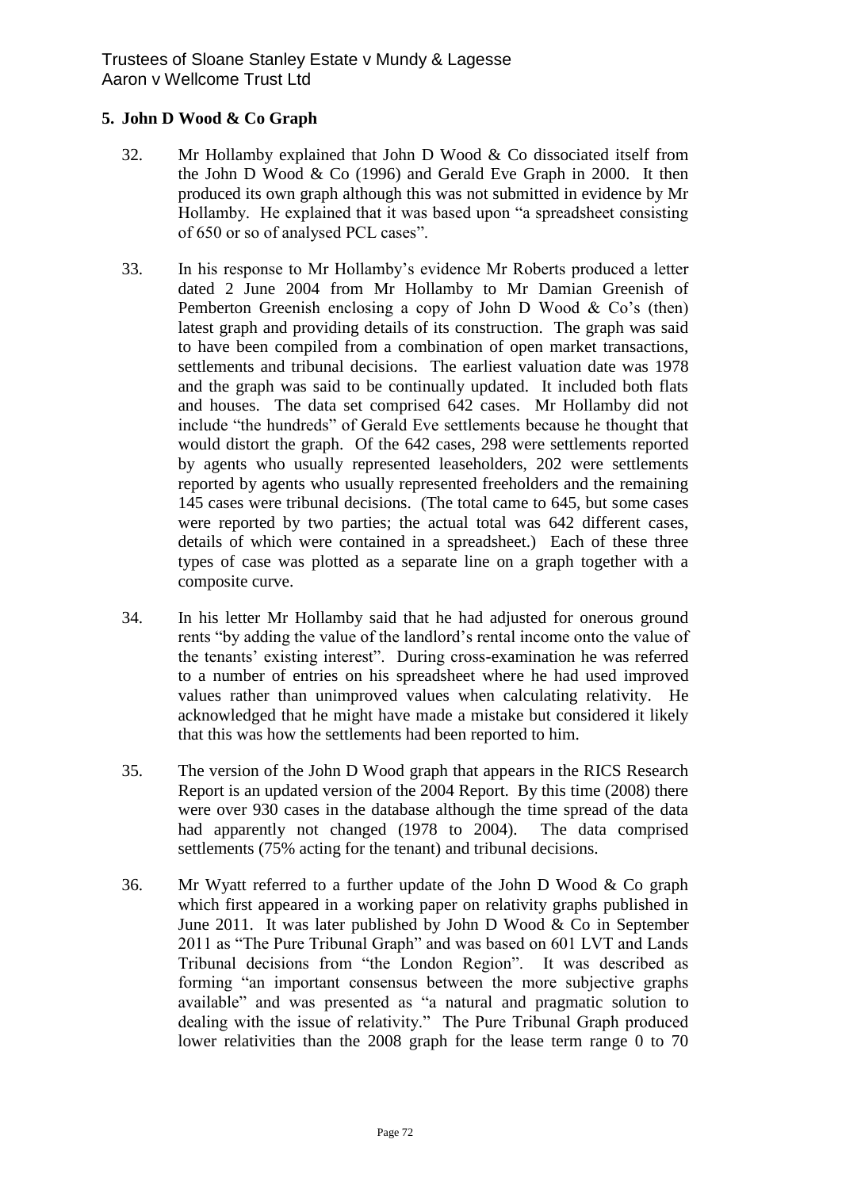## 5. John D Wood & Co Graph

32. Mr Hollamby explained that John D Wood & Co dissociated itself from the John D Wood & Co (1996) and Gerald Eve Graph in 2000. It then produced its own graph although this was not submitted in evidence by Mr Hollamby. He explained that it was based upon "a spreadsheet consisting of 650 or so of analysed PCL cases".

33. In his response to Mr Hollamby's evidence Mr Roberts produced a letter dated 2 June 2004 from Mr Hollamby to Mr Damian Greenish of Pemberton Greenish enclosing a copy of John D Wood & Co's (then) latest graph and providing details of its construction. The graph was said to have been compiled from a combination of open market transactions, settlements and tribunal decisions. The earliest valuation date was 1978 and the graph was said to be continually updated. It included both flats and houses. The data set comprised 642 cases. Mr Hollamby did not include "the hundreds" of Gerald Eve settlements because he thought that would distort the graph. Of the 642 cases, 298 were settlements reported by agents who usually represented leaseholders, 202 were settlements reported by agents who usually represented freeholders and the remaining 145 cases were tribunal decisions. (The total came to 645, but some cases were reported by two parties; the actual total was 642 different cases, details of which were contained in a spreadsheet.) Each of these three types of case was plotted as a separate line on a graph together with a composite curve.

34. In his letter Mr Hollamby said that he had adjusted for onerous ground rents "by adding the value of the landlord's rental income onto the value of the tenants' existing interest". During cross-examination he was referred to a number of entries on his spreadsheet where he had used improved values rather than unimproved values when calculating relativity. He acknowledged that he might have made a mistake but considered it likely that this was how the settlements had been reported to him.

35. The version of the John D Wood graph that appears in the RICS Research Report is an updated version of the 2004 Report. By this time (2008) there were over 930 cases in the database although the time spread of the data had apparently not changed (1978 to 2004). The data comprised settlements (75% acting for the tenant) and tribunal decisions.

36. Mr Wyatt referred to a further update of the John D Wood & Co graph which first appeared in a working paper on relativity graphs published in June 2011. It was later published by John D Wood & Co in September 2011 as "The Pure Tribunal Graph" and was based on 601 LVT and Lands Tribunal decisions from "the London Region". It was described as forming "an important consensus between the more subjective graphs available" and was presented as "a natural and pragmatic solution to dealing with the issue of relativity." The Pure Tribunal Graph produced lower relativities than the 2008 graph for the lease term range 0 to 70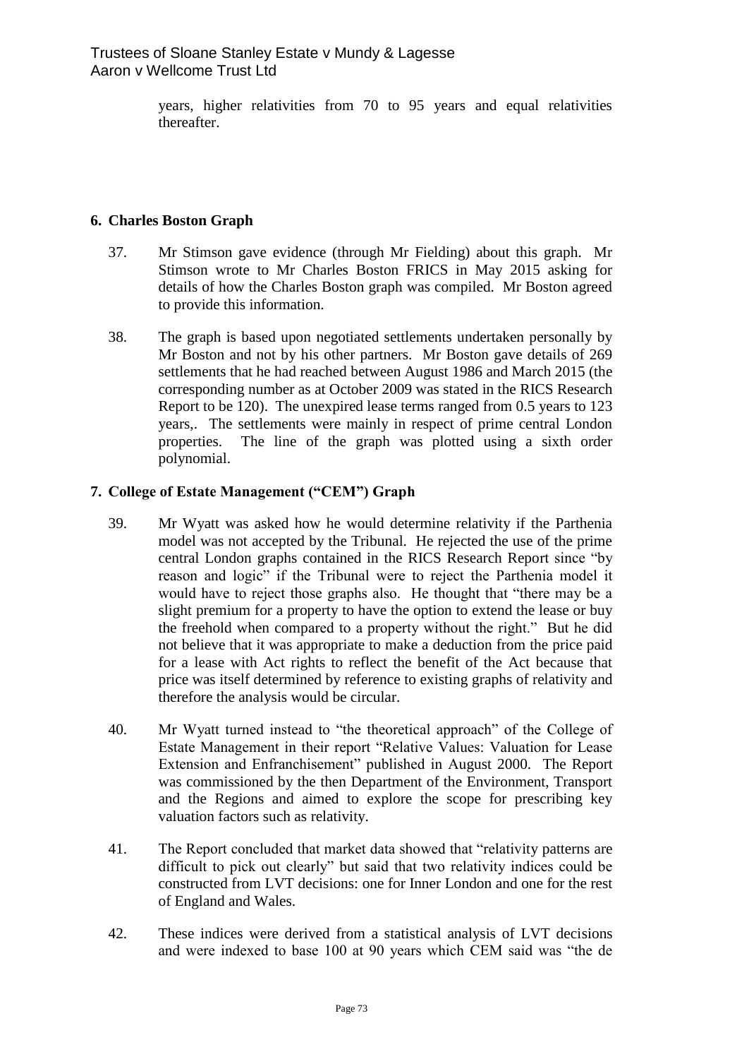years, higher relativities from 70 to 95 years and equal relativities thereafter.

## 6. Charles Boston Graph

37. Mr Stimson gave evidence (through Mr Fielding) about this graph. Mr Stimson wrote to Mr Charles Boston FRICS in May 2015 asking for details of how the Charles Boston graph was compiled. Mr Boston agreed to provide this information.

38. The graph is based upon negotiated settlements undertaken personally by Mr Boston and not by his other partners. Mr Boston gave details of 269 settlements that he had reached between August 1986 and March 2015 (the corresponding number as at October 2009 was stated in the RICS Research Report to be 120). The unexpired lease terms ranged from 0.5 years to 123 years,. The settlements were mainly in respect of prime central London properties. The line of the graph was plotted using a sixth order polynomial.

## 7. College of Estate Management ("CEM") Graph

39. Mr Wyatt was asked how he would determine relativity if the Parthenia model was not accepted by the Tribunal. He rejected the use of the prime central London graphs contained in the RICS Research Report since "by reason and logic" if the Tribunal were to reject the Parthenia model it would have to reject those graphs also. He thought that "there may be a slight premium for a property to have the option to extend the lease or buy the freehold when compared to a property without the right." But he did not believe that it was appropriate to make a deduction from the price paid for a lease with Act rights to reflect the benefit of the Act because that price was itself determined by reference to existing graphs of relativity and therefore the analysis would be circular.

40. Mr Wyatt turned instead to "the theoretical approach" of the College of Estate Management in their report "Relative Values: Valuation for Lease Extension and Enfranchisement" published in August 2000. The Report was commissioned by the then Department of the Environment, Transport and the Regions and aimed to explore the scope for prescribing key valuation factors such as relativity.

41. The Report concluded that market data showed that "relativity patterns are difficult to pick out clearly" but said that two relativity indices could be constructed from LVT decisions: one for Inner London and one for the rest of England and Wales.

42. These indices were derived from a statistical analysis of LVT decisions and were indexed to base 100 at 90 years which CEM said was "the de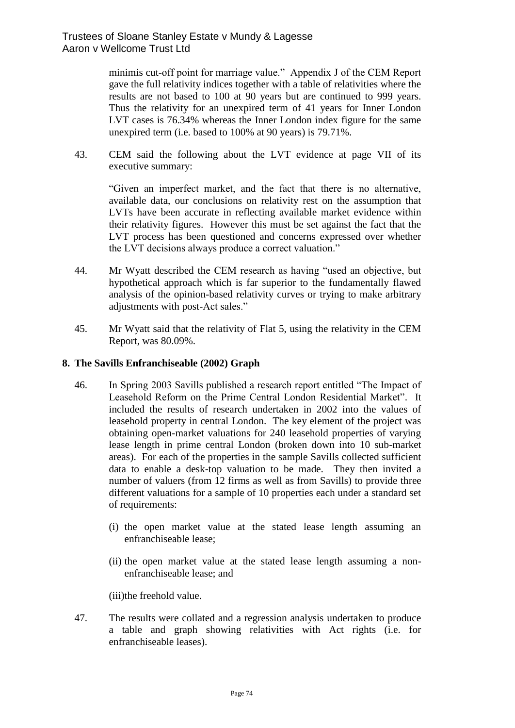minimis cut-off point for marriage value." Appendix J of the CEM Report gave the full relativity indices together with a table of relativities where the results are not based to 100 at 90 years but are continued to 999 years. Thus the relativity for an unexpired term of 41 years for Inner London LVT cases is 76.34% whereas the Inner London index figure for the same unexpired term (i.e. based to 100% at 90 years) is 79.71%.

43. CEM said the following about the LVT evidence at page VII of its executive summary:

> "Given an imperfect market, and the fact that there is no alternative, available data, our conclusions on relativity rest on the assumption that LVTs have been accurate in reflecting available market evidence within their relativity figures. However this must be set against the fact that the LVT process has been questioned and concerns expressed over whether the LVT decisions always produce a correct valuation."

44. Mr Wyatt described the CEM research as having "used an objective, but hypothetical approach which is far superior to the fundamentally flawed analysis of the opinion-based relativity curves or trying to make arbitrary adjustments with post-Act sales."

45. Mr Wyatt said that the relativity of Flat 5, using the relativity in the CEM Report, was 80.09%.

## 8. The Savills Enfranchiseable (2002) Graph

46. In Spring 2003 Savills published a research report entitled "The Impact of Leasehold Reform on the Prime Central London Residential Market". It included the results of research undertaken in 2002 into the values of leasehold property in central London. The key element of the project was obtaining open-market valuations for 240 leasehold properties of varying lease length in prime central London (broken down into 10 sub-market areas). For each of the properties in the sample Savills collected sufficient data to enable a desk-top valuation to be made. They then invited a number of valuers (from 12 firms as well as from Savills) to provide three different valuations for a sample of 10 properties each under a standard set of requirements:

   (i) the open market value at the stated lease length assuming an enfranchiseable lease;

   (ii) the open market value at the stated lease length assuming a non-enfranchiseable lease; and

   (iii) the freehold value.

47. The results were collated and a regression analysis undertaken to produce a table and graph showing relativities with Act rights (i.e. for enfranchiseable leases).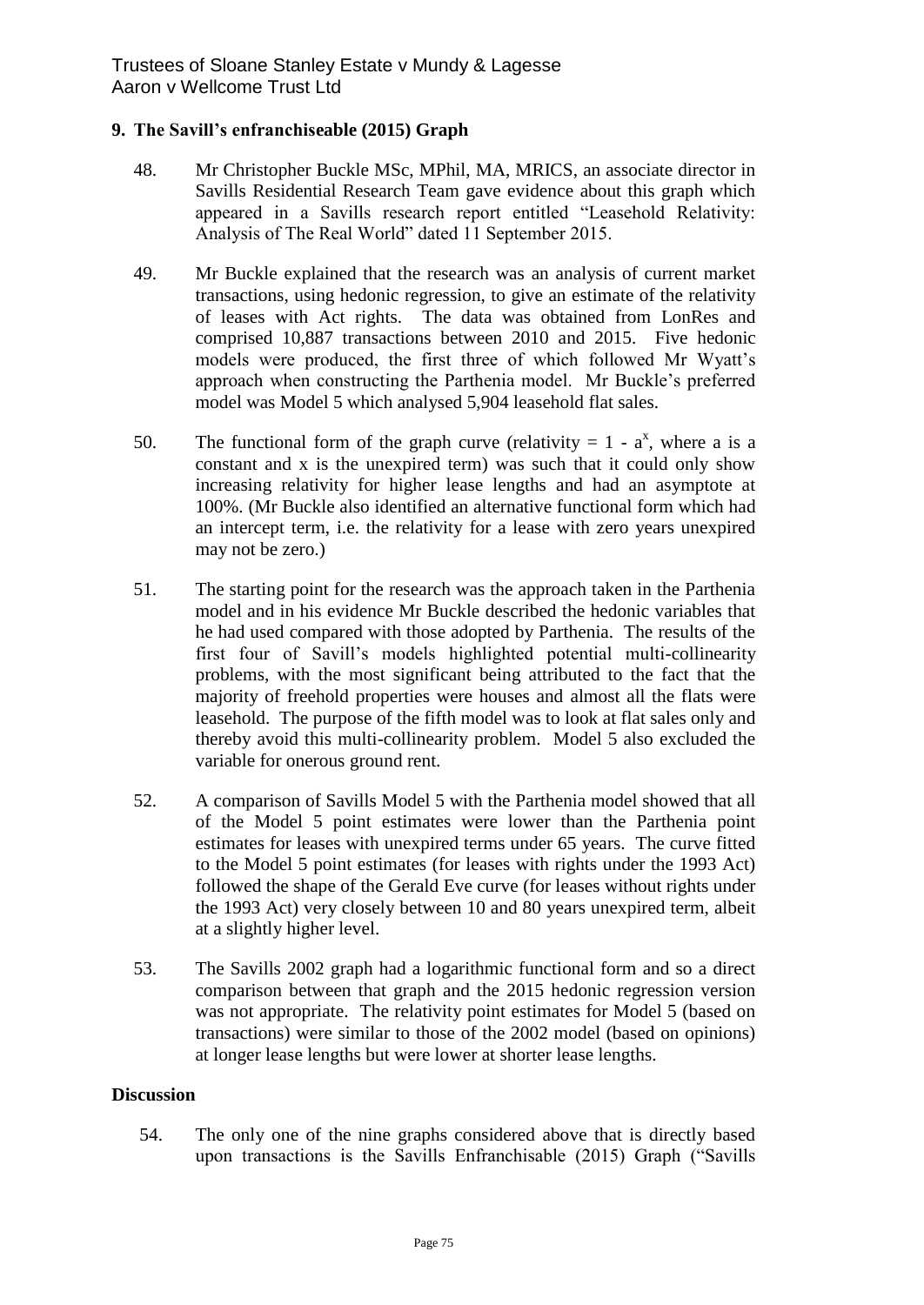## 9. The Savill's enfranchiseable (2015) Graph

48. Mr Christopher Buckle MSc, MPhil, MA, MRICS, an associate director in Savills Residential Research Team gave evidence about this graph which appeared in a Savills research report entitled "Leasehold Relativity: Analysis of The Real World" dated 11 September 2015.

49. Mr Buckle explained that the research was an analysis of current market transactions, using hedonic regression, to give an estimate of the relativity of leases with Act rights. The data was obtained from LonRes and comprised 10,887 transactions between 2010 and 2015. Five hedonic models were produced, the first three of which followed Mr Wyatt's approach when constructing the Parthenia model. Mr Buckle's preferred model was Model 5 which analysed 5,904 leasehold flat sales.

50. The functional form of the graph curve (relativity = $1 - a^x$, where a is a constant and x is the unexpired term) was such that it could only show increasing relativity for higher lease lengths and had an asymptote at 100%. (Mr Buckle also identified an alternative functional form which had an intercept term, i.e. the relativity for a lease with zero years unexpired may not be zero.)

51. The starting point for the research was the approach taken in the Parthenia model and in his evidence Mr Buckle described the hedonic variables that he had used compared with those adopted by Parthenia. The results of the first four of Savill's models highlighted potential multi-collinearity problems, with the most significant being attributed to the fact that the majority of freehold properties were houses and almost all the flats were leasehold. The purpose of the fifth model was to look at flat sales only and thereby avoid this multi-collinearity problem. Model 5 also excluded the variable for onerous ground rent.

52. A comparison of Savills Model 5 with the Parthenia model showed that all of the Model 5 point estimates were lower than the Parthenia point estimates for leases with unexpired terms under 65 years. The curve fitted to the Model 5 point estimates (for leases with rights under the 1993 Act) followed the shape of the Gerald Eve curve (for leases without rights under the 1993 Act) very closely between 10 and 80 years unexpired term, albeit at a slightly higher level.

53. The Savills 2002 graph had a logarithmic functional form and so a direct comparison between that graph and the 2015 hedonic regression version was not appropriate. The relativity point estimates for Model 5 (based on transactions) were similar to those of the 2002 model (based on opinions) at longer lease lengths but were lower at shorter lease lengths.

## Discussion

54. The only one of the nine graphs considered above that is directly based upon transactions is the Savills Enfranchisable (2015) Graph ("Savills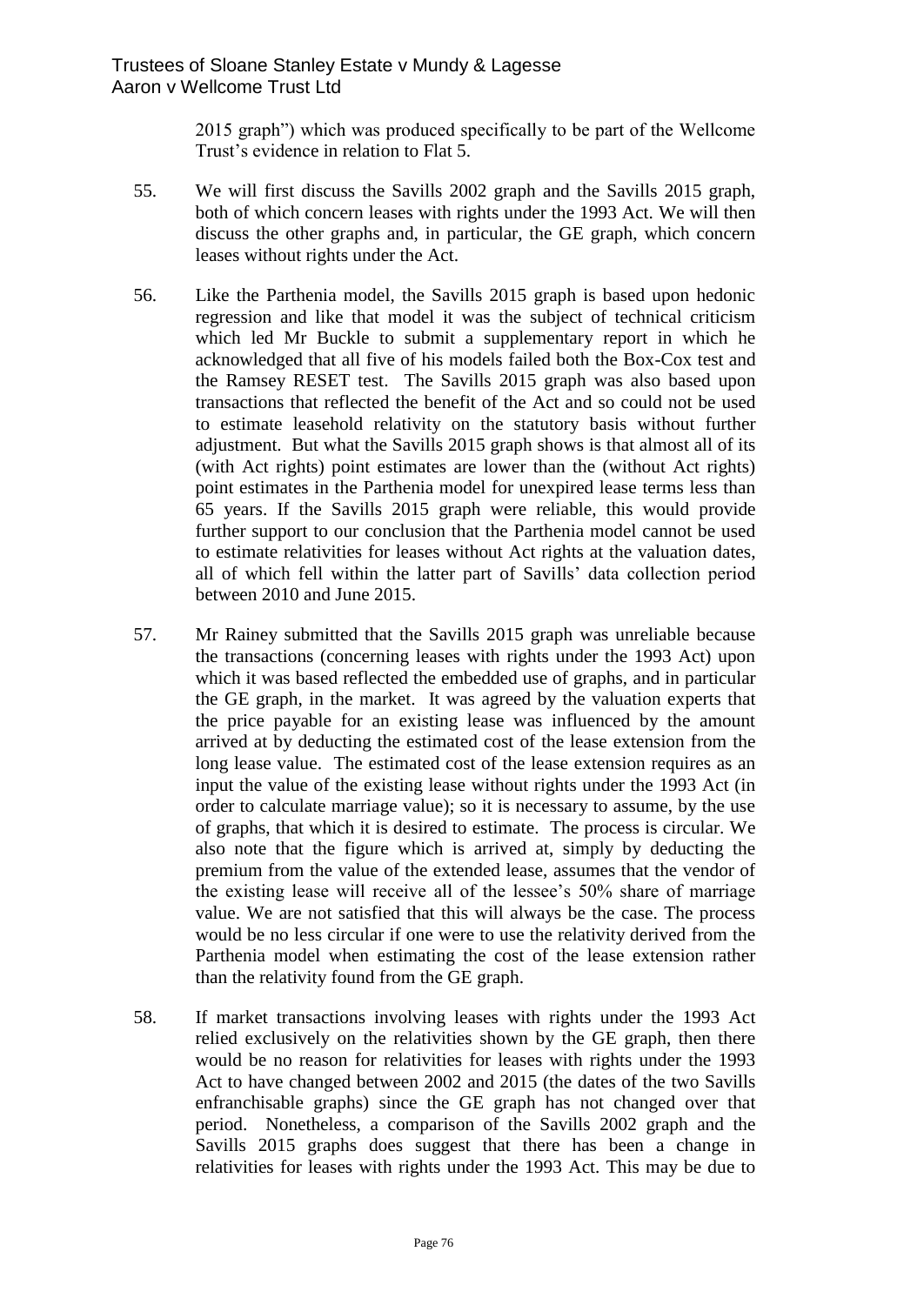2015 graph") which was produced specifically to be part of the Wellcome Trust's evidence in relation to Flat 5.

55. We will first discuss the Savills 2002 graph and the Savills 2015 graph, both of which concern leases with rights under the 1993 Act. We will then discuss the other graphs and, in particular, the GE graph, which concern leases without rights under the Act.

56. Like the Parthenia model, the Savills 2015 graph is based upon hedonic regression and like that model it was the subject of technical criticism which led Mr Buckle to submit a supplementary report in which he acknowledged that all five of his models failed both the Box-Cox test and the Ramsey RESET test. The Savills 2015 graph was also based upon transactions that reflected the benefit of the Act and so could not be used to estimate leasehold relativity on the statutory basis without further adjustment. But what the Savills 2015 graph shows is that almost all of its (with Act rights) point estimates are lower than the (without Act rights) point estimates in the Parthenia model for unexpired lease terms less than 65 years. If the Savills 2015 graph were reliable, this would provide further support to our conclusion that the Parthenia model cannot be used to estimate relativities for leases without Act rights at the valuation dates, all of which fell within the latter part of Savills' data collection period between 2010 and June 2015.

57. Mr Rainey submitted that the Savills 2015 graph was unreliable because the transactions (concerning leases with rights under the 1993 Act) upon which it was based reflected the embedded use of graphs, and in particular the GE graph, in the market. It was agreed by the valuation experts that the price payable for an existing lease was influenced by the amount arrived at by deducting the estimated cost of the lease extension from the long lease value. The estimated cost of the lease extension requires as an input the value of the existing lease without rights under the 1993 Act (in order to calculate marriage value); so it is necessary to assume, by the use of graphs, that which it is desired to estimate. The process is circular. We also note that the figure which is arrived at, simply by deducting the premium from the value of the extended lease, assumes that the vendor of the existing lease will receive all of the lessee's 50% share of marriage value. We are not satisfied that this will always be the case. The process would be no less circular if one were to use the relativity derived from the Parthenia model when estimating the cost of the lease extension rather than the relativity found from the GE graph.

58. If market transactions involving leases with rights under the 1993 Act relied exclusively on the relativities shown by the GE graph, then there would be no reason for relativities for leases with rights under the 1993 Act to have changed between 2002 and 2015 (the dates of the two Savills enfranchisable graphs) since the GE graph has not changed over that period. Nonetheless, a comparison of the Savills 2002 graph and the Savills 2015 graphs does suggest that there has been a change in relativities for leases with rights under the 1993 Act. This may be due to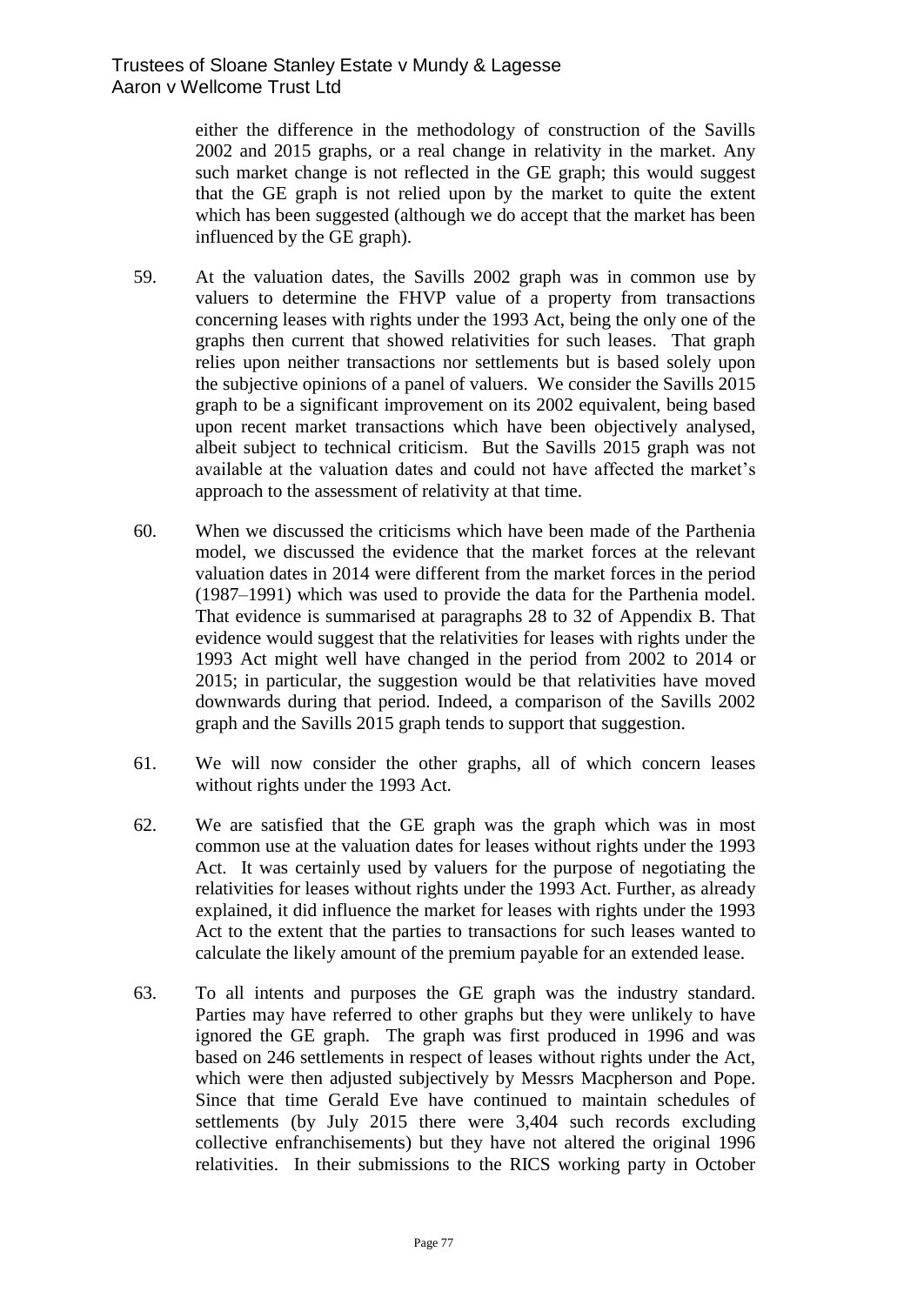either the difference in the methodology of construction of the Savills 2002 and 2015 graphs, or a real change in relativity in the market. Any such market change is not reflected in the GE graph; this would suggest that the GE graph is not relied upon by the market to quite the extent which has been suggested (although we do accept that the market has been influenced by the GE graph).

59. At the valuation dates, the Savills 2002 graph was in common use by valuers to determine the FHVP value of a property from transactions concerning leases with rights under the 1993 Act, being the only one of the graphs then current that showed relativities for such leases. That graph relies upon neither transactions nor settlements but is based solely upon the subjective opinions of a panel of valuers. We consider the Savills 2015 graph to be a significant improvement on its 2002 equivalent, being based upon recent market transactions which have been objectively analysed, albeit subject to technical criticism. But the Savills 2015 graph was not available at the valuation dates and could not have affected the market's approach to the assessment of relativity at that time.

60. When we discussed the criticisms which have been made of the Parthenia model, we discussed the evidence that the market forces at the relevant valuation dates in 2014 were different from the market forces in the period (1987–1991) which was used to provide the data for the Parthenia model. That evidence is summarised at paragraphs 28 to 32 of Appendix B. That evidence would suggest that the relativities for leases with rights under the 1993 Act might well have changed in the period from 2002 to 2014 or 2015; in particular, the suggestion would be that relativities have moved downwards during that period. Indeed, a comparison of the Savills 2002 graph and the Savills 2015 graph tends to support that suggestion.

61. We will now consider the other graphs, all of which concern leases without rights under the 1993 Act.

62. We are satisfied that the GE graph was the graph which was in most common use at the valuation dates for leases without rights under the 1993 Act. It was certainly used by valuers for the purpose of negotiating the relativities for leases without rights under the 1993 Act. Further, as already explained, it did influence the market for leases with rights under the 1993 Act to the extent that the parties to transactions for such leases wanted to calculate the likely amount of the premium payable for an extended lease.

63. To all intents and purposes the GE graph was the industry standard. Parties may have referred to other graphs but they were unlikely to have ignored the GE graph. The graph was first produced in 1996 and was based on 246 settlements in respect of leases without rights under the Act, which were then adjusted subjectively by Messrs Macpherson and Pope. Since that time Gerald Eve have continued to maintain schedules of settlements (by July 2015 there were 3,404 such records excluding collective enfranchisements) but they have not altered the original 1996 relativities. In their submissions to the RICS working party in October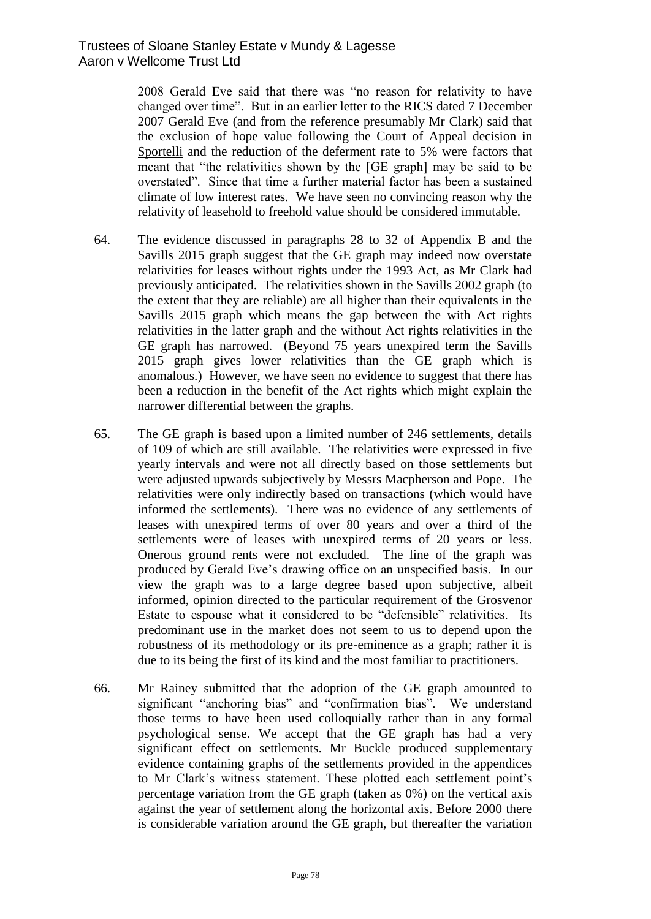2008 Gerald Eve said that there was "no reason for relativity to have changed over time". But in an earlier letter to the RICS dated 7 December 2007 Gerald Eve (and from the reference presumably Mr Clark) said that the exclusion of hope value following the Court of Appeal decision in Sportelli and the reduction of the deferment rate to 5% were factors that meant that "the relativities shown by the [GE graph] may be said to be overstated". Since that time a further material factor has been a sustained climate of low interest rates. We have seen no convincing reason why the relativity of leasehold to freehold value should be considered immutable.

64. The evidence discussed in paragraphs 28 to 32 of Appendix B and the Savills 2015 graph suggest that the GE graph may indeed now overstate relativities for leases without rights under the 1993 Act, as Mr Clark had previously anticipated. The relativities shown in the Savills 2002 graph (to the extent that they are reliable) are all higher than their equivalents in the Savills 2015 graph which means the gap between the with Act rights relativities in the latter graph and the without Act rights relativities in the GE graph has narrowed. (Beyond 75 years unexpired term the Savills 2015 graph gives lower relativities than the GE graph which is anomalous.) However, we have seen no evidence to suggest that there has been a reduction in the benefit of the Act rights which might explain the narrower differential between the graphs.

65. The GE graph is based upon a limited number of 246 settlements, details of 109 of which are still available. The relativities were expressed in five yearly intervals and were not all directly based on those settlements but were adjusted upwards subjectively by Messrs Macpherson and Pope. The relativities were only indirectly based on transactions (which would have informed the settlements). There was no evidence of any settlements of leases with unexpired terms of over 80 years and over a third of the settlements were of leases with unexpired terms of 20 years or less. Onerous ground rents were not excluded. The line of the graph was produced by Gerald Eve's drawing office on an unspecified basis. In our view the graph was to a large degree based upon subjective, albeit informed, opinion directed to the particular requirement of the Grosvenor Estate to espouse what it considered to be "defensible" relativities. Its predominant use in the market does not seem to us to depend upon the robustness of its methodology or its pre-eminence as a graph; rather it is due to its being the first of its kind and the most familiar to practitioners.

66. Mr Rainey submitted that the adoption of the GE graph amounted to significant "anchoring bias" and "confirmation bias". We understand those terms to have been used colloquially rather than in any formal psychological sense. We accept that the GE graph has had a very significant effect on settlements. Mr Buckle produced supplementary evidence containing graphs of the settlements provided in the appendices to Mr Clark's witness statement. These plotted each settlement point's percentage variation from the GE graph (taken as 0%) on the vertical axis against the year of settlement along the horizontal axis. Before 2000 there is considerable variation around the GE graph, but thereafter the variation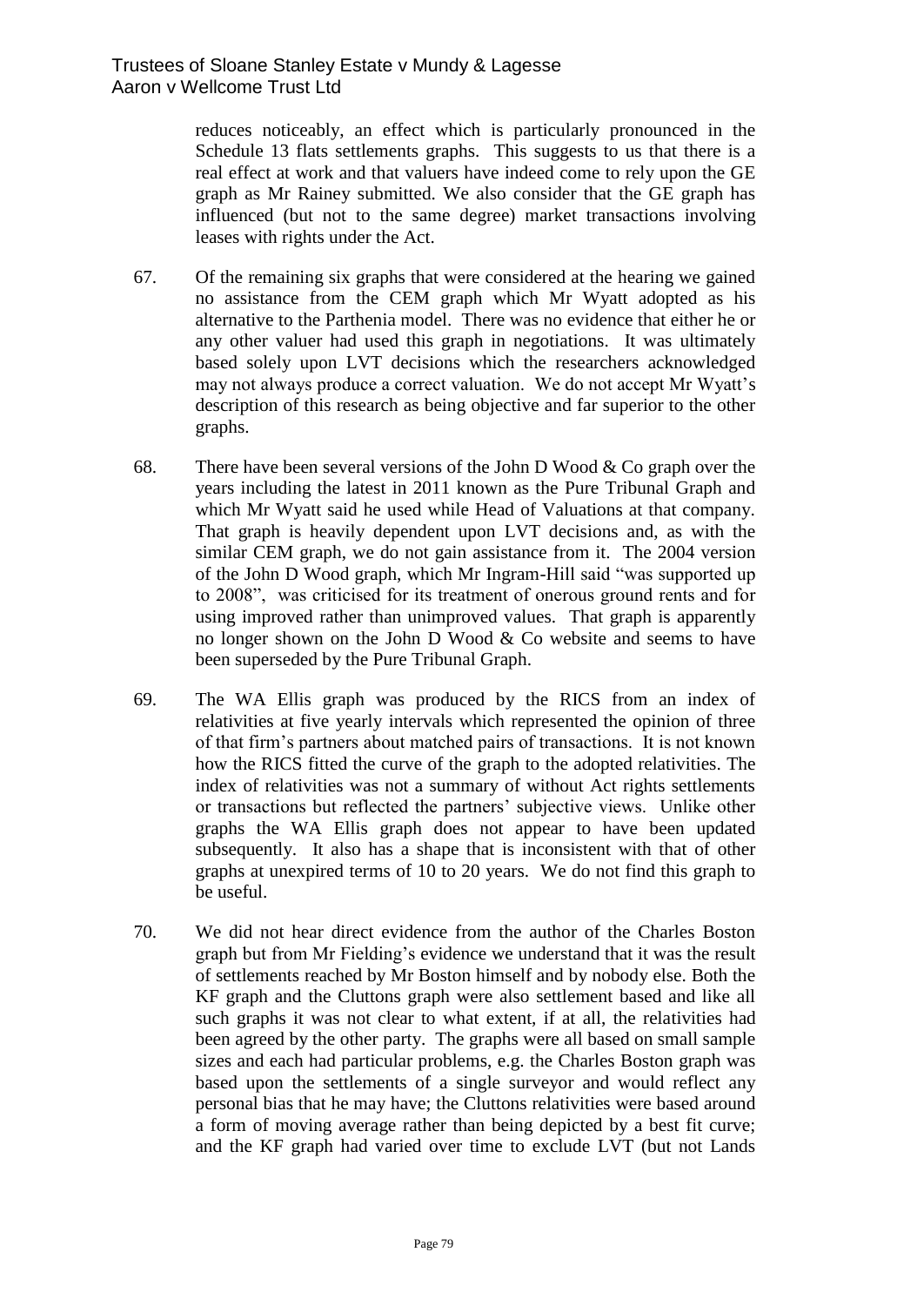reduces noticeably, an effect which is particularly pronounced in the Schedule 13 flats settlements graphs. This suggests to us that there is a real effect at work and that valuers have indeed come to rely upon the GE graph as Mr Rainey submitted. We also consider that the GE graph has influenced (but not to the same degree) market transactions involving leases with rights under the Act.

67. Of the remaining six graphs that were considered at the hearing we gained no assistance from the CEM graph which Mr Wyatt adopted as his alternative to the Parthenia model. There was no evidence that either he or any other valuer had used this graph in negotiations. It was ultimately based solely upon LVT decisions which the researchers acknowledged may not always produce a correct valuation. We do not accept Mr Wyatt's description of this research as being objective and far superior to the other graphs.

68. There have been several versions of the John D Wood & Co graph over the years including the latest in 2011 known as the Pure Tribunal Graph and which Mr Wyatt said he used while Head of Valuations at that company. That graph is heavily dependent upon LVT decisions and, as with the similar CEM graph, we do not gain assistance from it. The 2004 version of the John D Wood graph, which Mr Ingram-Hill said "was supported up to 2008", was criticised for its treatment of onerous ground rents and for using improved rather than unimproved values. That graph is apparently no longer shown on the John D Wood & Co website and seems to have been superseded by the Pure Tribunal Graph.

69. The WA Ellis graph was produced by the RICS from an index of relativities at five yearly intervals which represented the opinion of three of that firm's partners about matched pairs of transactions. It is not known how the RICS fitted the curve of the graph to the adopted relativities. The index of relativities was not a summary of without Act rights settlements or transactions but reflected the partners' subjective views. Unlike other graphs the WA Ellis graph does not appear to have been updated subsequently. It also has a shape that is inconsistent with that of other graphs at unexpired terms of 10 to 20 years. We do not find this graph to be useful.

70. We did not hear direct evidence from the author of the Charles Boston graph but from Mr Fielding's evidence we understand that it was the result of settlements reached by Mr Boston himself and by nobody else. Both the KF graph and the Cluttons graph were also settlement based and like all such graphs it was not clear to what extent, if at all, the relativities had been agreed by the other party. The graphs were all based on small sample sizes and each had particular problems, e.g. the Charles Boston graph was based upon the settlements of a single surveyor and would reflect any personal bias that he may have; the Cluttons relativities were based around a form of moving average rather than being depicted by a best fit curve; and the KF graph had varied over time to exclude LVT (but not Lands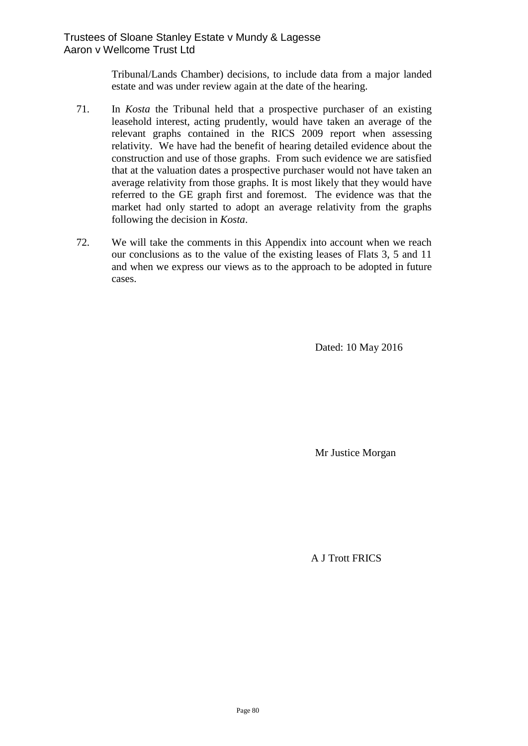Tribunal/Lands Chamber) decisions, to include data from a major landed estate and was under review again at the date of the hearing.

71. In *Kosta* the Tribunal held that a prospective purchaser of an existing leasehold interest, acting prudently, would have taken an average of the relevant graphs contained in the RICS 2009 report when assessing relativity. We have had the benefit of hearing detailed evidence about the construction and use of those graphs. From such evidence we are satisfied that at the valuation dates a prospective purchaser would not have taken an average relativity from those graphs. It is most likely that they would have referred to the GE graph first and foremost. The evidence was that the market had only started to adopt an average relativity from the graphs following the decision in *Kosta*.

72. We will take the comments in this Appendix into account when we reach our conclusions as to the value of the existing leases of Flats 3, 5 and 11 and when we express our views as to the approach to be adopted in future cases.

Dated: 10 May 2016

Mr Justice Morgan

A J Trott FRICS